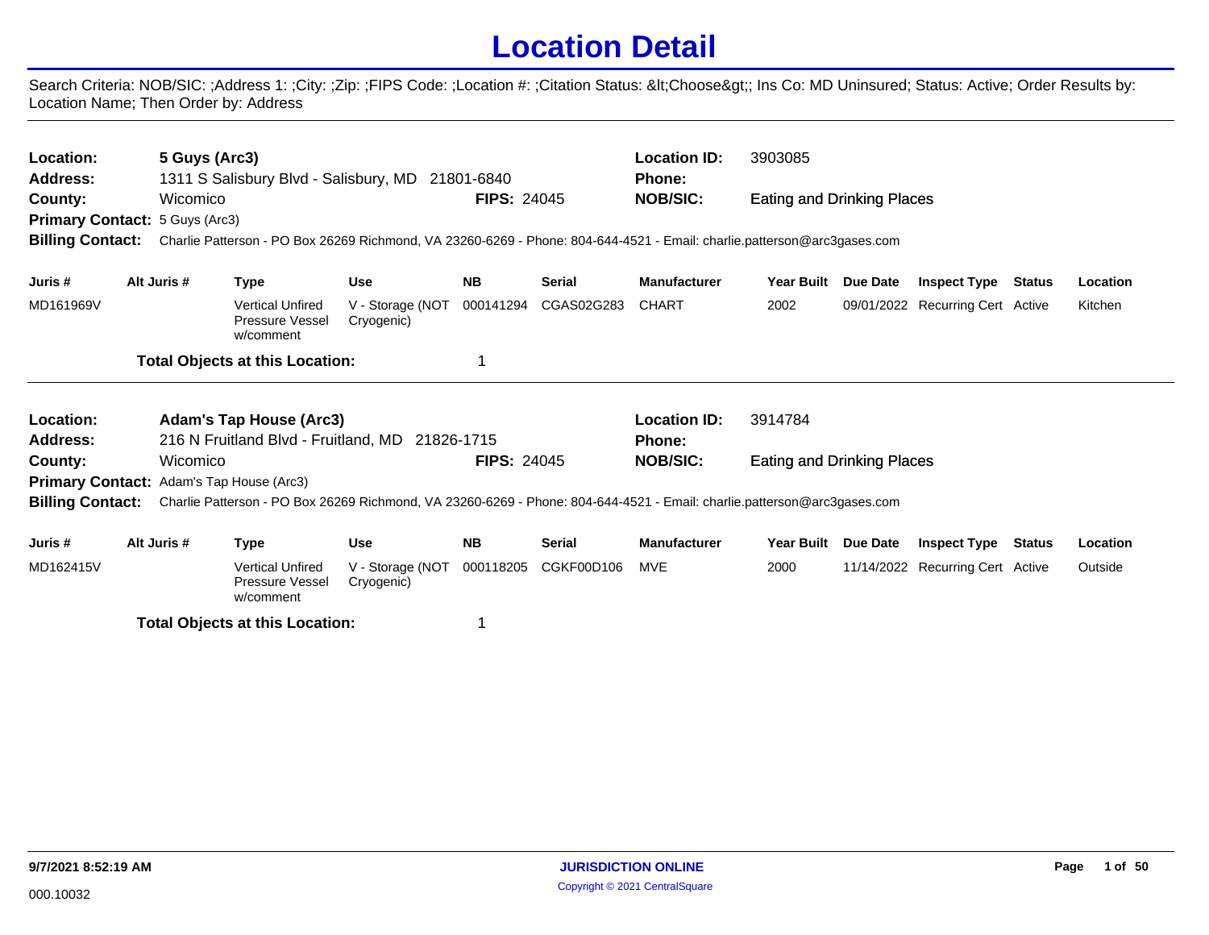# Location Detail

Search Criteria: NOB/SIC: ;Address 1: ;City: ;Zip: ;FIPS Code: ;Location #: ;Citation Status: &lt;Choose&gt;; Ins Co: MD Uninsured; Status: Active; Order Results by: Location Name; Then Order by: Address

---

**Location:** 5 Guys (Arc3) **Location ID:** 3903085
**Address:** 1311 S Salisbury Blvd - Salisbury, MD 21801-6840 **Phone:**
**County:** Wicomico **FIPS:** 24045 **NOB/SIC:** Eating and Drinking Places
**Primary Contact:** 5 Guys (Arc3)
**Billing Contact:** Charlie Patterson - PO Box 26269 Richmond, VA 23260-6269 - Phone: 804-644-4521 - Email: charlie.patterson@arc3gases.com

| Juris # | Alt Juris # | Type | Use | NB | Serial | Manufacturer | Year Built | Due Date | Inspect Type | Status | Location |
|---|---|---|---|---|---|---|---|---|---|---|---|
| MD161969V | | Vertical Unfired Pressure Vessel w/comment | V - Storage (NOT Cryogenic) | 000141294 | CGAS02G283 | CHART | 2002 | 09/01/2022 | Recurring Cert | Active | Kitchen |

**Total Objects at this Location:** 1

---

**Location:** Adam's Tap House (Arc3) **Location ID:** 3914784
**Address:** 216 N Fruitland Blvd - Fruitland, MD 21826-1715 **Phone:**
**County:** Wicomico **FIPS:** 24045 **NOB/SIC:** Eating and Drinking Places
**Primary Contact:** Adam's Tap House (Arc3)
**Billing Contact:** Charlie Patterson - PO Box 26269 Richmond, VA 23260-6269 - Phone: 804-644-4521 - Email: charlie.patterson@arc3gases.com

| Juris # | Alt Juris # | Type | Use | NB | Serial | Manufacturer | Year Built | Due Date | Inspect Type | Status | Location |
|---|---|---|---|---|---|---|---|---|---|---|---|
| MD162415V | | Vertical Unfired Pressure Vessel w/comment | V - Storage (NOT Cryogenic) | 000118205 | CGKF00D106 | MVE | 2000 | 11/14/2022 | Recurring Cert | Active | Outside |

**Total Objects at this Location:** 1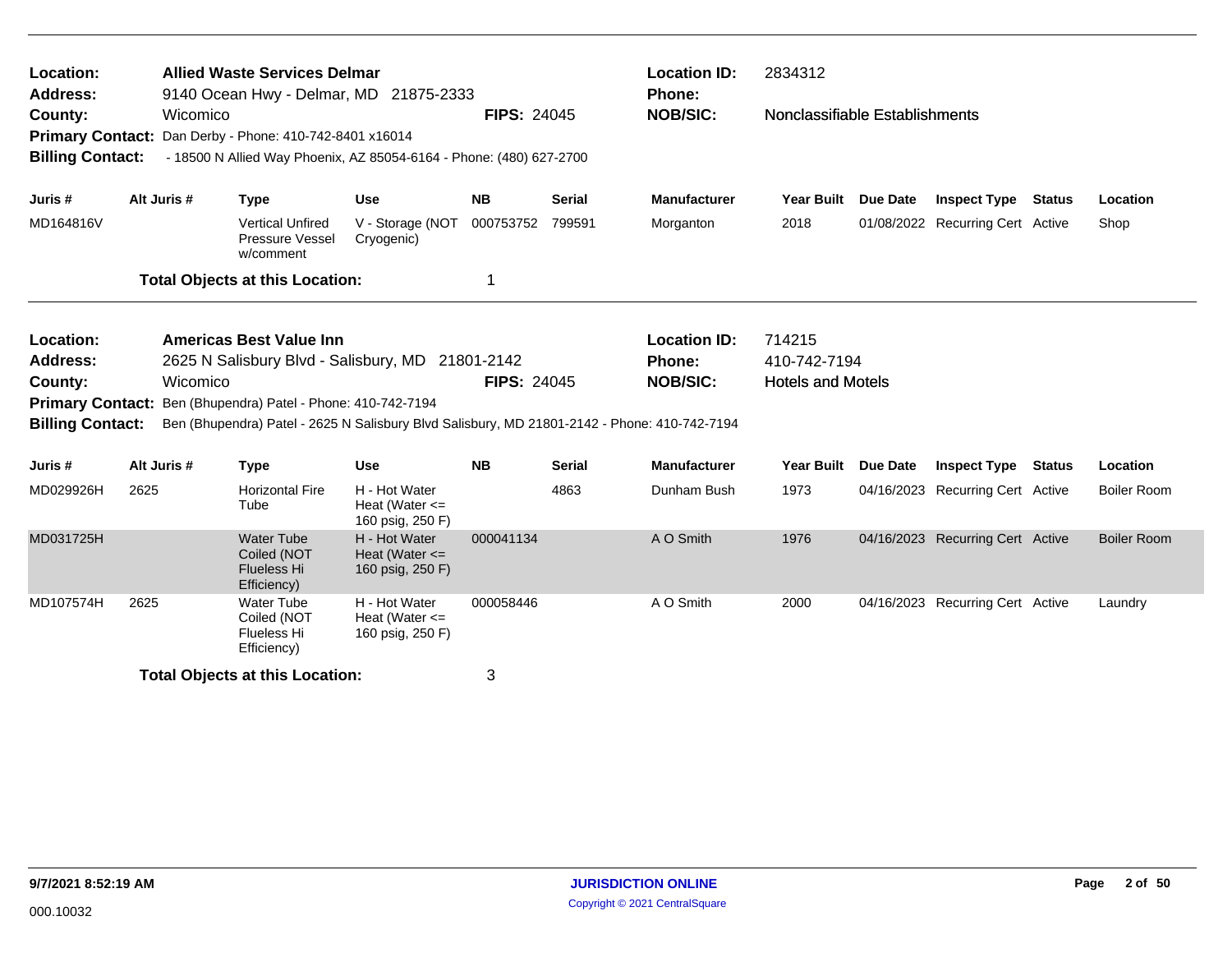**Location:** Allied Waste Services Delmar
**Address:** 9140 Ocean Hwy - Delmar, MD 21875-2333
**County:** Wicomico
**FIPS:** 24045
**Location ID:** 2834312
**Phone:**
**NOB/SIC:** Nonclassifiable Establishments
**Primary Contact:** Dan Derby - Phone: 410-742-8401 x16014
**Billing Contact:** - 18500 N Allied Way Phoenix, AZ 85054-6164 - Phone: (480) 627-2700

| Juris # | Alt Juris # | Type | Use | NB | Serial | Manufacturer | Year Built | Due Date | Inspect Type | Status | Location |
|---|---|---|---|---|---|---|---|---|---|---|---|
| MD164816V | | Vertical Unfired Pressure Vessel w/comment | V - Storage (NOT Cryogenic) | 000753752 | 799591 | Morganton | 2018 | 01/08/2022 | Recurring Cert | Active | Shop |

**Total Objects at this Location:** 1

---

**Location:** Americas Best Value Inn
**Address:** 2625 N Salisbury Blvd - Salisbury, MD 21801-2142
**County:** Wicomico
**FIPS:** 24045
**Location ID:** 714215
**Phone:** 410-742-7194
**NOB/SIC:** Hotels and Motels
**Primary Contact:** Ben (Bhupendra) Patel - Phone: 410-742-7194
**Billing Contact:** Ben (Bhupendra) Patel - 2625 N Salisbury Blvd Salisbury, MD 21801-2142 - Phone: 410-742-7194

| Juris # | Alt Juris # | Type | Use | NB | Serial | Manufacturer | Year Built | Due Date | Inspect Type | Status | Location |
|---|---|---|---|---|---|---|---|---|---|---|---|
| MD029926H | 2625 | Horizontal Fire Tube | H - Hot Water Heat (Water <= 160 psig, 250 F) | | 4863 | Dunham Bush | 1973 | 04/16/2023 | Recurring Cert | Active | Boiler Room |
| MD031725H | | Water Tube Coiled (NOT Flueless Hi Efficiency) | H - Hot Water Heat (Water <= 160 psig, 250 F) | 000041134 | | A O Smith | 1976 | 04/16/2023 | Recurring Cert | Active | Boiler Room |
| MD107574H | 2625 | Water Tube Coiled (NOT Flueless Hi Efficiency) | H - Hot Water Heat (Water <= 160 psig, 250 F) | 000058446 | | A O Smith | 2000 | 04/16/2023 | Recurring Cert | Active | Laundry |

**Total Objects at this Location:** 3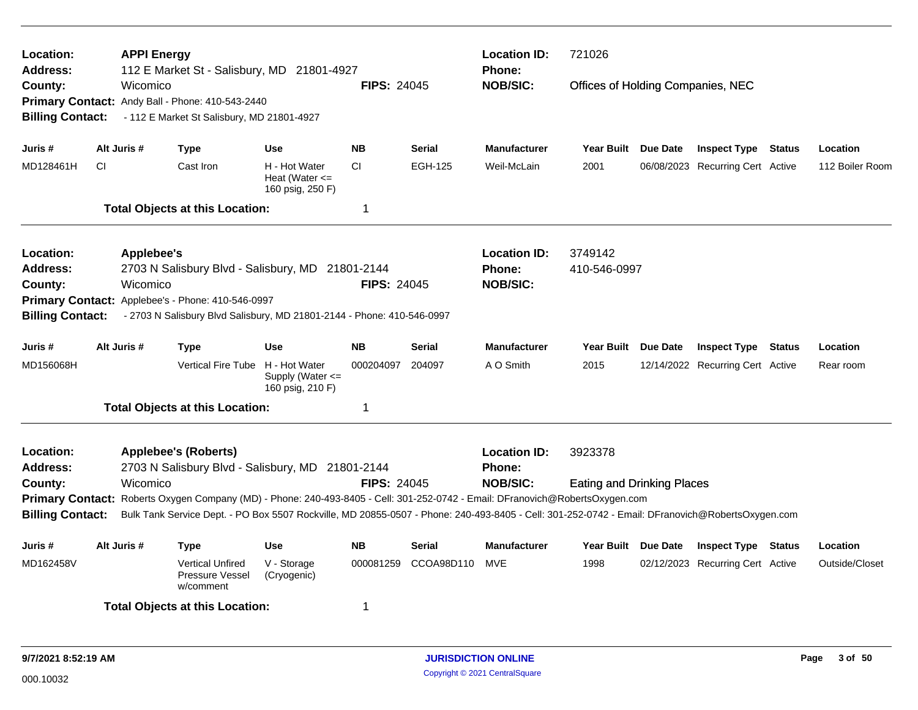**Location:** APPI Energy
**Address:** 112 E Market St - Salisbury, MD 21801-4927
**County:** Wicomico
**FIPS:** 24045
**Location ID:** 721026
**Phone:**
**NOB/SIC:** Offices of Holding Companies, NEC
**Primary Contact:** Andy Ball - Phone: 410-543-2440
**Billing Contact:** - 112 E Market St Salisbury, MD 21801-4927

| Juris # | Alt Juris # | Type | Use | NB | Serial | Manufacturer | Year Built | Due Date | Inspect Type | Status | Location |
|---|---|---|---|---|---|---|---|---|---|---|---|
| MD128461H | CI | Cast Iron | H - Hot Water Heat (Water <= 160 psig, 250 F) | CI | EGH-125 | Weil-McLain | 2001 | 06/08/2023 | Recurring Cert | Active | 112 Boiler Room |

**Total Objects at this Location:** 1

---

**Location:** Applebee's
**Address:** 2703 N Salisbury Blvd - Salisbury, MD 21801-2144
**County:** Wicomico
**FIPS:** 24045
**Location ID:** 3749142
**Phone:** 410-546-0997
**NOB/SIC:**
**Primary Contact:** Applebee's - Phone: 410-546-0997
**Billing Contact:** - 2703 N Salisbury Blvd Salisbury, MD 21801-2144 - Phone: 410-546-0997

| Juris # | Alt Juris # | Type | Use | NB | Serial | Manufacturer | Year Built | Due Date | Inspect Type | Status | Location |
|---|---|---|---|---|---|---|---|---|---|---|---|
| MD156068H | | Vertical Fire Tube | H - Hot Water Supply (Water <= 160 psig, 210 F) | 000204097 | 204097 | A O Smith | 2015 | 12/14/2022 | Recurring Cert | Active | Rear room |

**Total Objects at this Location:** 1

---

**Location:** Applebee's (Roberts)
**Address:** 2703 N Salisbury Blvd - Salisbury, MD 21801-2144
**County:** Wicomico
**FIPS:** 24045
**Location ID:** 3923378
**Phone:**
**NOB/SIC:** Eating and Drinking Places
**Primary Contact:** Roberts Oxygen Company (MD) - Phone: 240-493-8405 - Cell: 301-252-0742 - Email: DFranovich@RobertsOxygen.com
**Billing Contact:** Bulk Tank Service Dept. - PO Box 5507 Rockville, MD 20855-0507 - Phone: 240-493-8405 - Cell: 301-252-0742 - Email: DFranovich@RobertsOxygen.com

| Juris # | Alt Juris # | Type | Use | NB | Serial | Manufacturer | Year Built | Due Date | Inspect Type | Status | Location |
|---|---|---|---|---|---|---|---|---|---|---|---|
| MD162458V | | Vertical Unfired Pressure Vessel w/comment | V - Storage (Cryogenic) | 000081259 | CCOA98D110 | MVE | 1998 | 02/12/2023 | Recurring Cert | Active | Outside/Closet |

**Total Objects at this Location:** 1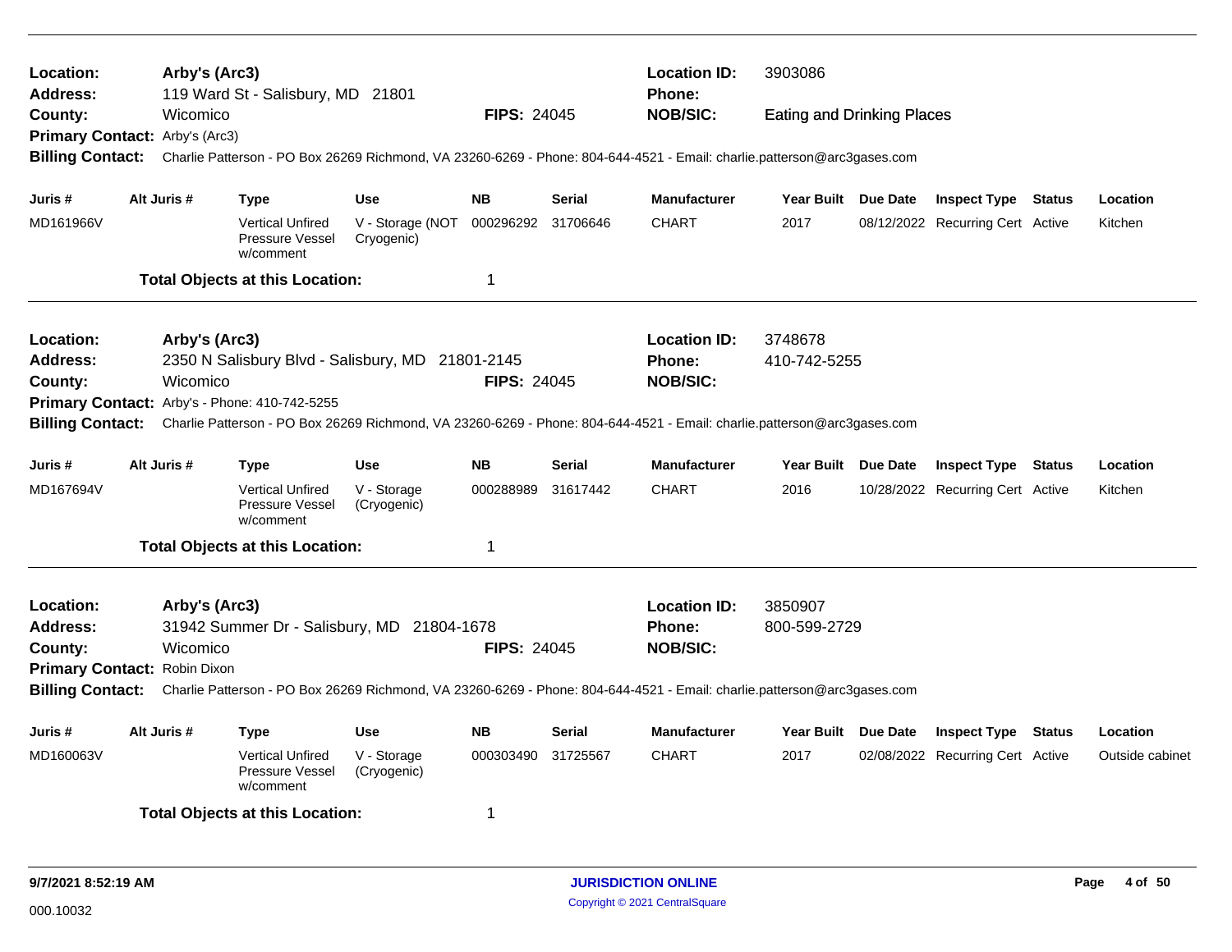**Location:** Arby's (Arc3)
**Address:** 119 Ward St - Salisbury, MD 21801
**County:** Wicomico
**FIPS:** 24045
**Location ID:** 3903086
**Phone:**
**NOB/SIC:** Eating and Drinking Places
**Primary Contact:** Arby's (Arc3)
**Billing Contact:** Charlie Patterson - PO Box 26269 Richmond, VA 23260-6269 - Phone: 804-644-4521 - Email: charlie.patterson@arc3gases.com

| Juris # | Alt Juris # | Type | Use | NB | Serial | Manufacturer | Year Built | Due Date | Inspect Type | Status | Location |
|---|---|---|---|---|---|---|---|---|---|---|---|
| MD161966V | | Vertical Unfired Pressure Vessel w/comment | V - Storage (NOT Cryogenic) | 000296292 | 31706646 | CHART | 2017 | 08/12/2022 | Recurring Cert | Active | Kitchen |

**Total Objects at this Location:** 1

---

**Location:** Arby's (Arc3)
**Address:** 2350 N Salisbury Blvd - Salisbury, MD 21801-2145
**County:** Wicomico
**FIPS:** 24045
**Location ID:** 3748678
**Phone:** 410-742-5255
**NOB/SIC:**
**Primary Contact:** Arby's - Phone: 410-742-5255
**Billing Contact:** Charlie Patterson - PO Box 26269 Richmond, VA 23260-6269 - Phone: 804-644-4521 - Email: charlie.patterson@arc3gases.com

| Juris # | Alt Juris # | Type | Use | NB | Serial | Manufacturer | Year Built | Due Date | Inspect Type | Status | Location |
|---|---|---|---|---|---|---|---|---|---|---|---|
| MD167694V | | Vertical Unfired Pressure Vessel w/comment | V - Storage (Cryogenic) | 000288989 | 31617442 | CHART | 2016 | 10/28/2022 | Recurring Cert | Active | Kitchen |

**Total Objects at this Location:** 1

---

**Location:** Arby's (Arc3)
**Address:** 31942 Summer Dr - Salisbury, MD 21804-1678
**County:** Wicomico
**FIPS:** 24045
**Location ID:** 3850907
**Phone:** 800-599-2729
**NOB/SIC:**
**Primary Contact:** Robin Dixon
**Billing Contact:** Charlie Patterson - PO Box 26269 Richmond, VA 23260-6269 - Phone: 804-644-4521 - Email: charlie.patterson@arc3gases.com

| Juris # | Alt Juris # | Type | Use | NB | Serial | Manufacturer | Year Built | Due Date | Inspect Type | Status | Location |
|---|---|---|---|---|---|---|---|---|---|---|---|
| MD160063V | | Vertical Unfired Pressure Vessel w/comment | V - Storage (Cryogenic) | 000303490 | 31725567 | CHART | 2017 | 02/08/2022 | Recurring Cert | Active | Outside cabinet |

**Total Objects at this Location:** 1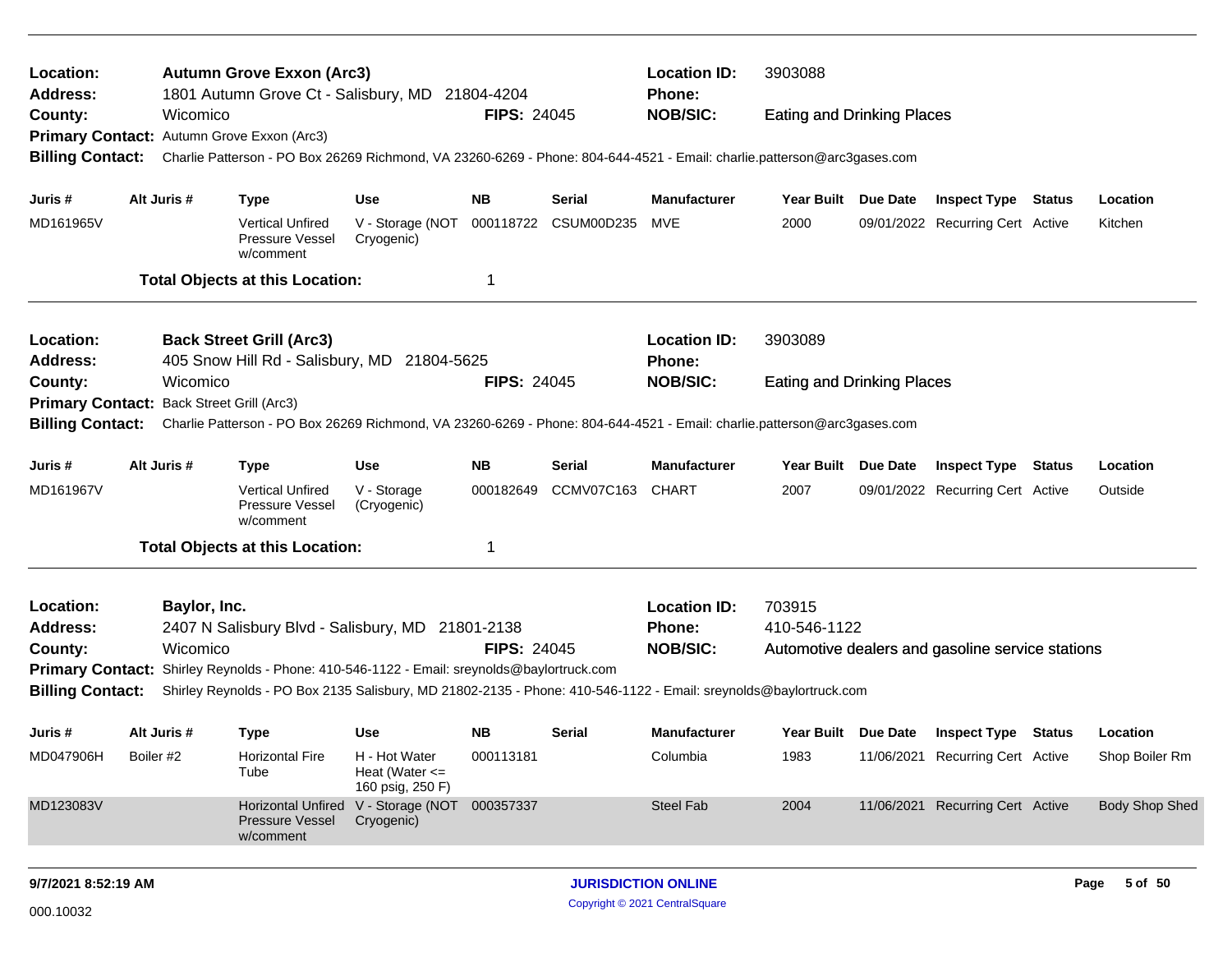**Location:** Autumn Grove Exxon (Arc3) **Location ID:** 3903088
**Address:** 1801 Autumn Grove Ct - Salisbury, MD 21804-4204 **Phone:**
**County:** Wicomico **FIPS:** 24045 **NOB/SIC:** Eating and Drinking Places
**Primary Contact:** Autumn Grove Exxon (Arc3)
**Billing Contact:** Charlie Patterson - PO Box 26269 Richmond, VA 23260-6269 - Phone: 804-644-4521 - Email: charlie.patterson@arc3gases.com

| Juris # | Alt Juris # | Type | Use | NB | Serial | Manufacturer | Year Built | Due Date | Inspect Type | Status | Location |
|---|---|---|---|---|---|---|---|---|---|---|---|
| MD161965V | | Vertical Unfired Pressure Vessel w/comment | V - Storage (NOT Cryogenic) | 000118722 | CSUM00D235 | MVE | 2000 | 09/01/2022 | Recurring Cert | Active | Kitchen |

**Total Objects at this Location:** 1

---

**Location:** Back Street Grill (Arc3) **Location ID:** 3903089
**Address:** 405 Snow Hill Rd - Salisbury, MD 21804-5625 **Phone:**
**County:** Wicomico **FIPS:** 24045 **NOB/SIC:** Eating and Drinking Places
**Primary Contact:** Back Street Grill (Arc3)
**Billing Contact:** Charlie Patterson - PO Box 26269 Richmond, VA 23260-6269 - Phone: 804-644-4521 - Email: charlie.patterson@arc3gases.com

| Juris # | Alt Juris # | Type | Use | NB | Serial | Manufacturer | Year Built | Due Date | Inspect Type | Status | Location |
|---|---|---|---|---|---|---|---|---|---|---|---|
| MD161967V | | Vertical Unfired Pressure Vessel w/comment | V - Storage (Cryogenic) | 000182649 | CCMV07C163 | CHART | 2007 | 09/01/2022 | Recurring Cert | Active | Outside |

**Total Objects at this Location:** 1

---

**Location:** Baylor, Inc. **Location ID:** 703915
**Address:** 2407 N Salisbury Blvd - Salisbury, MD 21801-2138 **Phone:** 410-546-1122
**County:** Wicomico **FIPS:** 24045 **NOB/SIC:** Automotive dealers and gasoline service stations
**Primary Contact:** Shirley Reynolds - Phone: 410-546-1122 - Email: sreynolds@baylortruck.com
**Billing Contact:** Shirley Reynolds - PO Box 2135 Salisbury, MD 21802-2135 - Phone: 410-546-1122 - Email: sreynolds@baylortruck.com

| Juris # | Alt Juris # | Type | Use | NB | Serial | Manufacturer | Year Built | Due Date | Inspect Type | Status | Location |
|---|---|---|---|---|---|---|---|---|---|---|---|
| MD047906H | Boiler #2 | Horizontal Fire Tube | H - Hot Water Heat (Water <= 160 psig, 250 F) | 000113181 | | Columbia | 1983 | 11/06/2021 | Recurring Cert | Active | Shop Boiler Rm |
| MD123083V | | Horizontal Unfired Pressure Vessel w/comment | V - Storage (NOT Cryogenic) | 000357337 | | Steel Fab | 2004 | 11/06/2021 | Recurring Cert | Active | Body Shop Shed |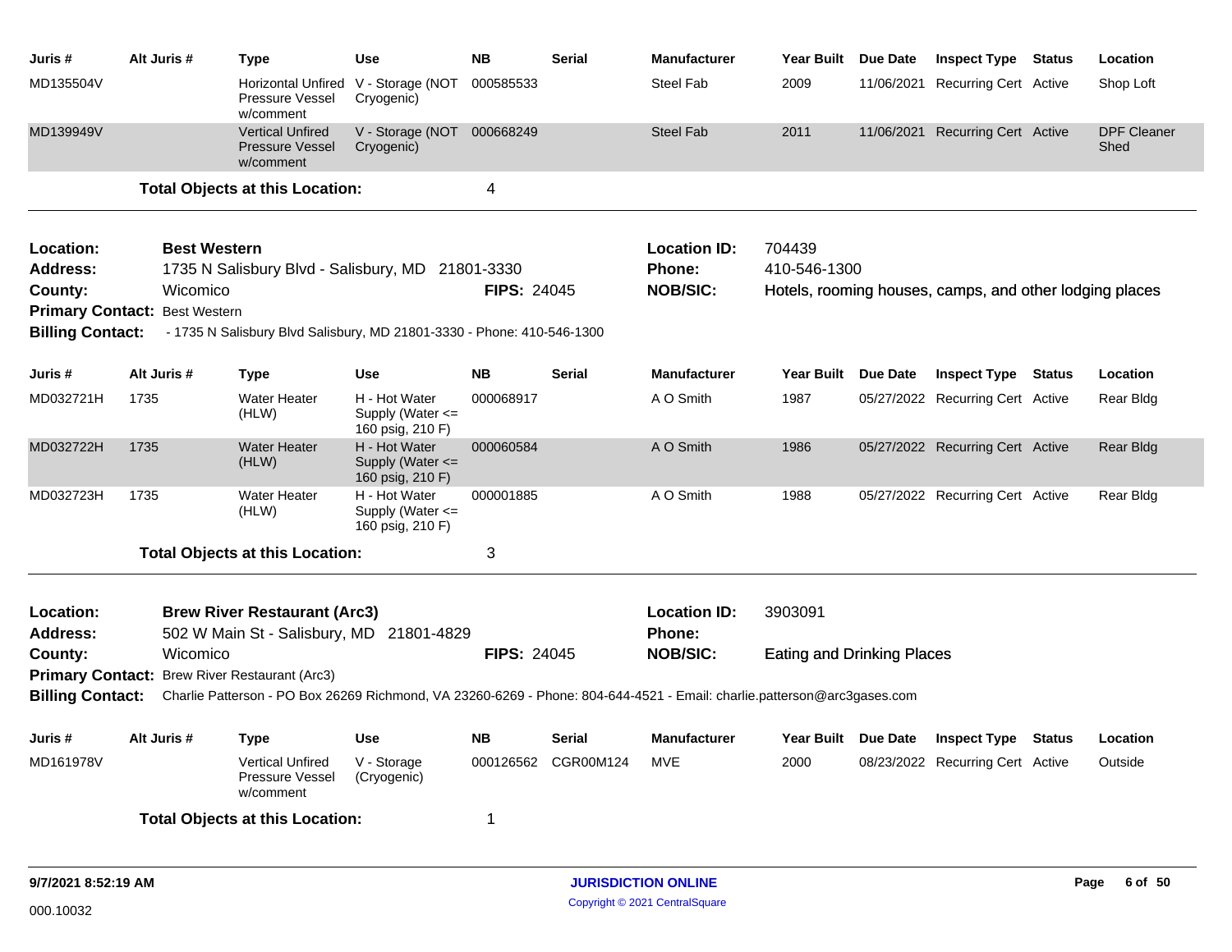| Juris # | Alt Juris # | Type | Use | NB | Serial | Manufacturer | Year Built | Due Date | Inspect Type | Status | Location |
|---|---|---|---|---|---|---|---|---|---|---|---|
| MD135504V | | Horizontal Unfired Pressure Vessel w/comment | V - Storage (NOT Cryogenic) | 000585533 | | Steel Fab | 2009 | 11/06/2021 | Recurring Cert | Active | Shop Loft |
| MD139949V | | Vertical Unfired Pressure Vessel w/comment | V - Storage (NOT Cryogenic) | 000668249 | | Steel Fab | 2011 | 11/06/2021 | Recurring Cert | Active | DPF Cleaner Shed |

**Total Objects at this Location:** 4

---

**Location:** **Best Western** | **Location ID:** 704439

**Address:** 1735 N Salisbury Blvd - Salisbury, MD 21801-3330 | **Phone:** 410-546-1300

**County:** Wicomico | **FIPS:** 24045 | **NOB/SIC:** Hotels, rooming houses, camps, and other lodging places

**Primary Contact:** Best Western

**Billing Contact:** - 1735 N Salisbury Blvd Salisbury, MD 21801-3330 - Phone: 410-546-1300

| Juris # | Alt Juris # | Type | Use | NB | Serial | Manufacturer | Year Built | Due Date | Inspect Type | Status | Location |
|---|---|---|---|---|---|---|---|---|---|---|---|
| MD032721H | 1735 | Water Heater (HLW) | H - Hot Water Supply (Water <= 160 psig, 210 F) | 000068917 | | A O Smith | 1987 | 05/27/2022 | Recurring Cert | Active | Rear Bldg |
| MD032722H | 1735 | Water Heater (HLW) | H - Hot Water Supply (Water <= 160 psig, 210 F) | 000060584 | | A O Smith | 1986 | 05/27/2022 | Recurring Cert | Active | Rear Bldg |
| MD032723H | 1735 | Water Heater (HLW) | H - Hot Water Supply (Water <= 160 psig, 210 F) | 000001885 | | A O Smith | 1988 | 05/27/2022 | Recurring Cert | Active | Rear Bldg |

**Total Objects at this Location:** 3

---

**Location:** **Brew River Restaurant (Arc3)** | **Location ID:** 3903091

**Address:** 502 W Main St - Salisbury, MD 21801-4829 | **Phone:**

**County:** Wicomico | **FIPS:** 24045 | **NOB/SIC:** Eating and Drinking Places

**Primary Contact:** Brew River Restaurant (Arc3)

**Billing Contact:** Charlie Patterson - PO Box 26269 Richmond, VA 23260-6269 - Phone: 804-644-4521 - Email: charlie.patterson@arc3gases.com

| Juris # | Alt Juris # | Type | Use | NB | Serial | Manufacturer | Year Built | Due Date | Inspect Type | Status | Location |
|---|---|---|---|---|---|---|---|---|---|---|---|
| MD161978V | | Vertical Unfired Pressure Vessel w/comment | V - Storage (Cryogenic) | 000126562 | CGR00M124 | MVE | 2000 | 08/23/2022 | Recurring Cert | Active | Outside |

**Total Objects at this Location:** 1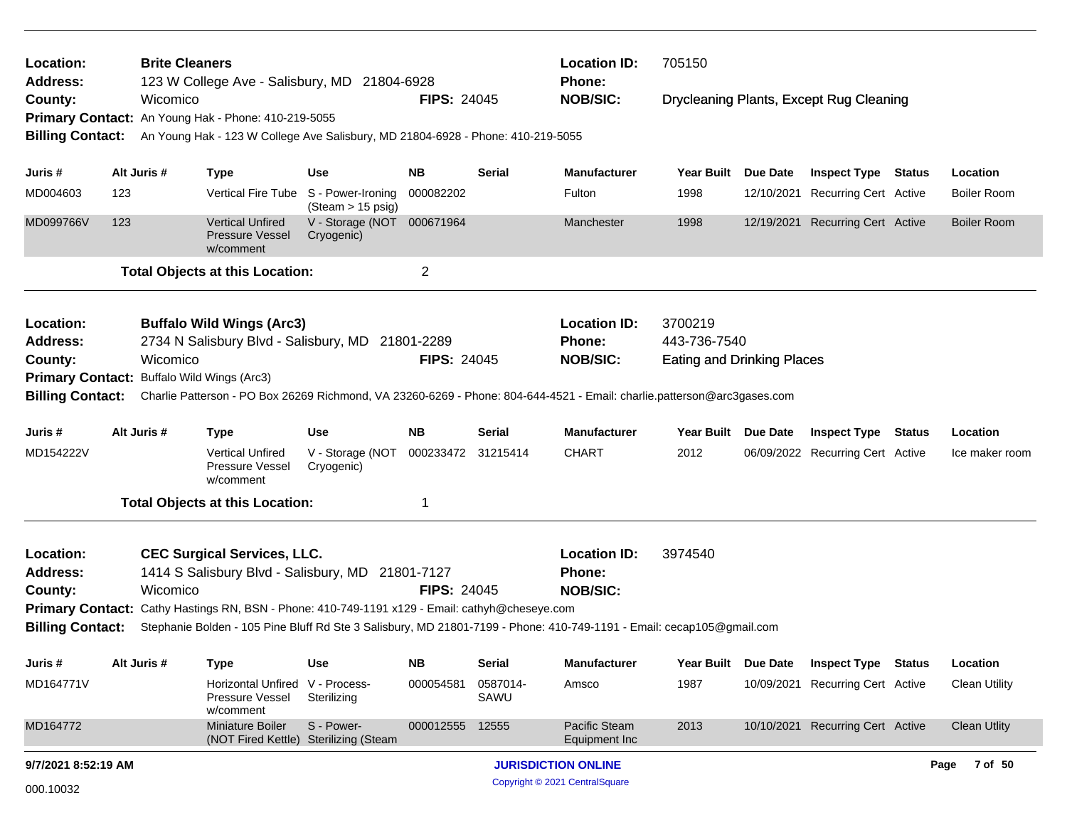**Location:** Brite Cleaners | **Location ID:** 705150
**Address:** 123 W College Ave - Salisbury, MD 21804-6928 | **Phone:**
**County:** Wicomico | **FIPS:** 24045 | **NOB/SIC:** Drycleaning Plants, Except Rug Cleaning
**Primary Contact:** An Young Hak - Phone: 410-219-5055
**Billing Contact:** An Young Hak - 123 W College Ave Salisbury, MD 21804-6928 - Phone: 410-219-5055

| Juris # | Alt Juris # | Type | Use | NB | Serial | Manufacturer | Year Built | Due Date | Inspect Type | Status | Location |
|---|---|---|---|---|---|---|---|---|---|---|---|
| MD004603 | 123 | Vertical Fire Tube | S - Power-Ironing (Steam > 15 psig) | 000082202 | | Fulton | 1998 | 12/10/2021 | Recurring Cert | Active | Boiler Room |
| MD099766V | 123 | Vertical Unfired Pressure Vessel w/comment | V - Storage (NOT Cryogenic) | 000671964 | | Manchester | 1998 | 12/19/2021 | Recurring Cert | Active | Boiler Room |

**Total Objects at this Location:** 2

---

**Location:** Buffalo Wild Wings (Arc3) | **Location ID:** 3700219
**Address:** 2734 N Salisbury Blvd - Salisbury, MD 21801-2289 | **Phone:** 443-736-7540
**County:** Wicomico | **FIPS:** 24045 | **NOB/SIC:** Eating and Drinking Places
**Primary Contact:** Buffalo Wild Wings (Arc3)
**Billing Contact:** Charlie Patterson - PO Box 26269 Richmond, VA 23260-6269 - Phone: 804-644-4521 - Email: charlie.patterson@arc3gases.com

| Juris # | Alt Juris # | Type | Use | NB | Serial | Manufacturer | Year Built | Due Date | Inspect Type | Status | Location |
|---|---|---|---|---|---|---|---|---|---|---|---|
| MD154222V | | Vertical Unfired Pressure Vessel w/comment | V - Storage (NOT Cryogenic) | 000233472 | 31215414 | CHART | 2012 | 06/09/2022 | Recurring Cert | Active | Ice maker room |

**Total Objects at this Location:** 1

---

**Location:** CEC Surgical Services, LLC. | **Location ID:** 3974540
**Address:** 1414 S Salisbury Blvd - Salisbury, MD 21801-7127 | **Phone:**
**County:** Wicomico | **FIPS:** 24045 | **NOB/SIC:**
**Primary Contact:** Cathy Hastings RN, BSN - Phone: 410-749-1191 x129 - Email: cathyh@cheseye.com
**Billing Contact:** Stephanie Bolden - 105 Pine Bluff Rd Ste 3 Salisbury, MD 21801-7199 - Phone: 410-749-1191 - Email: cecap105@gmail.com

| Juris # | Alt Juris # | Type | Use | NB | Serial | Manufacturer | Year Built | Due Date | Inspect Type | Status | Location |
|---|---|---|---|---|---|---|---|---|---|---|---|
| MD164771V | | Horizontal Unfired Pressure Vessel w/comment | V - Process-Sterilizing | 000054581 | 0587014-SAWU | Amsco | 1987 | 10/09/2021 | Recurring Cert | Active | Clean Utility |
| MD164772 | | Miniature Boiler (NOT Fired Kettle) | S - Power-Sterilizing (Steam | 000012555 | 12555 | Pacific Steam Equipment Inc | 2013 | 10/10/2021 | Recurring Cert | Active | Clean Utlity |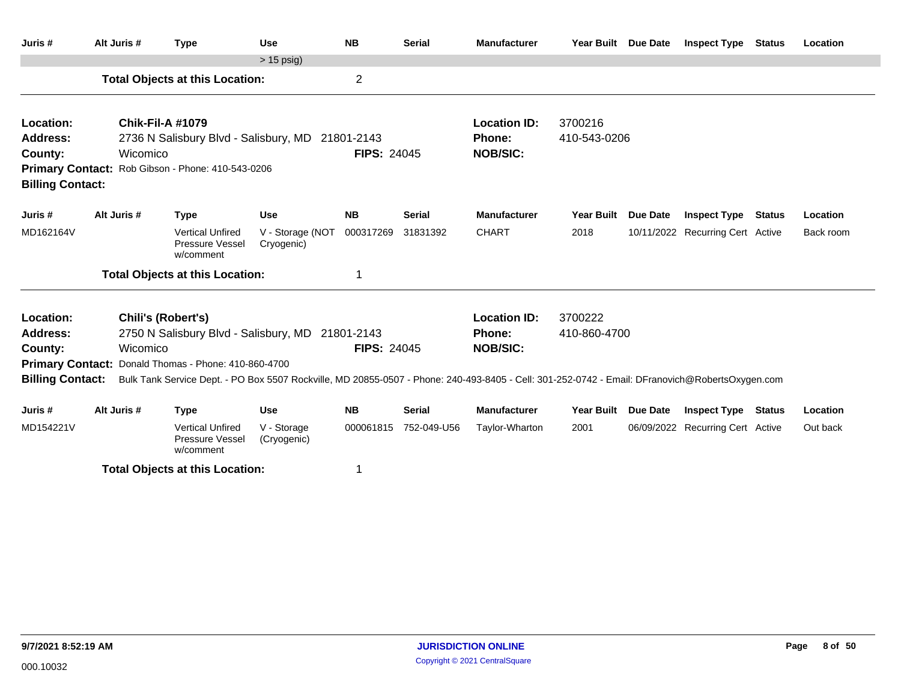| Juris # | Alt Juris # | Type | Use | NB | Serial | Manufacturer | Year Built | Due Date | Inspect Type | Status | Location |
|---|---|---|---|---|---|---|---|---|---|---|---|
| | | | > 15 psig) | | | | | | | | |

**Total Objects at this Location:** 2

---

**Location:** Chik-Fil-A #1079 — **Location ID:** 3700216
**Address:** 2736 N Salisbury Blvd - Salisbury, MD 21801-2143 — **Phone:** 410-543-0206
**County:** Wicomico — **FIPS:** 24045 — **NOB/SIC:**
**Primary Contact:** Rob Gibson - Phone: 410-543-0206
**Billing Contact:**

| Juris # | Alt Juris # | Type | Use | NB | Serial | Manufacturer | Year Built | Due Date | Inspect Type | Status | Location |
|---|---|---|---|---|---|---|---|---|---|---|---|
| MD162164V | | Vertical Unfired Pressure Vessel w/comment | V - Storage (NOT Cryogenic) | 000317269 | 31831392 | CHART | 2018 | 10/11/2022 | Recurring Cert | Active | Back room |

**Total Objects at this Location:** 1

---

**Location:** Chili's (Robert's) — **Location ID:** 3700222
**Address:** 2750 N Salisbury Blvd - Salisbury, MD 21801-2143 — **Phone:** 410-860-4700
**County:** Wicomico — **FIPS:** 24045 — **NOB/SIC:**
**Primary Contact:** Donald Thomas - Phone: 410-860-4700
**Billing Contact:** Bulk Tank Service Dept. - PO Box 5507 Rockville, MD 20855-0507 - Phone: 240-493-8405 - Cell: 301-252-0742 - Email: DFranovich@RobertsOxygen.com

| Juris # | Alt Juris # | Type | Use | NB | Serial | Manufacturer | Year Built | Due Date | Inspect Type | Status | Location |
|---|---|---|---|---|---|---|---|---|---|---|---|
| MD154221V | | Vertical Unfired Pressure Vessel w/comment | V - Storage (Cryogenic) | 000061815 | 752-049-U56 | Taylor-Wharton | 2001 | 06/09/2022 | Recurring Cert | Active | Out back |

**Total Objects at this Location:** 1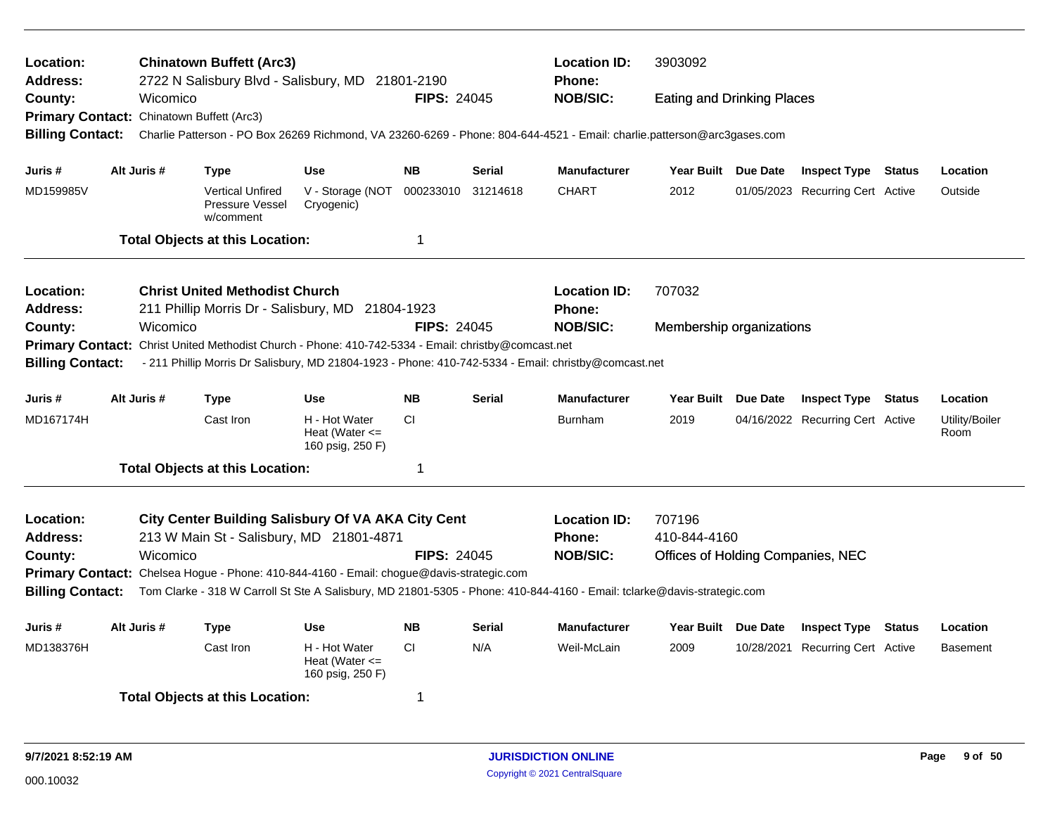**Location:** **Chinatown Buffett (Arc3)**
**Address:** 2722 N Salisbury Blvd - Salisbury, MD 21801-2190
**County:** Wicomico
**FIPS:** 24045
**Location ID:** 3903092
**Phone:**
**NOB/SIC:** Eating and Drinking Places
**Primary Contact:** Chinatown Buffett (Arc3)
**Billing Contact:** Charlie Patterson - PO Box 26269 Richmond, VA 23260-6269 - Phone: 804-644-4521 - Email: charlie.patterson@arc3gases.com

| Juris # | Alt Juris # | Type | Use | NB | Serial | Manufacturer | Year Built | Due Date | Inspect Type | Status | Location |
|---|---|---|---|---|---|---|---|---|---|---|---|
| MD159985V | | Vertical Unfired Pressure Vessel w/comment | V - Storage (NOT Cryogenic) | 000233010 | 31214618 | CHART | 2012 | 01/05/2023 | Recurring Cert | Active | Outside |

**Total Objects at this Location:** 1

---

**Location:** **Christ United Methodist Church**
**Address:** 211 Phillip Morris Dr - Salisbury, MD 21804-1923
**County:** Wicomico
**FIPS:** 24045
**Location ID:** 707032
**Phone:**
**NOB/SIC:** Membership organizations
**Primary Contact:** Christ United Methodist Church - Phone: 410-742-5334 - Email: christby@comcast.net
**Billing Contact:** - 211 Phillip Morris Dr Salisbury, MD 21804-1923 - Phone: 410-742-5334 - Email: christby@comcast.net

| Juris # | Alt Juris # | Type | Use | NB | Serial | Manufacturer | Year Built | Due Date | Inspect Type | Status | Location |
|---|---|---|---|---|---|---|---|---|---|---|---|
| MD167174H | | Cast Iron | H - Hot Water Heat (Water <= 160 psig, 250 F) | CI | | Burnham | 2019 | 04/16/2022 | Recurring Cert | Active | Utility/Boiler Room |

**Total Objects at this Location:** 1

---

**Location:** **City Center Building Salisbury Of VA AKA City Cent**
**Address:** 213 W Main St - Salisbury, MD 21801-4871
**County:** Wicomico
**FIPS:** 24045
**Location ID:** 707196
**Phone:** 410-844-4160
**NOB/SIC:** Offices of Holding Companies, NEC
**Primary Contact:** Chelsea Hogue - Phone: 410-844-4160 - Email: chogue@davis-strategic.com
**Billing Contact:** Tom Clarke - 318 W Carroll St Ste A Salisbury, MD 21801-5305 - Phone: 410-844-4160 - Email: tclarke@davis-strategic.com

| Juris # | Alt Juris # | Type | Use | NB | Serial | Manufacturer | Year Built | Due Date | Inspect Type | Status | Location |
|---|---|---|---|---|---|---|---|---|---|---|---|
| MD138376H | | Cast Iron | H - Hot Water Heat (Water <= 160 psig, 250 F) | CI | N/A | Weil-McLain | 2009 | 10/28/2021 | Recurring Cert | Active | Basement |

**Total Objects at this Location:** 1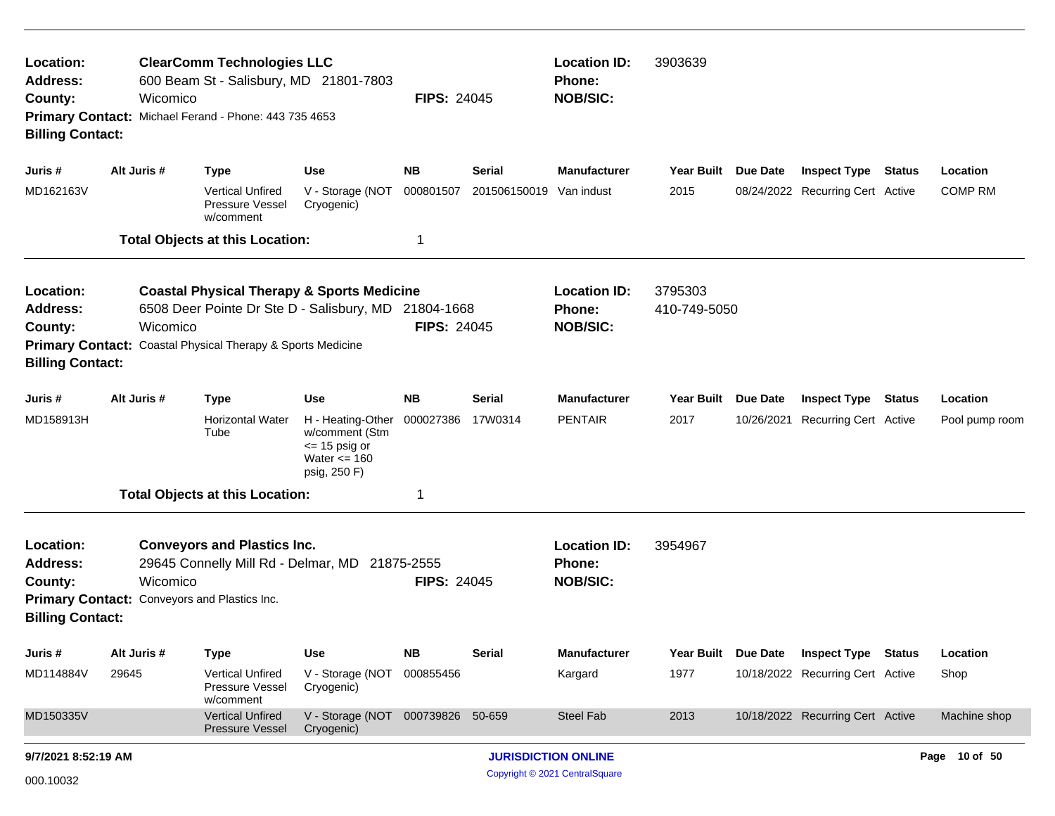**Location:** **ClearComm Technologies LLC**
**Address:** 600 Beam St - Salisbury, MD 21801-7803
**County:** Wicomico
**FIPS:** 24045
**Location ID:** 3903639
**Phone:**
**NOB/SIC:**
**Primary Contact:** Michael Ferand - Phone: 443 735 4653
**Billing Contact:**

| Juris # | Alt Juris # | Type | Use | NB | Serial | Manufacturer | Year Built | Due Date | Inspect Type | Status | Location |
|---|---|---|---|---|---|---|---|---|---|---|---|
| MD162163V | | Vertical Unfired Pressure Vessel w/comment | V - Storage (NOT Cryogenic) | 000801507 | 201506150019 | Van indust | 2015 | 08/24/2022 | Recurring Cert | Active | COMP RM |

**Total Objects at this Location:** 1

---

**Location:** **Coastal Physical Therapy & Sports Medicine**
**Address:** 6508 Deer Pointe Dr Ste D - Salisbury, MD 21804-1668
**County:** Wicomico
**FIPS:** 24045
**Location ID:** 3795303
**Phone:** 410-749-5050
**NOB/SIC:**
**Primary Contact:** Coastal Physical Therapy & Sports Medicine
**Billing Contact:**

| Juris # | Alt Juris # | Type | Use | NB | Serial | Manufacturer | Year Built | Due Date | Inspect Type | Status | Location |
|---|---|---|---|---|---|---|---|---|---|---|---|
| MD158913H | | Horizontal Water Tube | H - Heating-Other w/comment (Stm <= 15 psig or Water <= 160 psig, 250 F) | 000027386 | 17W0314 | PENTAIR | 2017 | 10/26/2021 | Recurring Cert | Active | Pool pump room |

**Total Objects at this Location:** 1

---

**Location:** **Conveyors and Plastics Inc.**
**Address:** 29645 Connelly Mill Rd - Delmar, MD 21875-2555
**County:** Wicomico
**FIPS:** 24045
**Location ID:** 3954967
**Phone:**
**NOB/SIC:**
**Primary Contact:** Conveyors and Plastics Inc.
**Billing Contact:**

| Juris # | Alt Juris # | Type | Use | NB | Serial | Manufacturer | Year Built | Due Date | Inspect Type | Status | Location |
|---|---|---|---|---|---|---|---|---|---|---|---|
| MD114884V | 29645 | Vertical Unfired Pressure Vessel w/comment | V - Storage (NOT Cryogenic) | 000855456 | | Kargard | 1977 | 10/18/2022 | Recurring Cert | Active | Shop |
| MD150335V | | Vertical Unfired Pressure Vessel | V - Storage (NOT Cryogenic) | 000739826 | 50-659 | Steel Fab | 2013 | 10/18/2022 | Recurring Cert | Active | Machine shop |

9/7/2021 8:52:19 AM

000.10032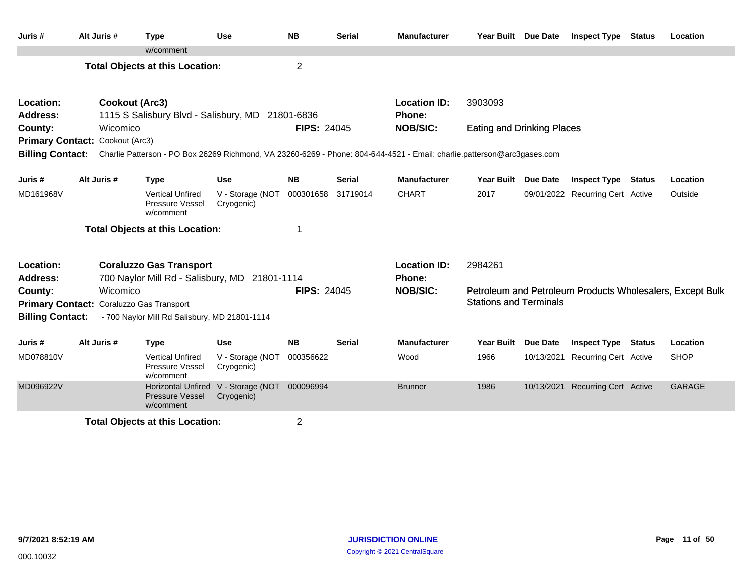| Juris # | Alt Juris # | Type | Use | NB | Serial | Manufacturer | Year Built | Due Date | Inspect Type | Status | Location |
|---|---|---|---|---|---|---|---|---|---|---|---|
| | | w/comment | | | | | | | | | |

**Total Objects at this Location:** 2

---

| | | | |
|---|---|---|---|
| **Location:** | **Cookout (Arc3)** | **Location ID:** | 3903093 |
| **Address:** | 1115 S Salisbury Blvd - Salisbury, MD 21801-6836 | **Phone:** | |
| **County:** | Wicomico **FIPS:** 24045 | **NOB/SIC:** | Eating and Drinking Places |
| **Primary Contact:** | Cookout (Arc3) | | |
| **Billing Contact:** | Charlie Patterson - PO Box 26269 Richmond, VA 23260-6269 - Phone: 804-644-4521 - Email: charlie.patterson@arc3gases.com | | |

| Juris # | Alt Juris # | Type | Use | NB | Serial | Manufacturer | Year Built | Due Date | Inspect Type | Status | Location |
|---|---|---|---|---|---|---|---|---|---|---|---|
| MD161968V | | Vertical Unfired Pressure Vessel w/comment | V - Storage (NOT Cryogenic) | 000301658 | 31719014 | CHART | 2017 | 09/01/2022 | Recurring Cert | Active | Outside |

**Total Objects at this Location:** 1

---

| | | | |
|---|---|---|---|
| **Location:** | **Coraluzzo Gas Transport** | **Location ID:** | 2984261 |
| **Address:** | 700 Naylor Mill Rd - Salisbury, MD 21801-1114 | **Phone:** | |
| **County:** | Wicomico **FIPS:** 24045 | **NOB/SIC:** | Petroleum and Petroleum Products Wholesalers, Except Bulk Stations and Terminals |
| **Primary Contact:** | Coraluzzo Gas Transport | | |
| **Billing Contact:** | - 700 Naylor Mill Rd Salisbury, MD 21801-1114 | | |

| Juris # | Alt Juris # | Type | Use | NB | Serial | Manufacturer | Year Built | Due Date | Inspect Type | Status | Location |
|---|---|---|---|---|---|---|---|---|---|---|---|
| MD078810V | | Vertical Unfired Pressure Vessel w/comment | V - Storage (NOT Cryogenic) | 000356622 | | Wood | 1966 | 10/13/2021 | Recurring Cert | Active | SHOP |
| MD096922V | | Horizontal Unfired Pressure Vessel w/comment | V - Storage (NOT Cryogenic) | 000096994 | | Brunner | 1986 | 10/13/2021 | Recurring Cert | Active | GARAGE |

**Total Objects at this Location:** 2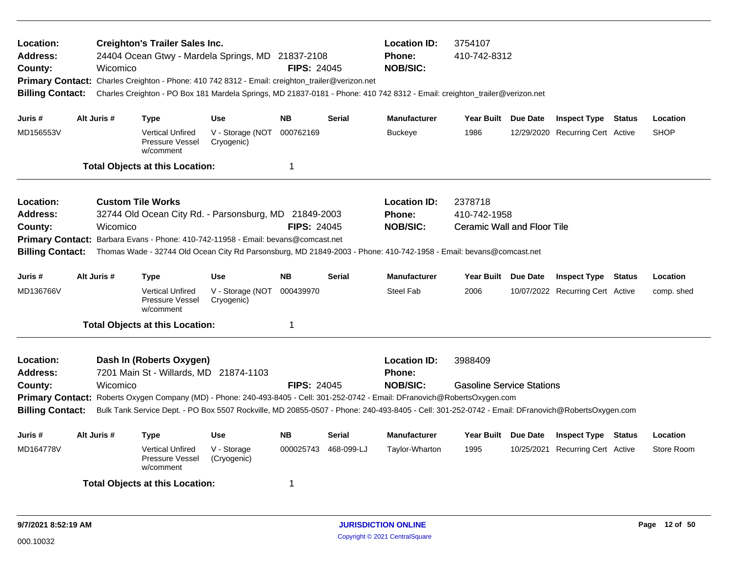**Location:** Creighton's Trailer Sales Inc. **Location ID:** 3754107
**Address:** 24404 Ocean Gtwy - Mardela Springs, MD 21837-2108 **Phone:** 410-742-8312
**County:** Wicomico **FIPS:** 24045 **NOB/SIC:**
**Primary Contact:** Charles Creighton - Phone: 410 742 8312 - Email: creighton_trailer@verizon.net
**Billing Contact:** Charles Creighton - PO Box 181 Mardela Springs, MD 21837-0181 - Phone: 410 742 8312 - Email: creighton_trailer@verizon.net

| Juris # | Alt Juris # | Type | Use | NB | Serial | Manufacturer | Year Built | Due Date | Inspect Type | Status | Location |
|---|---|---|---|---|---|---|---|---|---|---|---|
| MD156553V | | Vertical Unfired Pressure Vessel w/comment | V - Storage (NOT Cryogenic) | 000762169 | | Buckeye | 1986 | 12/29/2020 | Recurring Cert | Active | SHOP |

**Total Objects at this Location:** 1

---

**Location:** Custom Tile Works **Location ID:** 2378718
**Address:** 32744 Old Ocean City Rd. - Parsonsburg, MD 21849-2003 **Phone:** 410-742-1958
**County:** Wicomico **FIPS:** 24045 **NOB/SIC:** Ceramic Wall and Floor Tile
**Primary Contact:** Barbara Evans - Phone: 410-742-11958 - Email: bevans@comcast.net
**Billing Contact:** Thomas Wade - 32744 Old Ocean City Rd Parsonsburg, MD 21849-2003 - Phone: 410-742-1958 - Email: bevans@comcast.net

| Juris # | Alt Juris # | Type | Use | NB | Serial | Manufacturer | Year Built | Due Date | Inspect Type | Status | Location |
|---|---|---|---|---|---|---|---|---|---|---|---|
| MD136766V | | Vertical Unfired Pressure Vessel w/comment | V - Storage (NOT Cryogenic) | 000439970 | | Steel Fab | 2006 | 10/07/2022 | Recurring Cert | Active | comp. shed |

**Total Objects at this Location:** 1

---

**Location:** Dash In (Roberts Oxygen) **Location ID:** 3988409
**Address:** 7201 Main St - Willards, MD 21874-1103 **Phone:**
**County:** Wicomico **FIPS:** 24045 **NOB/SIC:** Gasoline Service Stations
**Primary Contact:** Roberts Oxygen Company (MD) - Phone: 240-493-8405 - Cell: 301-252-0742 - Email: DFranovich@RobertsOxygen.com
**Billing Contact:** Bulk Tank Service Dept. - PO Box 5507 Rockville, MD 20855-0507 - Phone: 240-493-8405 - Cell: 301-252-0742 - Email: DFranovich@RobertsOxygen.com

| Juris # | Alt Juris # | Type | Use | NB | Serial | Manufacturer | Year Built | Due Date | Inspect Type | Status | Location |
|---|---|---|---|---|---|---|---|---|---|---|---|
| MD164778V | | Vertical Unfired Pressure Vessel w/comment | V - Storage (Cryogenic) | 000025743 | 468-099-LJ | Taylor-Wharton | 1995 | 10/25/2021 | Recurring Cert | Active | Store Room |

**Total Objects at this Location:** 1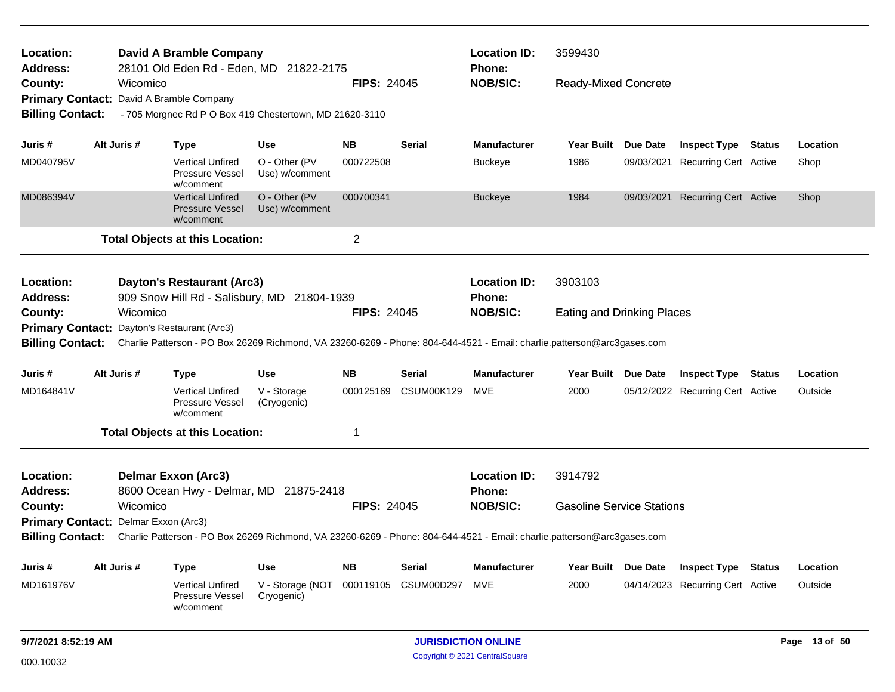**Location:** David A Bramble Company
**Address:** 28101 Old Eden Rd - Eden, MD 21822-2175
**County:** Wicomico
**FIPS:** 24045
**Location ID:** 3599430
**Phone:**
**NOB/SIC:** Ready-Mixed Concrete
**Primary Contact:** David A Bramble Company
**Billing Contact:** - 705 Morgnec Rd P O Box 419 Chestertown, MD 21620-3110

| Juris # | Alt Juris # | Type | Use | NB | Serial | Manufacturer | Year Built | Due Date | Inspect Type | Status | Location |
|---|---|---|---|---|---|---|---|---|---|---|---|
| MD040795V | | Vertical Unfired Pressure Vessel w/comment | O - Other (PV Use) w/comment | 000722508 | | Buckeye | 1986 | 09/03/2021 | Recurring Cert | Active | Shop |
| MD086394V | | Vertical Unfired Pressure Vessel w/comment | O - Other (PV Use) w/comment | 000700341 | | Buckeye | 1984 | 09/03/2021 | Recurring Cert | Active | Shop |

**Total Objects at this Location:** 2

---

**Location:** Dayton's Restaurant (Arc3)
**Address:** 909 Snow Hill Rd - Salisbury, MD 21804-1939
**County:** Wicomico
**FIPS:** 24045
**Location ID:** 3903103
**Phone:**
**NOB/SIC:** Eating and Drinking Places
**Primary Contact:** Dayton's Restaurant (Arc3)
**Billing Contact:** Charlie Patterson - PO Box 26269 Richmond, VA 23260-6269 - Phone: 804-644-4521 - Email: charlie.patterson@arc3gases.com

| Juris # | Alt Juris # | Type | Use | NB | Serial | Manufacturer | Year Built | Due Date | Inspect Type | Status | Location |
|---|---|---|---|---|---|---|---|---|---|---|---|
| MD164841V | | Vertical Unfired Pressure Vessel w/comment | V - Storage (Cryogenic) | 000125169 | CSUM00K129 | MVE | 2000 | 05/12/2022 | Recurring Cert | Active | Outside |

**Total Objects at this Location:** 1

---

**Location:** Delmar Exxon (Arc3)
**Address:** 8600 Ocean Hwy - Delmar, MD 21875-2418
**County:** Wicomico
**FIPS:** 24045
**Location ID:** 3914792
**Phone:**
**NOB/SIC:** Gasoline Service Stations
**Primary Contact:** Delmar Exxon (Arc3)
**Billing Contact:** Charlie Patterson - PO Box 26269 Richmond, VA 23260-6269 - Phone: 804-644-4521 - Email: charlie.patterson@arc3gases.com

| Juris # | Alt Juris # | Type | Use | NB | Serial | Manufacturer | Year Built | Due Date | Inspect Type | Status | Location |
|---|---|---|---|---|---|---|---|---|---|---|---|
| MD161976V | | Vertical Unfired Pressure Vessel w/comment | V - Storage (NOT Cryogenic) | 000119105 | CSUM00D297 | MVE | 2000 | 04/14/2023 | Recurring Cert | Active | Outside |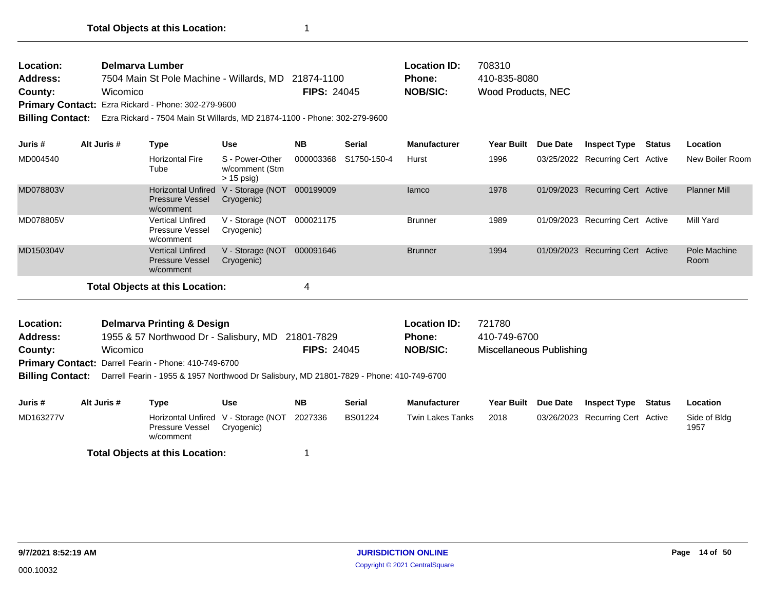**Total Objects at this Location:** 1

---

**Location:** Delmarva Lumber
**Address:** 7504 Main St Pole Machine - Willards, MD 21874-1100
**County:** Wicomico
**FIPS:** 24045
**Location ID:** 708310
**Phone:** 410-835-8080
**NOB/SIC:** Wood Products, NEC
**Primary Contact:** Ezra Rickard - Phone: 302-279-9600
**Billing Contact:** Ezra Rickard - 7504 Main St Willards, MD 21874-1100 - Phone: 302-279-9600

| Juris # | Alt Juris # | Type | Use | NB | Serial | Manufacturer | Year Built | Due Date | Inspect Type | Status | Location |
|---|---|---|---|---|---|---|---|---|---|---|---|
| MD004540 | | Horizontal Fire Tube | S - Power-Other w/comment (Stm > 15 psig) | 000003368 | S1750-150-4 | Hurst | 1996 | 03/25/2022 | Recurring Cert | Active | New Boiler Room |
| MD078803V | | Horizontal Unfired Pressure Vessel w/comment | V - Storage (NOT Cryogenic) | 000199009 | | Iamco | 1978 | 01/09/2023 | Recurring Cert | Active | Planner Mill |
| MD078805V | | Vertical Unfired Pressure Vessel w/comment | V - Storage (NOT Cryogenic) | 000021175 | | Brunner | 1989 | 01/09/2023 | Recurring Cert | Active | Mill Yard |
| MD150304V | | Vertical Unfired Pressure Vessel w/comment | V - Storage (NOT Cryogenic) | 000091646 | | Brunner | 1994 | 01/09/2023 | Recurring Cert | Active | Pole Machine Room |

**Total Objects at this Location:** 4

---

**Location:** Delmarva Printing & Design
**Address:** 1955 & 57 Northwood Dr - Salisbury, MD 21801-7829
**County:** Wicomico
**FIPS:** 24045
**Location ID:** 721780
**Phone:** 410-749-6700
**NOB/SIC:** Miscellaneous Publishing
**Primary Contact:** Darrell Fearin - Phone: 410-749-6700
**Billing Contact:** Darrell Fearin - 1955 & 1957 Northwood Dr Salisbury, MD 21801-7829 - Phone: 410-749-6700

| Juris # | Alt Juris # | Type | Use | NB | Serial | Manufacturer | Year Built | Due Date | Inspect Type | Status | Location |
|---|---|---|---|---|---|---|---|---|---|---|---|
| MD163277V | | Horizontal Unfired Pressure Vessel w/comment | V - Storage (NOT Cryogenic) | 2027336 | BS01224 | Twin Lakes Tanks | 2018 | 03/26/2023 | Recurring Cert | Active | Side of Bldg 1957 |

**Total Objects at this Location:** 1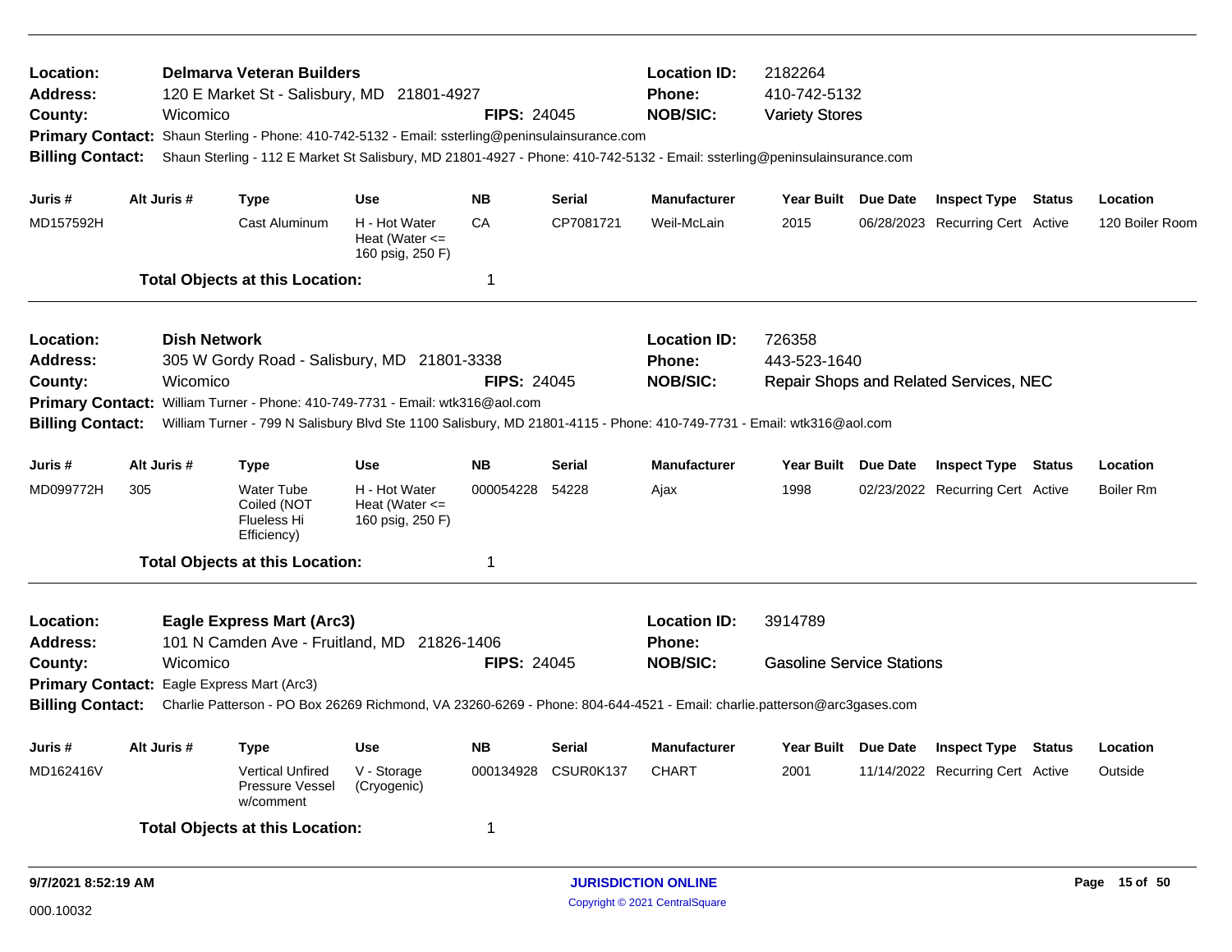**Location:** **Delmarva Veteran Builders** **Location ID:** 2182264
**Address:** 120 E Market St - Salisbury, MD 21801-4927 **Phone:** 410-742-5132
**County:** Wicomico **FIPS:** 24045 **NOB/SIC:** Variety Stores
**Primary Contact:** Shaun Sterling - Phone: 410-742-5132 - Email: ssterling@peninsulainsurance.com
**Billing Contact:** Shaun Sterling - 112 E Market St Salisbury, MD 21801-4927 - Phone: 410-742-5132 - Email: ssterling@peninsulainsurance.com

| Juris # | Alt Juris # | Type | Use | NB | Serial | Manufacturer | Year Built | Due Date | Inspect Type | Status | Location |
|---|---|---|---|---|---|---|---|---|---|---|---|
| MD157592H | | Cast Aluminum | H - Hot Water Heat (Water <= 160 psig, 250 F) | CA | CP7081721 | Weil-McLain | 2015 | 06/28/2023 | Recurring Cert | Active | 120 Boiler Room |

**Total Objects at this Location:** 1

---

**Location:** **Dish Network** **Location ID:** 726358
**Address:** 305 W Gordy Road - Salisbury, MD 21801-3338 **Phone:** 443-523-1640
**County:** Wicomico **FIPS:** 24045 **NOB/SIC:** Repair Shops and Related Services, NEC
**Primary Contact:** William Turner - Phone: 410-749-7731 - Email: wtk316@aol.com
**Billing Contact:** William Turner - 799 N Salisbury Blvd Ste 1100 Salisbury, MD 21801-4115 - Phone: 410-749-7731 - Email: wtk316@aol.com

| Juris # | Alt Juris # | Type | Use | NB | Serial | Manufacturer | Year Built | Due Date | Inspect Type | Status | Location |
|---|---|---|---|---|---|---|---|---|---|---|---|
| MD099772H | 305 | Water Tube Coiled (NOT Flueless Hi Efficiency) | H - Hot Water Heat (Water <= 160 psig, 250 F) | 000054228 | 54228 | Ajax | 1998 | 02/23/2022 | Recurring Cert | Active | Boiler Rm |

**Total Objects at this Location:** 1

---

**Location:** **Eagle Express Mart (Arc3)** **Location ID:** 3914789
**Address:** 101 N Camden Ave - Fruitland, MD 21826-1406 **Phone:**
**County:** Wicomico **FIPS:** 24045 **NOB/SIC:** Gasoline Service Stations
**Primary Contact:** Eagle Express Mart (Arc3)
**Billing Contact:** Charlie Patterson - PO Box 26269 Richmond, VA 23260-6269 - Phone: 804-644-4521 - Email: charlie.patterson@arc3gases.com

| Juris # | Alt Juris # | Type | Use | NB | Serial | Manufacturer | Year Built | Due Date | Inspect Type | Status | Location |
|---|---|---|---|---|---|---|---|---|---|---|---|
| MD162416V | | Vertical Unfired Pressure Vessel w/comment | V - Storage (Cryogenic) | 000134928 | CSUR0K137 | CHART | 2001 | 11/14/2022 | Recurring Cert | Active | Outside |

**Total Objects at this Location:** 1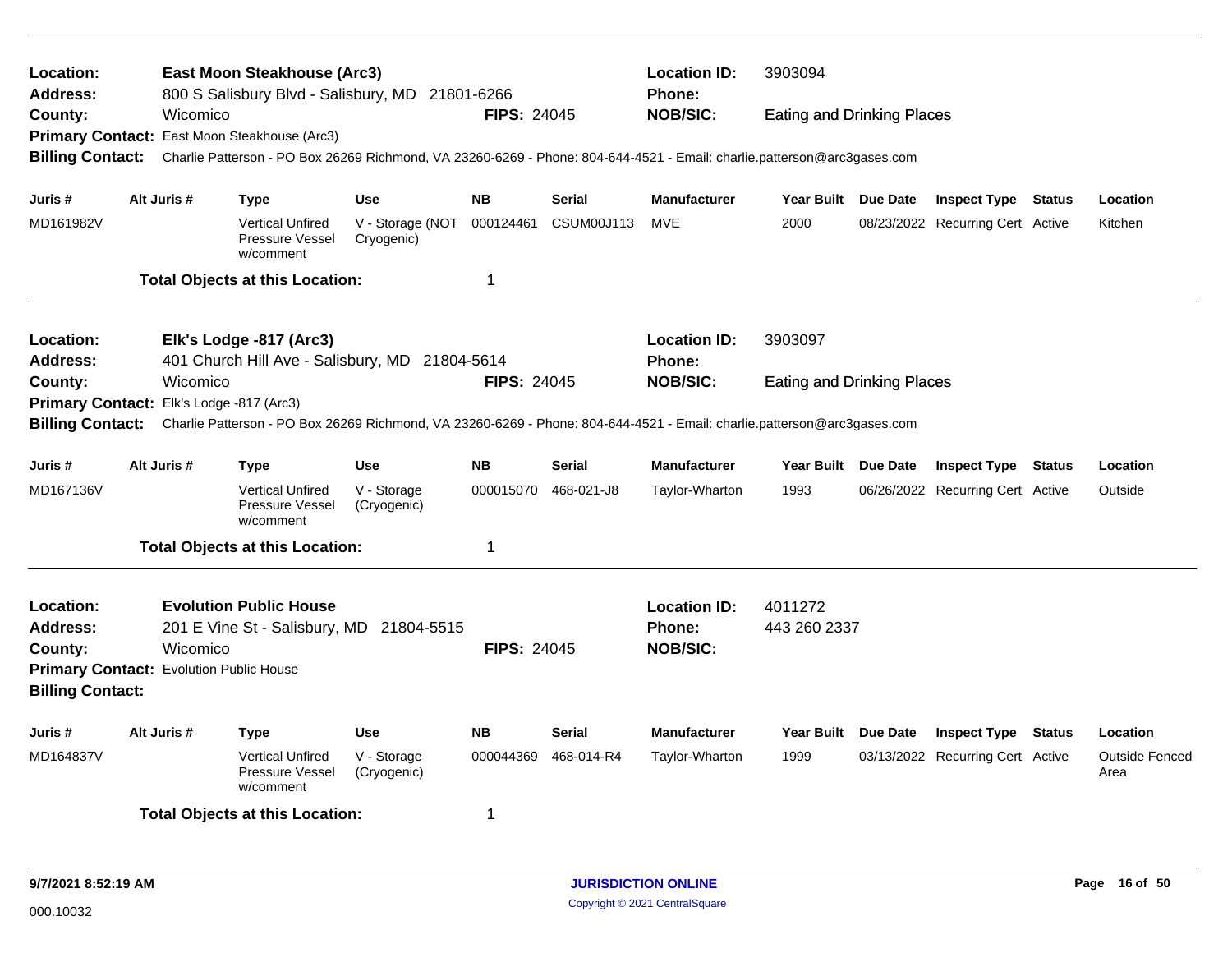**Location:** East Moon Steakhouse (Arc3) **Location ID:** 3903094
**Address:** 800 S Salisbury Blvd - Salisbury, MD 21801-6266 **Phone:**
**County:** Wicomico **FIPS:** 24045 **NOB/SIC:** Eating and Drinking Places
**Primary Contact:** East Moon Steakhouse (Arc3)
**Billing Contact:** Charlie Patterson - PO Box 26269 Richmond, VA 23260-6269 - Phone: 804-644-4521 - Email: charlie.patterson@arc3gases.com

| Juris # | Alt Juris # | Type | Use | NB | Serial | Manufacturer | Year Built | Due Date | Inspect Type | Status | Location |
|---|---|---|---|---|---|---|---|---|---|---|---|
| MD161982V | | Vertical Unfired Pressure Vessel w/comment | V - Storage (NOT Cryogenic) | 000124461 | CSUM00J113 | MVE | 2000 | 08/23/2022 | Recurring Cert | Active | Kitchen |

**Total Objects at this Location:** 1

---

**Location:** Elk's Lodge -817 (Arc3) **Location ID:** 3903097
**Address:** 401 Church Hill Ave - Salisbury, MD 21804-5614 **Phone:**
**County:** Wicomico **FIPS:** 24045 **NOB/SIC:** Eating and Drinking Places
**Primary Contact:** Elk's Lodge -817 (Arc3)
**Billing Contact:** Charlie Patterson - PO Box 26269 Richmond, VA 23260-6269 - Phone: 804-644-4521 - Email: charlie.patterson@arc3gases.com

| Juris # | Alt Juris # | Type | Use | NB | Serial | Manufacturer | Year Built | Due Date | Inspect Type | Status | Location |
|---|---|---|---|---|---|---|---|---|---|---|---|
| MD167136V | | Vertical Unfired Pressure Vessel w/comment | V - Storage (Cryogenic) | 000015070 | 468-021-J8 | Taylor-Wharton | 1993 | 06/26/2022 | Recurring Cert | Active | Outside |

**Total Objects at this Location:** 1

---

**Location:** Evolution Public House **Location ID:** 4011272
**Address:** 201 E Vine St - Salisbury, MD 21804-5515 **Phone:** 443 260 2337
**County:** Wicomico **FIPS:** 24045 **NOB/SIC:**
**Primary Contact:** Evolution Public House
**Billing Contact:**

| Juris # | Alt Juris # | Type | Use | NB | Serial | Manufacturer | Year Built | Due Date | Inspect Type | Status | Location |
|---|---|---|---|---|---|---|---|---|---|---|---|
| MD164837V | | Vertical Unfired Pressure Vessel w/comment | V - Storage (Cryogenic) | 000044369 | 468-014-R4 | Taylor-Wharton | 1999 | 03/13/2022 | Recurring Cert | Active | Outside Fenced Area |

**Total Objects at this Location:** 1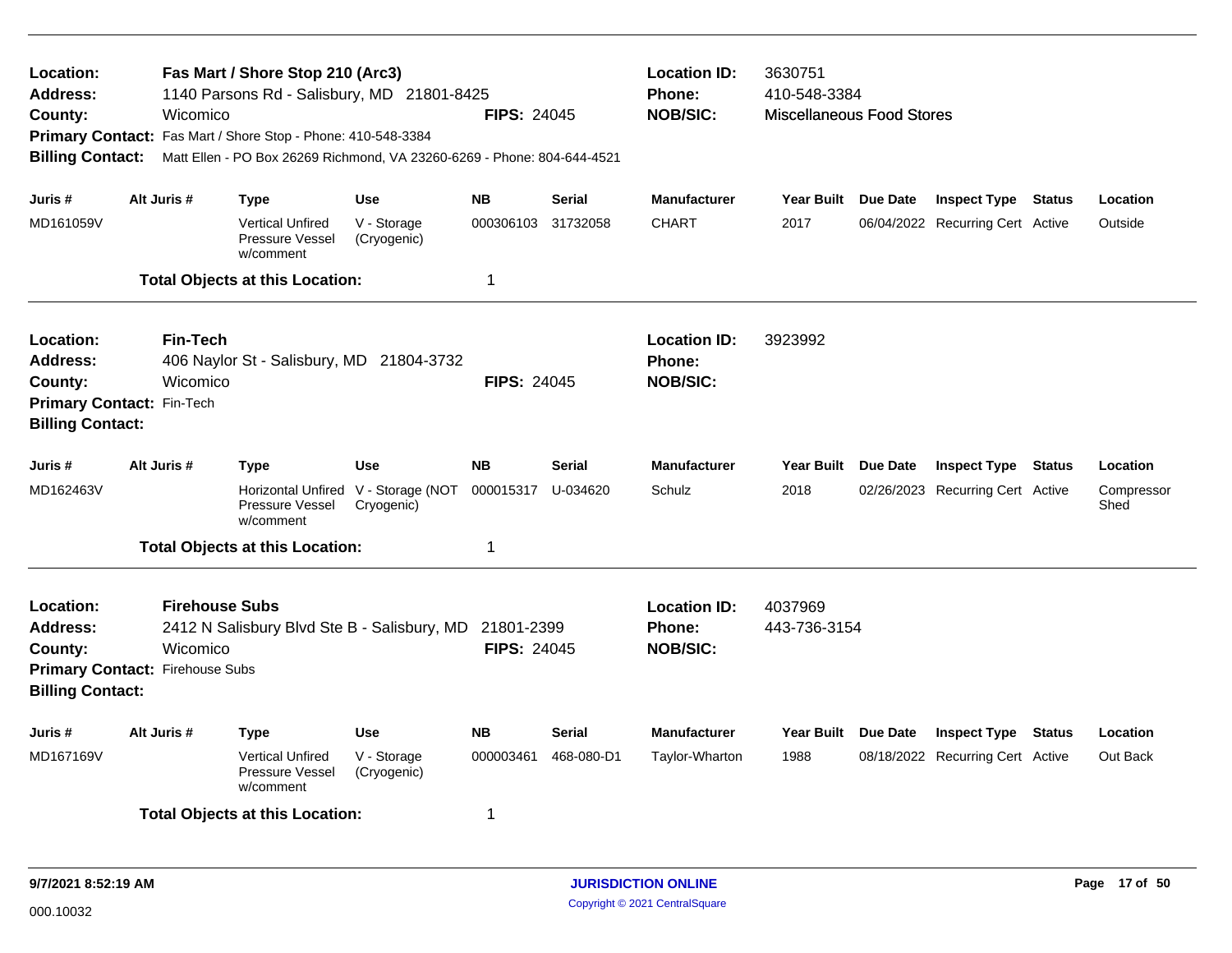**Location:** Fas Mart / Shore Stop 210 (Arc3)
**Location ID:** 3630751
**Address:** 1140 Parsons Rd - Salisbury, MD 21801-8425
**Phone:** 410-548-3384
**County:** Wicomico
**FIPS:** 24045
**NOB/SIC:** Miscellaneous Food Stores
**Primary Contact:** Fas Mart / Shore Stop - Phone: 410-548-3384
**Billing Contact:** Matt Ellen - PO Box 26269 Richmond, VA 23260-6269 - Phone: 804-644-4521

| Juris # | Alt Juris # | Type | Use | NB | Serial | Manufacturer | Year Built | Due Date | Inspect Type | Status | Location |
|---|---|---|---|---|---|---|---|---|---|---|---|
| MD161059V | | Vertical Unfired Pressure Vessel w/comment | V - Storage (Cryogenic) | 000306103 | 31732058 | CHART | 2017 | 06/04/2022 | Recurring Cert | Active | Outside |

**Total Objects at this Location:** 1

---

**Location:** Fin-Tech
**Location ID:** 3923992
**Address:** 406 Naylor St - Salisbury, MD 21804-3732
**Phone:**
**County:** Wicomico
**FIPS:** 24045
**NOB/SIC:**
**Primary Contact:** Fin-Tech
**Billing Contact:**

| Juris # | Alt Juris # | Type | Use | NB | Serial | Manufacturer | Year Built | Due Date | Inspect Type | Status | Location |
|---|---|---|---|---|---|---|---|---|---|---|---|
| MD162463V | | Horizontal Unfired Pressure Vessel w/comment | V - Storage (NOT Cryogenic) | 000015317 | U-034620 | Schulz | 2018 | 02/26/2023 | Recurring Cert | Active | Compressor Shed |

**Total Objects at this Location:** 1

---

**Location:** Firehouse Subs
**Location ID:** 4037969
**Address:** 2412 N Salisbury Blvd Ste B - Salisbury, MD 21801-2399
**Phone:** 443-736-3154
**County:** Wicomico
**FIPS:** 24045
**NOB/SIC:**
**Primary Contact:** Firehouse Subs
**Billing Contact:**

| Juris # | Alt Juris # | Type | Use | NB | Serial | Manufacturer | Year Built | Due Date | Inspect Type | Status | Location |
|---|---|---|---|---|---|---|---|---|---|---|---|
| MD167169V | | Vertical Unfired Pressure Vessel w/comment | V - Storage (Cryogenic) | 000003461 | 468-080-D1 | Taylor-Wharton | 1988 | 08/18/2022 | Recurring Cert | Active | Out Back |

**Total Objects at this Location:** 1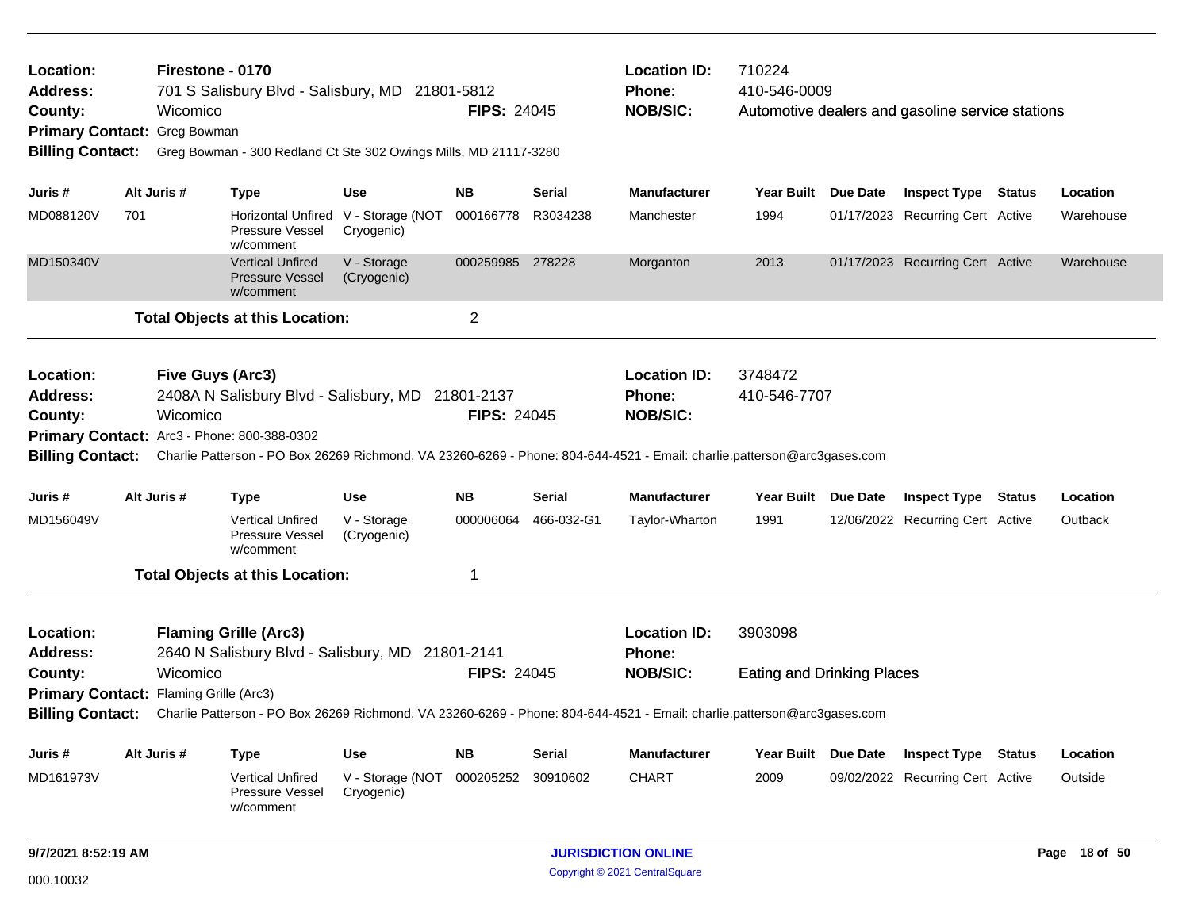**Location:** Firestone - 0170
**Address:** 701 S Salisbury Blvd - Salisbury, MD 21801-5812
**County:** Wicomico **FIPS:** 24045
**Primary Contact:** Greg Bowman
**Billing Contact:** Greg Bowman - 300 Redland Ct Ste 302 Owings Mills, MD 21117-3280

**Location ID:** 710224
**Phone:** 410-546-0009
**NOB/SIC:** Automotive dealers and gasoline service stations

| Juris # | Alt Juris # | Type | Use | NB | Serial | Manufacturer | Year Built | Due Date | Inspect Type | Status | Location |
|---|---|---|---|---|---|---|---|---|---|---|---|
| MD088120V | 701 | Horizontal Unfired Pressure Vessel w/comment | V - Storage (NOT Cryogenic) | 000166778 | R3034238 | Manchester | 1994 | 01/17/2023 | Recurring Cert | Active | Warehouse |
| MD150340V | | Vertical Unfired Pressure Vessel w/comment | V - Storage (Cryogenic) | 000259985 | 278228 | Morganton | 2013 | 01/17/2023 | Recurring Cert | Active | Warehouse |

**Total Objects at this Location:** 2

---

**Location:** Five Guys (Arc3)
**Address:** 2408A N Salisbury Blvd - Salisbury, MD 21801-2137
**County:** Wicomico **FIPS:** 24045
**Primary Contact:** Arc3 - Phone: 800-388-0302
**Billing Contact:** Charlie Patterson - PO Box 26269 Richmond, VA 23260-6269 - Phone: 804-644-4521 - Email: charlie.patterson@arc3gases.com

**Location ID:** 3748472
**Phone:** 410-546-7707
**NOB/SIC:**

| Juris # | Alt Juris # | Type | Use | NB | Serial | Manufacturer | Year Built | Due Date | Inspect Type | Status | Location |
|---|---|---|---|---|---|---|---|---|---|---|---|
| MD156049V | | Vertical Unfired Pressure Vessel w/comment | V - Storage (Cryogenic) | 000006064 | 466-032-G1 | Taylor-Wharton | 1991 | 12/06/2022 | Recurring Cert | Active | Outback |

**Total Objects at this Location:** 1

---

**Location:** Flaming Grille (Arc3)
**Address:** 2640 N Salisbury Blvd - Salisbury, MD 21801-2141
**County:** Wicomico **FIPS:** 24045
**Primary Contact:** Flaming Grille (Arc3)
**Billing Contact:** Charlie Patterson - PO Box 26269 Richmond, VA 23260-6269 - Phone: 804-644-4521 - Email: charlie.patterson@arc3gases.com

**Location ID:** 3903098
**Phone:**
**NOB/SIC:** Eating and Drinking Places

| Juris # | Alt Juris # | Type | Use | NB | Serial | Manufacturer | Year Built | Due Date | Inspect Type | Status | Location |
|---|---|---|---|---|---|---|---|---|---|---|---|
| MD161973V | | Vertical Unfired Pressure Vessel w/comment | V - Storage (NOT Cryogenic) | 000205252 | 30910602 | CHART | 2009 | 09/02/2022 | Recurring Cert | Active | Outside |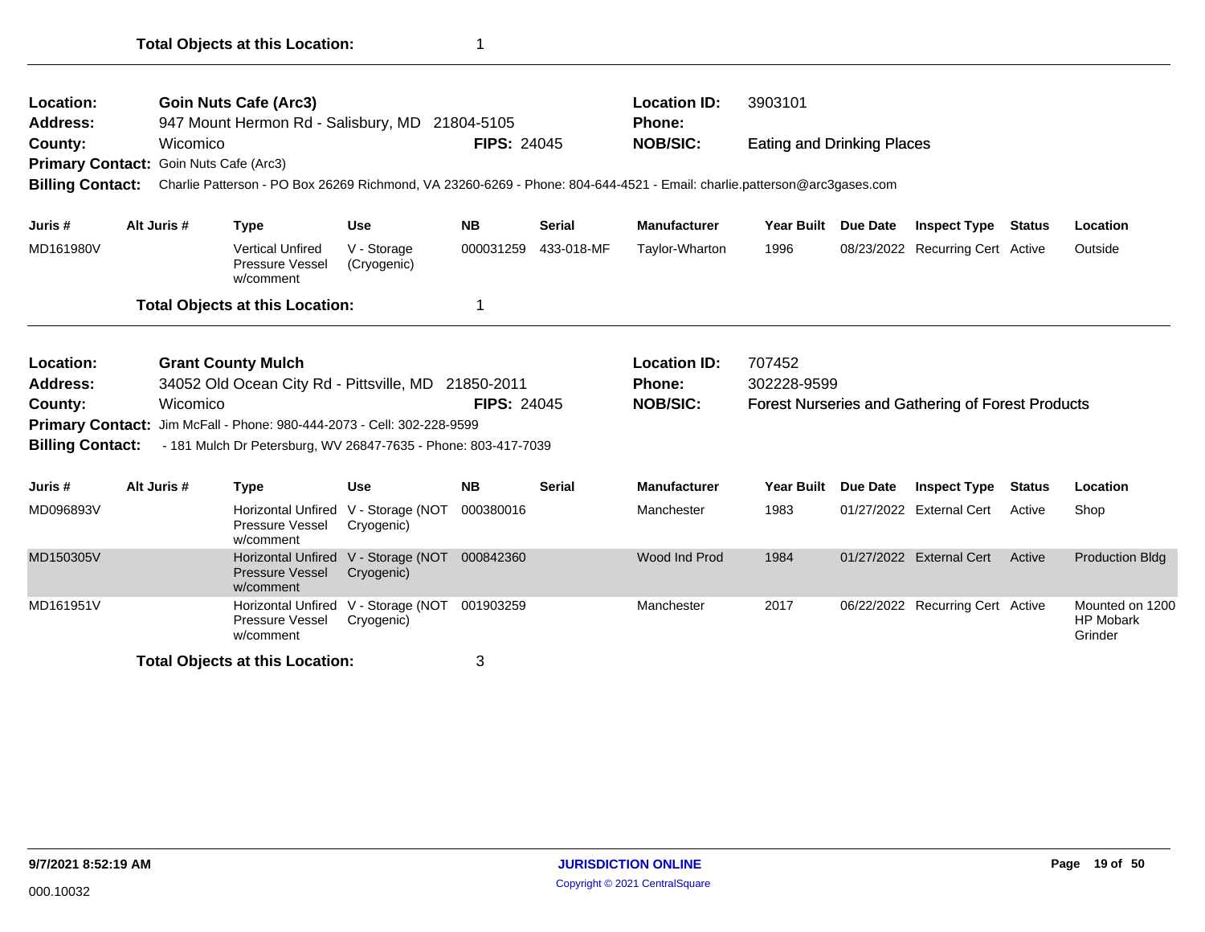**Total Objects at this Location:** 1

---

**Location:** Goin Nuts Cafe (Arc3)
**Address:** 947 Mount Hermon Rd - Salisbury, MD 21804-5105
**County:** Wicomico
**FIPS:** 24045
**Location ID:** 3903101
**Phone:**
**NOB/SIC:** Eating and Drinking Places
**Primary Contact:** Goin Nuts Cafe (Arc3)
**Billing Contact:** Charlie Patterson - PO Box 26269 Richmond, VA 23260-6269 - Phone: 804-644-4521 - Email: charlie.patterson@arc3gases.com

| Juris # | Alt Juris # | Type | Use | NB | Serial | Manufacturer | Year Built | Due Date | Inspect Type | Status | Location |
|---|---|---|---|---|---|---|---|---|---|---|---|
| MD161980V | | Vertical Unfired Pressure Vessel w/comment | V - Storage (Cryogenic) | 000031259 | 433-018-MF | Taylor-Wharton | 1996 | 08/23/2022 | Recurring Cert | Active | Outside |

**Total Objects at this Location:** 1

---

**Location:** Grant County Mulch
**Address:** 34052 Old Ocean City Rd - Pittsville, MD 21850-2011
**County:** Wicomico
**FIPS:** 24045
**Location ID:** 707452
**Phone:** 302228-9599
**NOB/SIC:** Forest Nurseries and Gathering of Forest Products
**Primary Contact:** Jim McFall - Phone: 980-444-2073 - Cell: 302-228-9599
**Billing Contact:** - 181 Mulch Dr Petersburg, WV 26847-7635 - Phone: 803-417-7039

| Juris # | Alt Juris # | Type | Use | NB | Serial | Manufacturer | Year Built | Due Date | Inspect Type | Status | Location |
|---|---|---|---|---|---|---|---|---|---|---|---|
| MD096893V | | Horizontal Unfired Pressure Vessel w/comment | V - Storage (NOT Cryogenic) | 000380016 | | Manchester | 1983 | 01/27/2022 | External Cert | Active | Shop |
| MD150305V | | Horizontal Unfired Pressure Vessel w/comment | V - Storage (NOT Cryogenic) | 000842360 | | Wood Ind Prod | 1984 | 01/27/2022 | External Cert | Active | Production Bldg |
| MD161951V | | Horizontal Unfired Pressure Vessel w/comment | V - Storage (NOT Cryogenic) | 001903259 | | Manchester | 2017 | 06/22/2022 | Recurring Cert | Active | Mounted on 1200 HP Mobark Grinder |

**Total Objects at this Location:** 3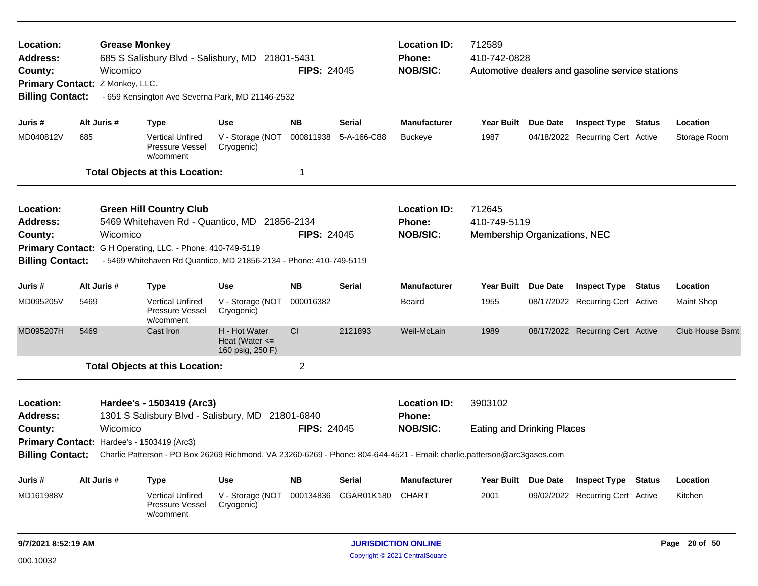**Location:** Grease Monkey
**Address:** 685 S Salisbury Blvd - Salisbury, MD 21801-5431
**County:** Wicomico **FIPS:** 24045
**Primary Contact:** Z Monkey, LLC.
**Billing Contact:** - 659 Kensington Ave Severna Park, MD 21146-2532
**Location ID:** 712589
**Phone:** 410-742-0828
**NOB/SIC:** Automotive dealers and gasoline service stations

| Juris # | Alt Juris # | Type | Use | NB | Serial | Manufacturer | Year Built | Due Date | Inspect Type | Status | Location |
|---|---|---|---|---|---|---|---|---|---|---|---|
| MD040812V | 685 | Vertical Unfired Pressure Vessel w/comment | V - Storage (NOT Cryogenic) | 000811938 | 5-A-166-C88 | Buckeye | 1987 | 04/18/2022 | Recurring Cert | Active | Storage Room |

**Total Objects at this Location:** 1

---

**Location:** Green Hill Country Club
**Address:** 5469 Whitehaven Rd - Quantico, MD 21856-2134
**County:** Wicomico **FIPS:** 24045
**Primary Contact:** G H Operating, LLC. - Phone: 410-749-5119
**Billing Contact:** - 5469 Whitehaven Rd Quantico, MD 21856-2134 - Phone: 410-749-5119
**Location ID:** 712645
**Phone:** 410-749-5119
**NOB/SIC:** Membership Organizations, NEC

| Juris # | Alt Juris # | Type | Use | NB | Serial | Manufacturer | Year Built | Due Date | Inspect Type | Status | Location |
|---|---|---|---|---|---|---|---|---|---|---|---|
| MD095205V | 5469 | Vertical Unfired Pressure Vessel w/comment | V - Storage (NOT Cryogenic) | 000016382 | | Beaird | 1955 | 08/17/2022 | Recurring Cert | Active | Maint Shop |
| MD095207H | 5469 | Cast Iron | H - Hot Water Heat (Water <= 160 psig, 250 F) | CI | 2121893 | Weil-McLain | 1989 | 08/17/2022 | Recurring Cert | Active | Club House Bsmt |

**Total Objects at this Location:** 2

---

**Location:** Hardee's - 1503419 (Arc3)
**Address:** 1301 S Salisbury Blvd - Salisbury, MD 21801-6840
**County:** Wicomico **FIPS:** 24045
**Primary Contact:** Hardee's - 1503419 (Arc3)
**Billing Contact:** Charlie Patterson - PO Box 26269 Richmond, VA 23260-6269 - Phone: 804-644-4521 - Email: charlie.patterson@arc3gases.com
**Location ID:** 3903102
**Phone:**
**NOB/SIC:** Eating and Drinking Places

| Juris # | Alt Juris # | Type | Use | NB | Serial | Manufacturer | Year Built | Due Date | Inspect Type | Status | Location |
|---|---|---|---|---|---|---|---|---|---|---|---|
| MD161988V | | Vertical Unfired Pressure Vessel w/comment | V - Storage (NOT Cryogenic) | 000134836 | CGAR01K180 | CHART | 2001 | 09/02/2022 | Recurring Cert | Active | Kitchen |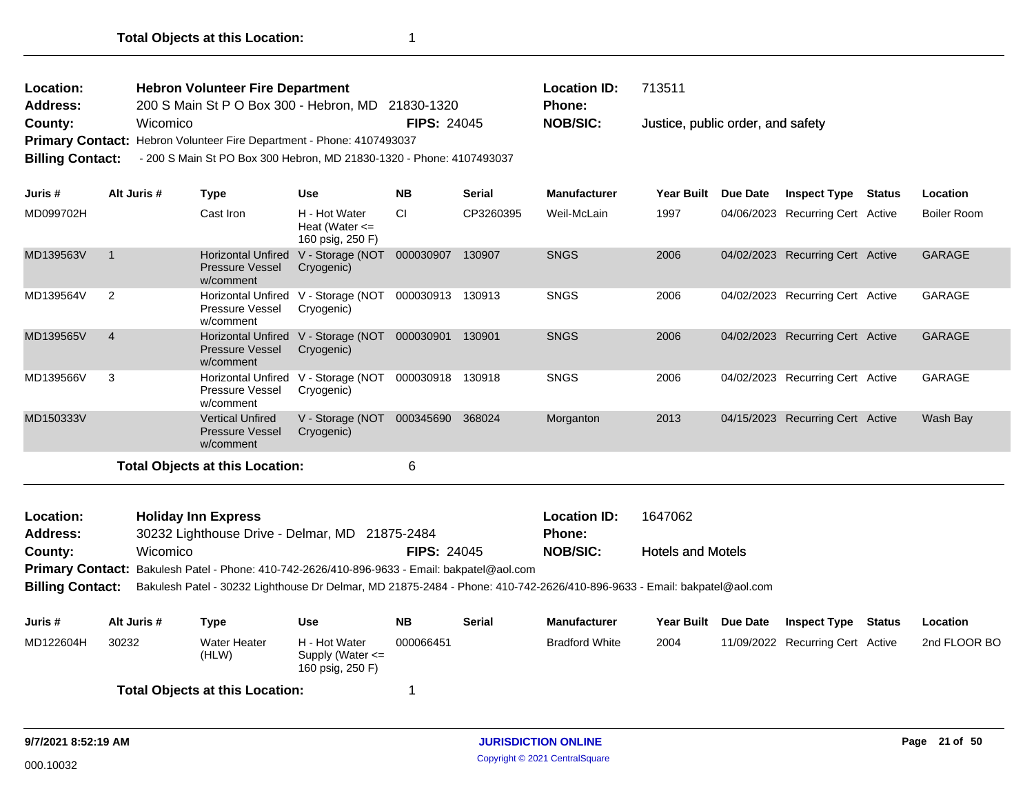**Total Objects at this Location:** 1

---

| | | | |
|---|---|---|---|
| **Location:** | **Hebron Volunteer Fire Department** | **Location ID:** | 713511 |
| **Address:** | 200 S Main St P O Box 300 - Hebron, MD 21830-1320 | **Phone:** | |
| **County:** | Wicomico **FIPS:** 24045 | **NOB/SIC:** | Justice, public order, and safety |

**Primary Contact:** Hebron Volunteer Fire Department - Phone: 4107493037

**Billing Contact:** - 200 S Main St PO Box 300 Hebron, MD 21830-1320 - Phone: 4107493037

| Juris # | Alt Juris # | Type | Use | NB | Serial | Manufacturer | Year Built | Due Date | Inspect Type | Status | Location |
|---|---|---|---|---|---|---|---|---|---|---|---|
| MD099702H | | Cast Iron | H - Hot Water Heat (Water <= 160 psig, 250 F) | CI | CP3260395 | Weil-McLain | 1997 | 04/06/2023 | Recurring Cert | Active | Boiler Room |
| MD139563V | 1 | Horizontal Unfired Pressure Vessel w/comment | V - Storage (NOT Cryogenic) | 000030907 | 130907 | SNGS | 2006 | 04/02/2023 | Recurring Cert | Active | GARAGE |
| MD139564V | 2 | Horizontal Unfired Pressure Vessel w/comment | V - Storage (NOT Cryogenic) | 000030913 | 130913 | SNGS | 2006 | 04/02/2023 | Recurring Cert | Active | GARAGE |
| MD139565V | 4 | Horizontal Unfired Pressure Vessel w/comment | V - Storage (NOT Cryogenic) | 000030901 | 130901 | SNGS | 2006 | 04/02/2023 | Recurring Cert | Active | GARAGE |
| MD139566V | 3 | Horizontal Unfired Pressure Vessel w/comment | V - Storage (NOT Cryogenic) | 000030918 | 130918 | SNGS | 2006 | 04/02/2023 | Recurring Cert | Active | GARAGE |
| MD150333V | | Vertical Unfired Pressure Vessel w/comment | V - Storage (NOT Cryogenic) | 000345690 | 368024 | Morganton | 2013 | 04/15/2023 | Recurring Cert | Active | Wash Bay |

**Total Objects at this Location:** 6

---

| | | | |
|---|---|---|---|
| **Location:** | **Holiday Inn Express** | **Location ID:** | 1647062 |
| **Address:** | 30232 Lighthouse Drive - Delmar, MD 21875-2484 | **Phone:** | |
| **County:** | Wicomico **FIPS:** 24045 | **NOB/SIC:** | Hotels and Motels |

**Primary Contact:** Bakulesh Patel - Phone: 410-742-2626/410-896-9633 - Email: bakpatel@aol.com

**Billing Contact:** Bakulesh Patel - 30232 Lighthouse Dr Delmar, MD 21875-2484 - Phone: 410-742-2626/410-896-9633 - Email: bakpatel@aol.com

| Juris # | Alt Juris # | Type | Use | NB | Serial | Manufacturer | Year Built | Due Date | Inspect Type | Status | Location |
|---|---|---|---|---|---|---|---|---|---|---|---|
| MD122604H | 30232 | Water Heater (HLW) | H - Hot Water Supply (Water <= 160 psig, 250 F) | 000066451 | | Bradford White | 2004 | 11/09/2022 | Recurring Cert | Active | 2nd FLOOR BO |

**Total Objects at this Location:** 1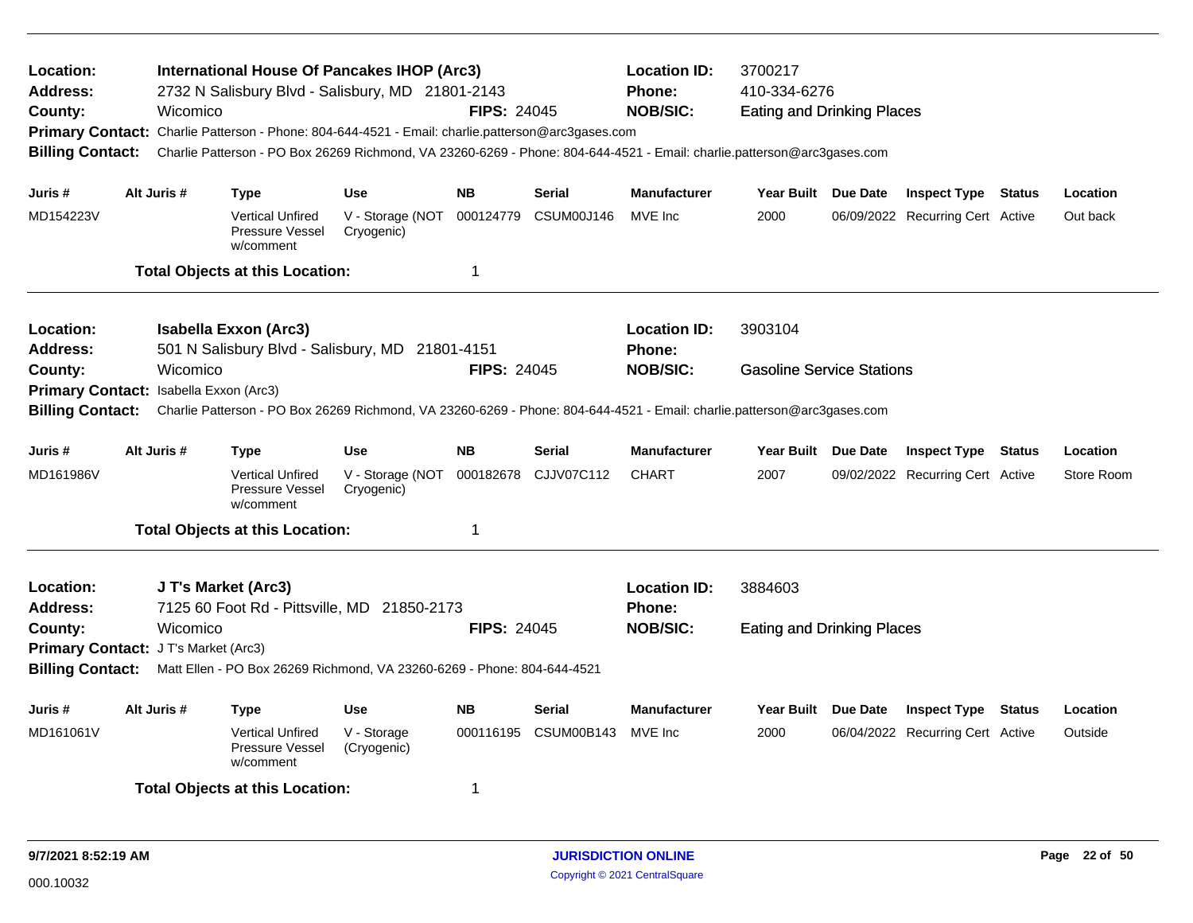**Location:** International House Of Pancakes IHOP (Arc3)
**Location ID:** 3700217
**Address:** 2732 N Salisbury Blvd - Salisbury, MD 21801-2143
**Phone:** 410-334-6276
**County:** Wicomico
**FIPS:** 24045
**NOB/SIC:** Eating and Drinking Places
**Primary Contact:** Charlie Patterson - Phone: 804-644-4521 - Email: charlie.patterson@arc3gases.com
**Billing Contact:** Charlie Patterson - PO Box 26269 Richmond, VA 23260-6269 - Phone: 804-644-4521 - Email: charlie.patterson@arc3gases.com

| Juris # | Alt Juris # | Type | Use | NB | Serial | Manufacturer | Year Built | Due Date | Inspect Type | Status | Location |
|---|---|---|---|---|---|---|---|---|---|---|---|
| MD154223V | | Vertical Unfired Pressure Vessel w/comment | V - Storage (NOT Cryogenic) | 000124779 | CSUM00J146 | MVE Inc | 2000 | 06/09/2022 | Recurring Cert | Active | Out back |

**Total Objects at this Location:** 1

---

**Location:** Isabella Exxon (Arc3)
**Location ID:** 3903104
**Address:** 501 N Salisbury Blvd - Salisbury, MD 21801-4151
**Phone:**
**County:** Wicomico
**FIPS:** 24045
**NOB/SIC:** Gasoline Service Stations
**Primary Contact:** Isabella Exxon (Arc3)
**Billing Contact:** Charlie Patterson - PO Box 26269 Richmond, VA 23260-6269 - Phone: 804-644-4521 - Email: charlie.patterson@arc3gases.com

| Juris # | Alt Juris # | Type | Use | NB | Serial | Manufacturer | Year Built | Due Date | Inspect Type | Status | Location |
|---|---|---|---|---|---|---|---|---|---|---|---|
| MD161986V | | Vertical Unfired Pressure Vessel w/comment | V - Storage (NOT Cryogenic) | 000182678 | CJJV07C112 | CHART | 2007 | 09/02/2022 | Recurring Cert | Active | Store Room |

**Total Objects at this Location:** 1

---

**Location:** J T's Market (Arc3)
**Location ID:** 3884603
**Address:** 7125 60 Foot Rd - Pittsville, MD 21850-2173
**Phone:**
**County:** Wicomico
**FIPS:** 24045
**NOB/SIC:** Eating and Drinking Places
**Primary Contact:** J T's Market (Arc3)
**Billing Contact:** Matt Ellen - PO Box 26269 Richmond, VA 23260-6269 - Phone: 804-644-4521

| Juris # | Alt Juris # | Type | Use | NB | Serial | Manufacturer | Year Built | Due Date | Inspect Type | Status | Location |
|---|---|---|---|---|---|---|---|---|---|---|---|
| MD161061V | | Vertical Unfired Pressure Vessel w/comment | V - Storage (Cryogenic) | 000116195 | CSUM00B143 | MVE Inc | 2000 | 06/04/2022 | Recurring Cert | Active | Outside |

**Total Objects at this Location:** 1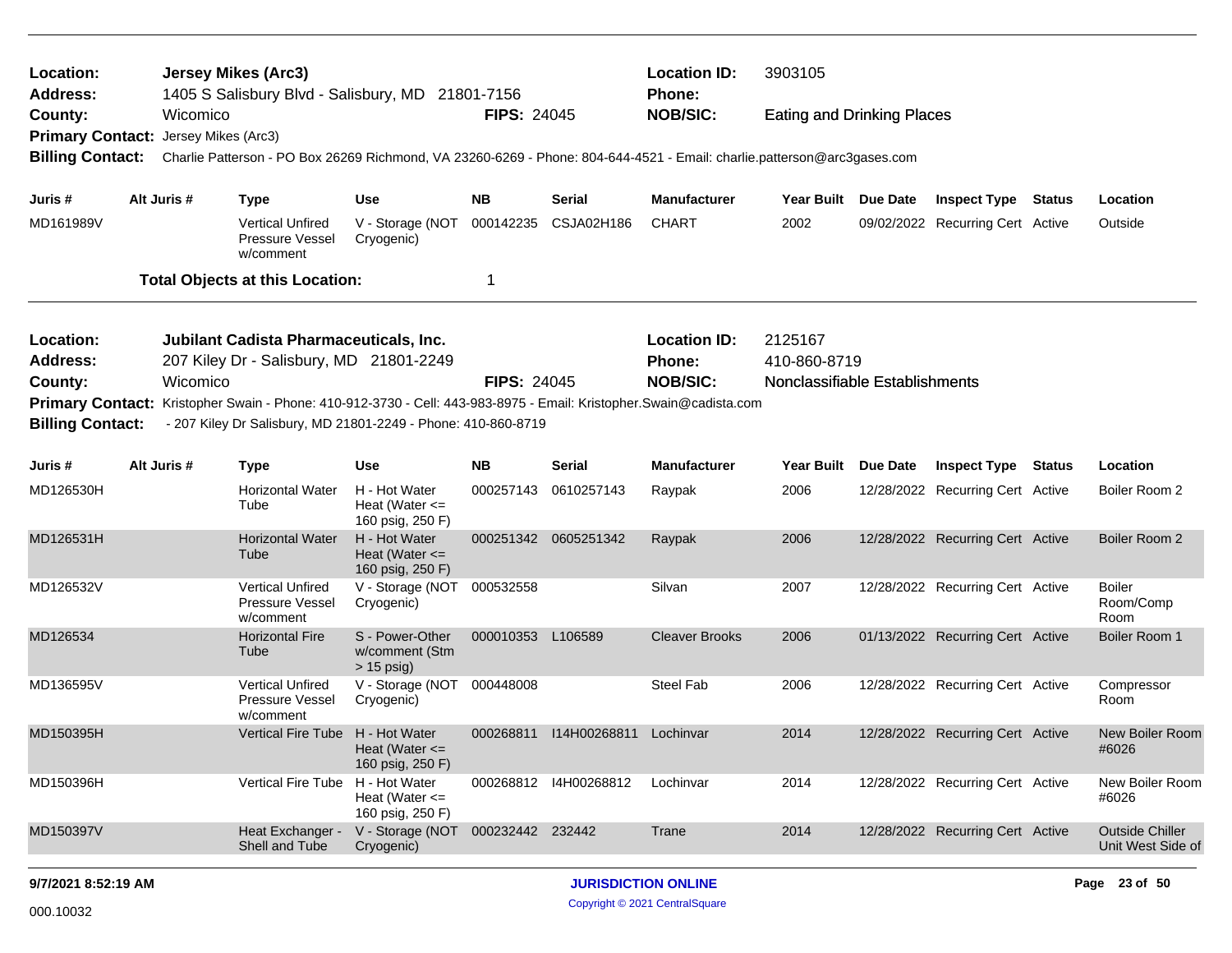**Location:** Jersey Mikes (Arc3)  
**Address:** 1405 S Salisbury Blvd - Salisbury, MD 21801-7156  
**County:** Wicomico  
**FIPS:** 24045  
**Location ID:** 3903105  
**Phone:**  
**NOB/SIC:** Eating and Drinking Places  
**Primary Contact:** Jersey Mikes (Arc3)  
**Billing Contact:** Charlie Patterson - PO Box 26269 Richmond, VA 23260-6269 - Phone: 804-644-4521 - Email: charlie.patterson@arc3gases.com

| Juris # | Alt Juris # | Type | Use | NB | Serial | Manufacturer | Year Built | Due Date | Inspect Type | Status | Location |
|---|---|---|---|---|---|---|---|---|---|---|---|
| MD161989V | | Vertical Unfired Pressure Vessel w/comment | V - Storage (NOT Cryogenic) | 000142235 | CSJA02H186 | CHART | 2002 | 09/02/2022 | Recurring Cert | Active | Outside |

**Total Objects at this Location:** 1

---

**Location:** Jubilant Cadista Pharmaceuticals, Inc.  
**Address:** 207 Kiley Dr - Salisbury, MD 21801-2249  
**County:** Wicomico  
**FIPS:** 24045  
**Location ID:** 2125167  
**Phone:** 410-860-8719  
**NOB/SIC:** Nonclassifiable Establishments  
**Primary Contact:** Kristopher Swain - Phone: 410-912-3730 - Cell: 443-983-8975 - Email: Kristopher.Swain@cadista.com  
**Billing Contact:** - 207 Kiley Dr Salisbury, MD 21801-2249 - Phone: 410-860-8719

| Juris # | Alt Juris # | Type | Use | NB | Serial | Manufacturer | Year Built | Due Date | Inspect Type | Status | Location |
|---|---|---|---|---|---|---|---|---|---|---|---|
| MD126530H | | Horizontal Water Tube | H - Hot Water Heat (Water <= 160 psig, 250 F) | 000257143 | 0610257143 | Raypak | 2006 | 12/28/2022 | Recurring Cert | Active | Boiler Room 2 |
| MD126531H | | Horizontal Water Tube | H - Hot Water Heat (Water <= 160 psig, 250 F) | 000251342 | 0605251342 | Raypak | 2006 | 12/28/2022 | Recurring Cert | Active | Boiler Room 2 |
| MD126532V | | Vertical Unfired Pressure Vessel w/comment | V - Storage (NOT Cryogenic) | 000532558 | | Silvan | 2007 | 12/28/2022 | Recurring Cert | Active | Boiler Room/Comp Room |
| MD126534 | | Horizontal Fire Tube | S - Power-Other w/comment (Stm > 15 psig) | 000010353 | L106589 | Cleaver Brooks | 2006 | 01/13/2022 | Recurring Cert | Active | Boiler Room 1 |
| MD136595V | | Vertical Unfired Pressure Vessel w/comment | V - Storage (NOT Cryogenic) | 000448008 | | Steel Fab | 2006 | 12/28/2022 | Recurring Cert | Active | Compressor Room |
| MD150395H | | Vertical Fire Tube | H - Hot Water Heat (Water <= 160 psig, 250 F) | 000268811 | I14H00268811 | Lochinvar | 2014 | 12/28/2022 | Recurring Cert | Active | New Boiler Room #6026 |
| MD150396H | | Vertical Fire Tube | H - Hot Water Heat (Water <= 160 psig, 250 F) | 000268812 | I4H00268812 | Lochinvar | 2014 | 12/28/2022 | Recurring Cert | Active | New Boiler Room #6026 |
| MD150397V | | Heat Exchanger - Shell and Tube | V - Storage (NOT Cryogenic) | 000232442 | 232442 | Trane | 2014 | 12/28/2022 | Recurring Cert | Active | Outside Chiller Unit West Side of |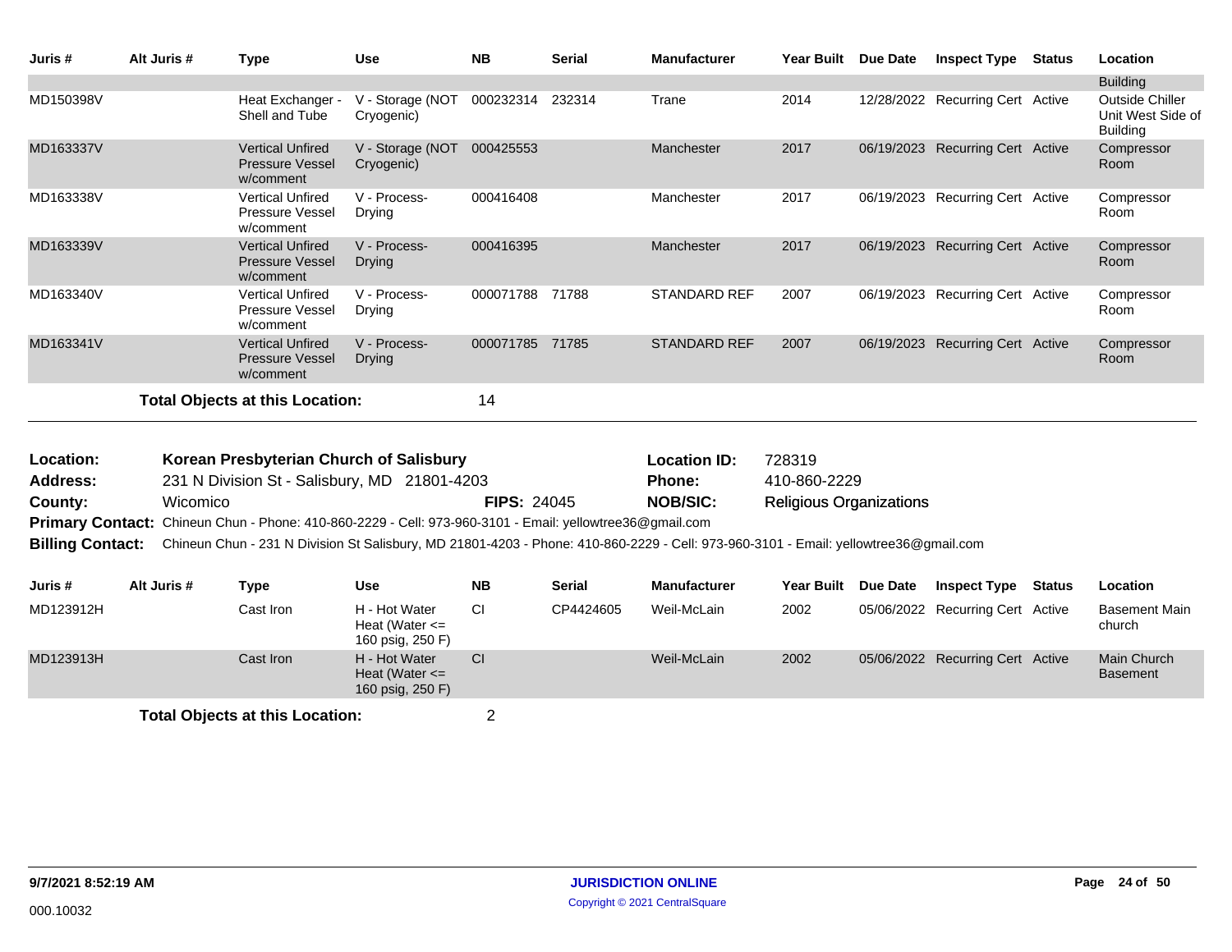| Juris # | Alt Juris # | Type | Use | NB | Serial | Manufacturer | Year Built | Due Date | Inspect Type | Status | Location |
|---|---|---|---|---|---|---|---|---|---|---|---|
| | | | | | | | | | | | Building |
| MD150398V | | Heat Exchanger - Shell and Tube | V - Storage (NOT Cryogenic) | 000232314 | 232314 | Trane | 2014 | 12/28/2022 | Recurring Cert | Active | Outside Chiller Unit West Side of Building |
| MD163337V | | Vertical Unfired Pressure Vessel w/comment | V - Storage (NOT Cryogenic) | 000425553 | | Manchester | 2017 | 06/19/2023 | Recurring Cert | Active | Compressor Room |
| MD163338V | | Vertical Unfired Pressure Vessel w/comment | V - Process-Drying | 000416408 | | Manchester | 2017 | 06/19/2023 | Recurring Cert | Active | Compressor Room |
| MD163339V | | Vertical Unfired Pressure Vessel w/comment | V - Process-Drying | 000416395 | | Manchester | 2017 | 06/19/2023 | Recurring Cert | Active | Compressor Room |
| MD163340V | | Vertical Unfired Pressure Vessel w/comment | V - Process-Drying | 000071788 | 71788 | STANDARD REF | 2007 | 06/19/2023 | Recurring Cert | Active | Compressor Room |
| MD163341V | | Vertical Unfired Pressure Vessel w/comment | V - Process-Drying | 000071785 | 71785 | STANDARD REF | 2007 | 06/19/2023 | Recurring Cert | Active | Compressor Room |

**Total Objects at this Location:** 14

**Location:** **Korean Presbyterian Church of Salisbury**
**Location ID:** 728319
**Address:** 231 N Division St - Salisbury, MD 21801-4203
**Phone:** 410-860-2229
**County:** Wicomico
**FIPS:** 24045
**NOB/SIC:** Religious Organizations
**Primary Contact:** Chineun Chun - Phone: 410-860-2229 - Cell: 973-960-3101 - Email: yellowtree36@gmail.com
**Billing Contact:** Chineun Chun - 231 N Division St Salisbury, MD 21801-4203 - Phone: 410-860-2229 - Cell: 973-960-3101 - Email: yellowtree36@gmail.com

| Juris # | Alt Juris # | Type | Use | NB | Serial | Manufacturer | Year Built | Due Date | Inspect Type | Status | Location |
|---|---|---|---|---|---|---|---|---|---|---|---|
| MD123912H | | Cast Iron | H - Hot Water Heat (Water <= 160 psig, 250 F) | CI | CP4424605 | Weil-McLain | 2002 | 05/06/2022 | Recurring Cert | Active | Basement Main church |
| MD123913H | | Cast Iron | H - Hot Water Heat (Water <= 160 psig, 250 F) | CI | | Weil-McLain | 2002 | 05/06/2022 | Recurring Cert | Active | Main Church Basement |

**Total Objects at this Location:** 2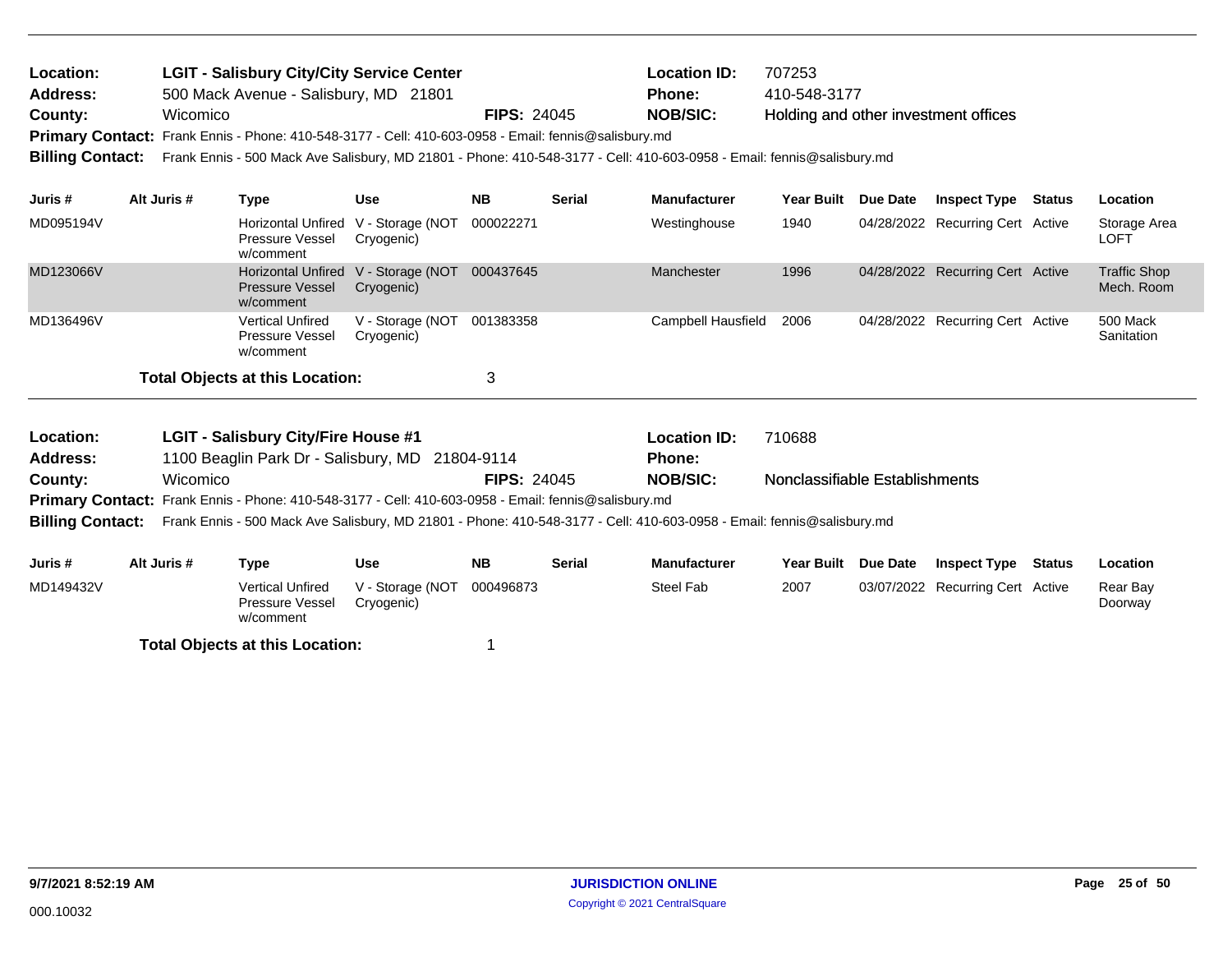**Location:** LGIT - Salisbury City/City Service Center
**Address:** 500 Mack Avenue - Salisbury, MD 21801
**County:** Wicomico **FIPS:** 24045
**Location ID:** 707253
**Phone:** 410-548-3177
**NOB/SIC:** Holding and other investment offices
**Primary Contact:** Frank Ennis - Phone: 410-548-3177 - Cell: 410-603-0958 - Email: fennis@salisbury.md
**Billing Contact:** Frank Ennis - 500 Mack Ave Salisbury, MD 21801 - Phone: 410-548-3177 - Cell: 410-603-0958 - Email: fennis@salisbury.md

| Juris # | Alt Juris # | Type | Use | NB | Serial | Manufacturer | Year Built | Due Date | Inspect Type | Status | Location |
|---|---|---|---|---|---|---|---|---|---|---|---|
| MD095194V | | Horizontal Unfired Pressure Vessel w/comment | V - Storage (NOT Cryogenic) | 000022271 | | Westinghouse | 1940 | 04/28/2022 | Recurring Cert | Active | Storage Area LOFT |
| MD123066V | | Horizontal Unfired Pressure Vessel w/comment | V - Storage (NOT Cryogenic) | 000437645 | | Manchester | 1996 | 04/28/2022 | Recurring Cert | Active | Traffic Shop Mech. Room |
| MD136496V | | Vertical Unfired Pressure Vessel w/comment | V - Storage (NOT Cryogenic) | 001383358 | | Campbell Hausfield | 2006 | 04/28/2022 | Recurring Cert | Active | 500 Mack Sanitation |

**Total Objects at this Location:** 3

**Location:** LGIT - Salisbury City/Fire House #1
**Address:** 1100 Beaglin Park Dr - Salisbury, MD 21804-9114
**County:** Wicomico **FIPS:** 24045
**Location ID:** 710688
**Phone:**
**NOB/SIC:** Nonclassifiable Establishments
**Primary Contact:** Frank Ennis - Phone: 410-548-3177 - Cell: 410-603-0958 - Email: fennis@salisbury.md
**Billing Contact:** Frank Ennis - 500 Mack Ave Salisbury, MD 21801 - Phone: 410-548-3177 - Cell: 410-603-0958 - Email: fennis@salisbury.md

| Juris # | Alt Juris # | Type | Use | NB | Serial | Manufacturer | Year Built | Due Date | Inspect Type | Status | Location |
|---|---|---|---|---|---|---|---|---|---|---|---|
| MD149432V | | Vertical Unfired Pressure Vessel w/comment | V - Storage (NOT Cryogenic) | 000496873 | | Steel Fab | 2007 | 03/07/2022 | Recurring Cert | Active | Rear Bay Doorway |

**Total Objects at this Location:** 1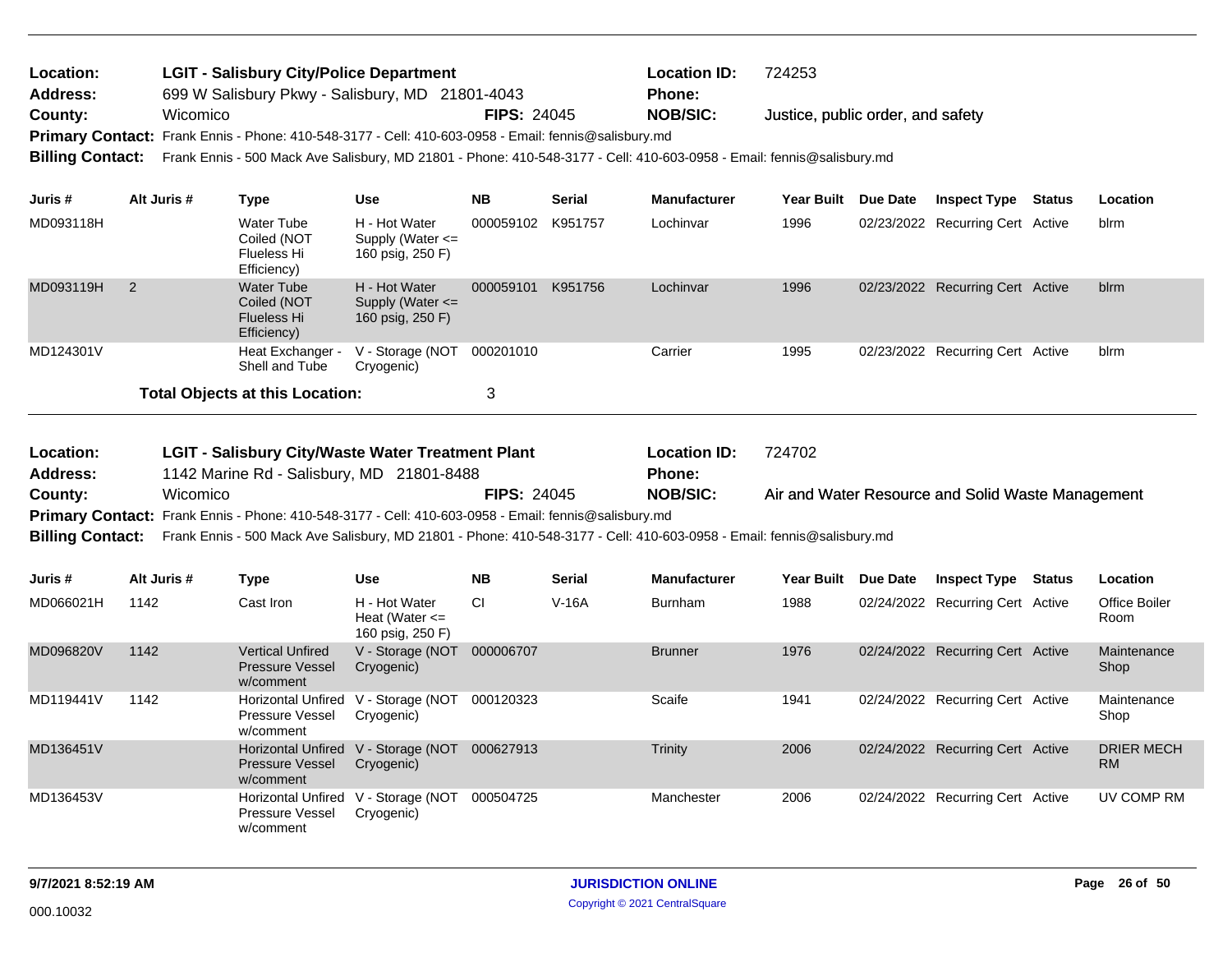**Location:** LGIT - Salisbury City/Police Department  **Location ID:** 724253
**Address:** 699 W Salisbury Pkwy - Salisbury, MD 21801-4043  **Phone:**
**County:** Wicomico  **FIPS:** 24045  **NOB/SIC:** Justice, public order, and safety
**Primary Contact:** Frank Ennis - Phone: 410-548-3177 - Cell: 410-603-0958 - Email: fennis@salisbury.md
**Billing Contact:** Frank Ennis - 500 Mack Ave Salisbury, MD 21801 - Phone: 410-548-3177 - Cell: 410-603-0958 - Email: fennis@salisbury.md

| Juris # | Alt Juris # | Type | Use | NB | Serial | Manufacturer | Year Built | Due Date | Inspect Type | Status | Location |
|---|---|---|---|---|---|---|---|---|---|---|---|
| MD093118H | | Water Tube Coiled (NOT Flueless Hi Efficiency) | H - Hot Water Supply (Water <= 160 psig, 250 F) | 000059102 | K951757 | Lochinvar | 1996 | 02/23/2022 | Recurring Cert | Active | blrm |
| MD093119H | 2 | Water Tube Coiled (NOT Flueless Hi Efficiency) | H - Hot Water Supply (Water <= 160 psig, 250 F) | 000059101 | K951756 | Lochinvar | 1996 | 02/23/2022 | Recurring Cert | Active | blrm |
| MD124301V | | Heat Exchanger - Shell and Tube | V - Storage (NOT Cryogenic) | 000201010 | | Carrier | 1995 | 02/23/2022 | Recurring Cert | Active | blrm |

**Total Objects at this Location:** 3

**Location:** LGIT - Salisbury City/Waste Water Treatment Plant  **Location ID:** 724702
**Address:** 1142 Marine Rd - Salisbury, MD 21801-8488  **Phone:**
**County:** Wicomico  **FIPS:** 24045  **NOB/SIC:** Air and Water Resource and Solid Waste Management
**Primary Contact:** Frank Ennis - Phone: 410-548-3177 - Cell: 410-603-0958 - Email: fennis@salisbury.md
**Billing Contact:** Frank Ennis - 500 Mack Ave Salisbury, MD 21801 - Phone: 410-548-3177 - Cell: 410-603-0958 - Email: fennis@salisbury.md

| Juris # | Alt Juris # | Type | Use | NB | Serial | Manufacturer | Year Built | Due Date | Inspect Type | Status | Location |
|---|---|---|---|---|---|---|---|---|---|---|---|
| MD066021H | 1142 | Cast Iron | H - Hot Water Heat (Water <= 160 psig, 250 F) | CI | V-16A | Burnham | 1988 | 02/24/2022 | Recurring Cert | Active | Office Boiler Room |
| MD096820V | 1142 | Vertical Unfired Pressure Vessel w/comment | V - Storage (NOT Cryogenic) | 000006707 | | Brunner | 1976 | 02/24/2022 | Recurring Cert | Active | Maintenance Shop |
| MD119441V | 1142 | Horizontal Unfired Pressure Vessel w/comment | V - Storage (NOT Cryogenic) | 000120323 | | Scaife | 1941 | 02/24/2022 | Recurring Cert | Active | Maintenance Shop |
| MD136451V | | Horizontal Unfired Pressure Vessel w/comment | V - Storage (NOT Cryogenic) | 000627913 | | Trinity | 2006 | 02/24/2022 | Recurring Cert | Active | DRIER MECH RM |
| MD136453V | | Horizontal Unfired Pressure Vessel w/comment | V - Storage (NOT Cryogenic) | 000504725 | | Manchester | 2006 | 02/24/2022 | Recurring Cert | Active | UV COMP RM |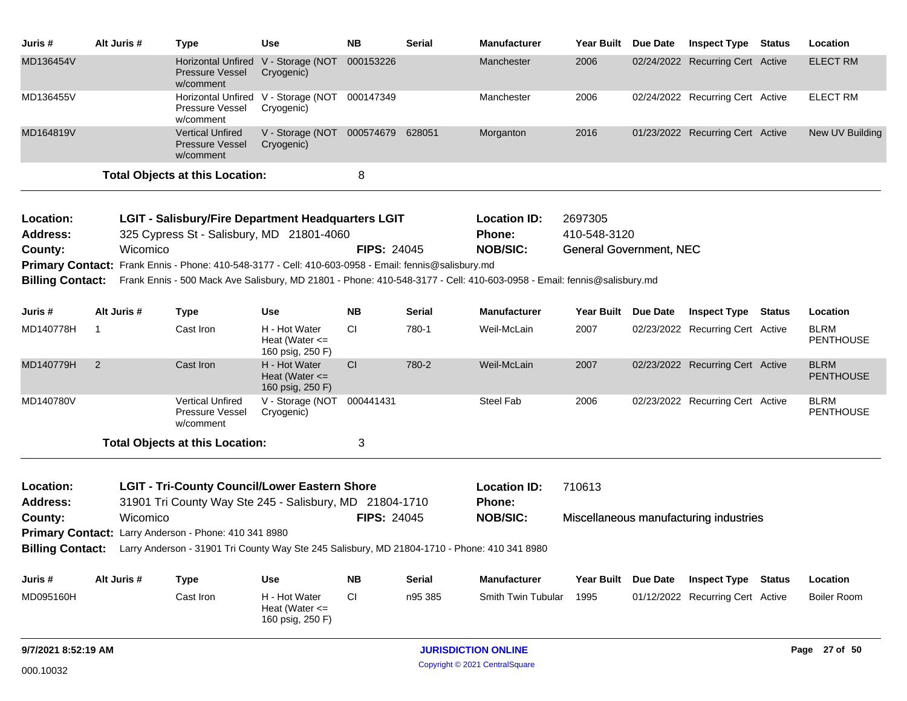| Juris # | Alt Juris # | Type | Use | NB | Serial | Manufacturer | Year Built | Due Date | Inspect Type | Status | Location |
|---|---|---|---|---|---|---|---|---|---|---|---|
| MD136454V | | Horizontal Unfired Pressure Vessel w/comment | V - Storage (NOT Cryogenic) | 000153226 | | Manchester | 2006 | 02/24/2022 | Recurring Cert | Active | ELECT RM |
| MD136455V | | Horizontal Unfired Pressure Vessel w/comment | V - Storage (NOT Cryogenic) | 000147349 | | Manchester | 2006 | 02/24/2022 | Recurring Cert | Active | ELECT RM |
| MD164819V | | Vertical Unfired Pressure Vessel w/comment | V - Storage (NOT Cryogenic) | 000574679 | 628051 | Morganton | 2016 | 01/23/2022 | Recurring Cert | Active | New UV Building |

**Total Objects at this Location:** 8

---

**Location:** LGIT - Salisbury/Fire Department Headquarters LGIT
**Location ID:** 2697305
**Address:** 325 Cypress St - Salisbury, MD 21801-4060
**Phone:** 410-548-3120
**County:** Wicomico
**FIPS:** 24045
**NOB/SIC:** General Government, NEC
**Primary Contact:** Frank Ennis - Phone: 410-548-3177 - Cell: 410-603-0958 - Email: fennis@salisbury.md
**Billing Contact:** Frank Ennis - 500 Mack Ave Salisbury, MD 21801 - Phone: 410-548-3177 - Cell: 410-603-0958 - Email: fennis@salisbury.md

| Juris # | Alt Juris # | Type | Use | NB | Serial | Manufacturer | Year Built | Due Date | Inspect Type | Status | Location |
|---|---|---|---|---|---|---|---|---|---|---|---|
| MD140778H | 1 | Cast Iron | H - Hot Water Heat (Water <= 160 psig, 250 F) | CI | 780-1 | Weil-McLain | 2007 | 02/23/2022 | Recurring Cert | Active | BLRM PENTHOUSE |
| MD140779H | 2 | Cast Iron | H - Hot Water Heat (Water <= 160 psig, 250 F) | CI | 780-2 | Weil-McLain | 2007 | 02/23/2022 | Recurring Cert | Active | BLRM PENTHOUSE |
| MD140780V | | Vertical Unfired Pressure Vessel w/comment | V - Storage (NOT Cryogenic) | 000441431 | | Steel Fab | 2006 | 02/23/2022 | Recurring Cert | Active | BLRM PENTHOUSE |

**Total Objects at this Location:** 3

---

**Location:** LGIT - Tri-County Council/Lower Eastern Shore
**Location ID:** 710613
**Address:** 31901 Tri County Way Ste 245 - Salisbury, MD 21804-1710
**Phone:**
**County:** Wicomico
**FIPS:** 24045
**NOB/SIC:** Miscellaneous manufacturing industries
**Primary Contact:** Larry Anderson - Phone: 410 341 8980
**Billing Contact:** Larry Anderson - 31901 Tri County Way Ste 245 Salisbury, MD 21804-1710 - Phone: 410 341 8980

| Juris # | Alt Juris # | Type | Use | NB | Serial | Manufacturer | Year Built | Due Date | Inspect Type | Status | Location |
|---|---|---|---|---|---|---|---|---|---|---|---|
| MD095160H | | Cast Iron | H - Hot Water Heat (Water <= 160 psig, 250 F) | CI | n95 385 | Smith Twin Tubular | 1995 | 01/12/2022 | Recurring Cert | Active | Boiler Room |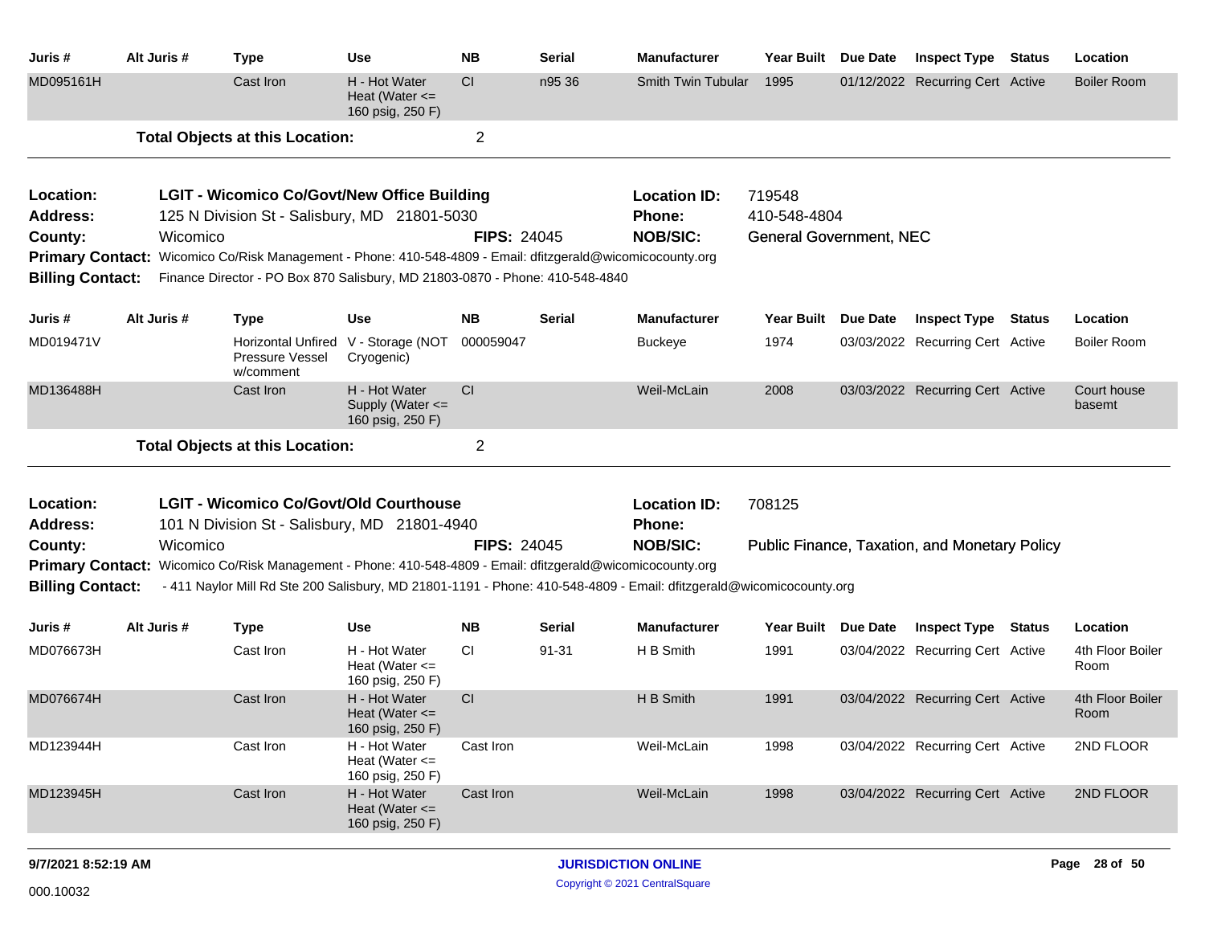| Juris # | Alt Juris # | Type | Use | NB | Serial | Manufacturer | Year Built | Due Date | Inspect Type | Status | Location |
|---|---|---|---|---|---|---|---|---|---|---|---|
| MD095161H | | Cast Iron | H - Hot Water Heat (Water <= 160 psig, 250 F) | CI | n95 36 | Smith Twin Tubular | 1995 | 01/12/2022 | Recurring Cert | Active | Boiler Room |

**Total Objects at this Location:** 2

---

**Location:** LGIT - Wicomico Co/Govt/New Office Building
**Location ID:** 719548
**Address:** 125 N Division St - Salisbury, MD 21801-5030
**Phone:** 410-548-4804
**County:** Wicomico
**FIPS:** 24045
**NOB/SIC:** General Government, NEC
**Primary Contact:** Wicomico Co/Risk Management - Phone: 410-548-4809 - Email: dfitzgerald@wicomicocounty.org
**Billing Contact:** Finance Director - PO Box 870 Salisbury, MD 21803-0870 - Phone: 410-548-4840

| Juris # | Alt Juris # | Type | Use | NB | Serial | Manufacturer | Year Built | Due Date | Inspect Type | Status | Location |
|---|---|---|---|---|---|---|---|---|---|---|---|
| MD019471V | | Horizontal Unfired Pressure Vessel w/comment | V - Storage (NOT Cryogenic) | 000059047 | | Buckeye | 1974 | 03/03/2022 | Recurring Cert | Active | Boiler Room |
| MD136488H | | Cast Iron | H - Hot Water Supply (Water <= 160 psig, 250 F) | CI | | Weil-McLain | 2008 | 03/03/2022 | Recurring Cert | Active | Court house basemt |

**Total Objects at this Location:** 2

---

**Location:** LGIT - Wicomico Co/Govt/Old Courthouse
**Location ID:** 708125
**Address:** 101 N Division St - Salisbury, MD 21801-4940
**Phone:**
**County:** Wicomico
**FIPS:** 24045
**NOB/SIC:** Public Finance, Taxation, and Monetary Policy
**Primary Contact:** Wicomico Co/Risk Management - Phone: 410-548-4809 - Email: dfitzgerald@wicomicocounty.org
**Billing Contact:** - 411 Naylor Mill Rd Ste 200 Salisbury, MD 21801-1191 - Phone: 410-548-4809 - Email: dfitzgerald@wicomicocounty.org

| Juris # | Alt Juris # | Type | Use | NB | Serial | Manufacturer | Year Built | Due Date | Inspect Type | Status | Location |
|---|---|---|---|---|---|---|---|---|---|---|---|
| MD076673H | | Cast Iron | H - Hot Water Heat (Water <= 160 psig, 250 F) | CI | 91-31 | H B Smith | 1991 | 03/04/2022 | Recurring Cert | Active | 4th Floor Boiler Room |
| MD076674H | | Cast Iron | H - Hot Water Heat (Water <= 160 psig, 250 F) | CI | | H B Smith | 1991 | 03/04/2022 | Recurring Cert | Active | 4th Floor Boiler Room |
| MD123944H | | Cast Iron | H - Hot Water Heat (Water <= 160 psig, 250 F) | Cast Iron | | Weil-McLain | 1998 | 03/04/2022 | Recurring Cert | Active | 2ND FLOOR |
| MD123945H | | Cast Iron | H - Hot Water Heat (Water <= 160 psig, 250 F) | Cast Iron | | Weil-McLain | 1998 | 03/04/2022 | Recurring Cert | Active | 2ND FLOOR |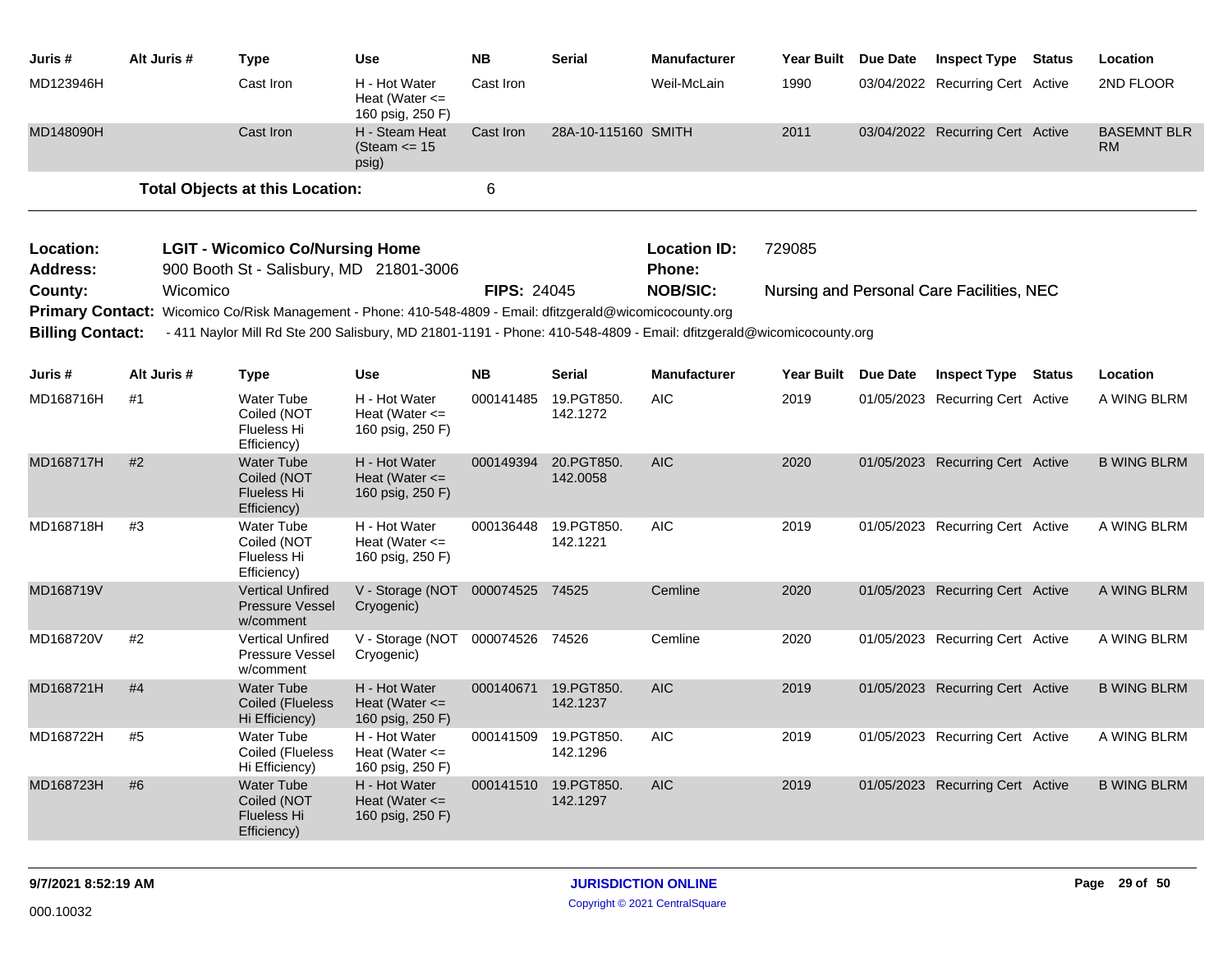| Juris # | Alt Juris # | Type | Use | NB | Serial | Manufacturer | Year Built | Due Date | Inspect Type | Status | Location |
|---|---|---|---|---|---|---|---|---|---|---|---|
| MD123946H | | Cast Iron | H - Hot Water Heat (Water <= 160 psig, 250 F) | Cast Iron | | Weil-McLain | 1990 | 03/04/2022 | Recurring Cert | Active | 2ND FLOOR |
| MD148090H | | Cast Iron | H - Steam Heat (Steam <= 15 psig) | Cast Iron | 28A-10-115160 | SMITH | 2011 | 03/04/2022 | Recurring Cert | Active | BASEMNT BLR RM |

**Total Objects at this Location:** 6

**Location:** LGIT - Wicomico Co/Nursing Home
**Location ID:** 729085
**Address:** 900 Booth St - Salisbury, MD 21801-3006
**Phone:**
**County:** Wicomico
**FIPS:** 24045
**NOB/SIC:** Nursing and Personal Care Facilities, NEC
**Primary Contact:** Wicomico Co/Risk Management - Phone: 410-548-4809 - Email: dfitzgerald@wicomicocounty.org
**Billing Contact:** - 411 Naylor Mill Rd Ste 200 Salisbury, MD 21801-1191 - Phone: 410-548-4809 - Email: dfitzgerald@wicomicocounty.org

| Juris # | Alt Juris # | Type | Use | NB | Serial | Manufacturer | Year Built | Due Date | Inspect Type | Status | Location |
|---|---|---|---|---|---|---|---|---|---|---|---|
| MD168716H | #1 | Water Tube Coiled (NOT Flueless Hi Efficiency) | H - Hot Water Heat (Water <= 160 psig, 250 F) | 000141485 | 19.PGT850. 142.1272 | AIC | 2019 | 01/05/2023 | Recurring Cert | Active | A WING BLRM |
| MD168717H | #2 | Water Tube Coiled (NOT Flueless Hi Efficiency) | H - Hot Water Heat (Water <= 160 psig, 250 F) | 000149394 | 20.PGT850. 142.0058 | AIC | 2020 | 01/05/2023 | Recurring Cert | Active | B WING BLRM |
| MD168718H | #3 | Water Tube Coiled (NOT Flueless Hi Efficiency) | H - Hot Water Heat (Water <= 160 psig, 250 F) | 000136448 | 19.PGT850. 142.1221 | AIC | 2019 | 01/05/2023 | Recurring Cert | Active | A WING BLRM |
| MD168719V | | Vertical Unfired Pressure Vessel w/comment | V - Storage (NOT Cryogenic) | 000074525 | 74525 | Cemline | 2020 | 01/05/2023 | Recurring Cert | Active | A WING BLRM |
| MD168720V | #2 | Vertical Unfired Pressure Vessel w/comment | V - Storage (NOT Cryogenic) | 000074526 | 74526 | Cemline | 2020 | 01/05/2023 | Recurring Cert | Active | A WING BLRM |
| MD168721H | #4 | Water Tube Coiled (Flueless Hi Efficiency) | H - Hot Water Heat (Water <= 160 psig, 250 F) | 000140671 | 19.PGT850. 142.1237 | AIC | 2019 | 01/05/2023 | Recurring Cert | Active | B WING BLRM |
| MD168722H | #5 | Water Tube Coiled (Flueless Hi Efficiency) | H - Hot Water Heat (Water <= 160 psig, 250 F) | 000141509 | 19.PGT850. 142.1296 | AIC | 2019 | 01/05/2023 | Recurring Cert | Active | A WING BLRM |
| MD168723H | #6 | Water Tube Coiled (NOT Flueless Hi Efficiency) | H - Hot Water Heat (Water <= 160 psig, 250 F) | 000141510 | 19.PGT850. 142.1297 | AIC | 2019 | 01/05/2023 | Recurring Cert | Active | B WING BLRM |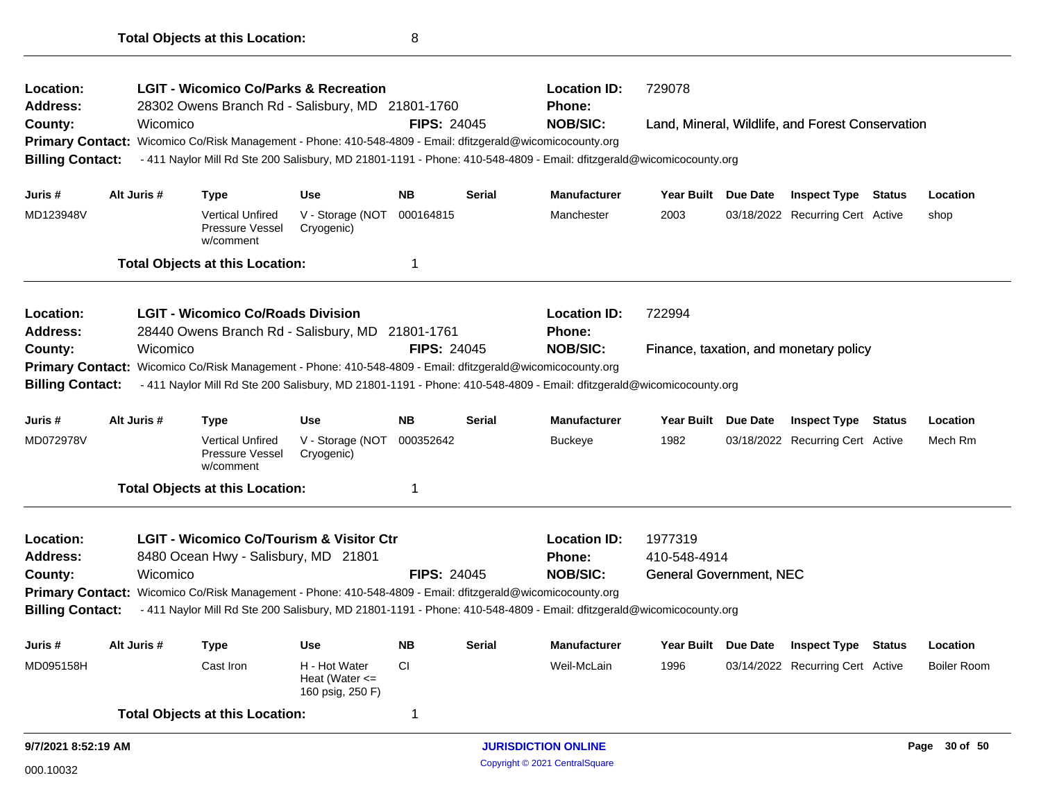**Total Objects at this Location:** 8

---

**Location:** LGIT - Wicomico Co/Parks & Recreation
**Location ID:** 729078
**Address:** 28302 Owens Branch Rd - Salisbury, MD 21801-1760
**Phone:**
**County:** Wicomico
**FIPS:** 24045
**NOB/SIC:** Land, Mineral, Wildlife, and Forest Conservation
**Primary Contact:** Wicomico Co/Risk Management - Phone: 410-548-4809 - Email: dfitzgerald@wicomicocounty.org
**Billing Contact:** - 411 Naylor Mill Rd Ste 200 Salisbury, MD 21801-1191 - Phone: 410-548-4809 - Email: dfitzgerald@wicomicocounty.org

| Juris # | Alt Juris # | Type | Use | NB | Serial | Manufacturer | Year Built | Due Date | Inspect Type | Status | Location |
|---|---|---|---|---|---|---|---|---|---|---|---|
| MD123948V | | Vertical Unfired Pressure Vessel w/comment | V - Storage (NOT Cryogenic) | 000164815 | | Manchester | 2003 | 03/18/2022 | Recurring Cert | Active | shop |

**Total Objects at this Location:** 1

---

**Location:** LGIT - Wicomico Co/Roads Division
**Location ID:** 722994
**Address:** 28440 Owens Branch Rd - Salisbury, MD 21801-1761
**Phone:**
**County:** Wicomico
**FIPS:** 24045
**NOB/SIC:** Finance, taxation, and monetary policy
**Primary Contact:** Wicomico Co/Risk Management - Phone: 410-548-4809 - Email: dfitzgerald@wicomicocounty.org
**Billing Contact:** - 411 Naylor Mill Rd Ste 200 Salisbury, MD 21801-1191 - Phone: 410-548-4809 - Email: dfitzgerald@wicomicocounty.org

| Juris # | Alt Juris # | Type | Use | NB | Serial | Manufacturer | Year Built | Due Date | Inspect Type | Status | Location |
|---|---|---|---|---|---|---|---|---|---|---|---|
| MD072978V | | Vertical Unfired Pressure Vessel w/comment | V - Storage (NOT Cryogenic) | 000352642 | | Buckeye | 1982 | 03/18/2022 | Recurring Cert | Active | Mech Rm |

**Total Objects at this Location:** 1

---

**Location:** LGIT - Wicomico Co/Tourism & Visitor Ctr
**Location ID:** 1977319
**Address:** 8480 Ocean Hwy - Salisbury, MD 21801
**Phone:** 410-548-4914
**County:** Wicomico
**FIPS:** 24045
**NOB/SIC:** General Government, NEC
**Primary Contact:** Wicomico Co/Risk Management - Phone: 410-548-4809 - Email: dfitzgerald@wicomicocounty.org
**Billing Contact:** - 411 Naylor Mill Rd Ste 200 Salisbury, MD 21801-1191 - Phone: 410-548-4809 - Email: dfitzgerald@wicomicocounty.org

| Juris # | Alt Juris # | Type | Use | NB | Serial | Manufacturer | Year Built | Due Date | Inspect Type | Status | Location |
|---|---|---|---|---|---|---|---|---|---|---|---|
| MD095158H | | Cast Iron | H - Hot Water Heat (Water <= 160 psig, 250 F) | CI | | Weil-McLain | 1996 | 03/14/2022 | Recurring Cert | Active | Boiler Room |

**Total Objects at this Location:** 1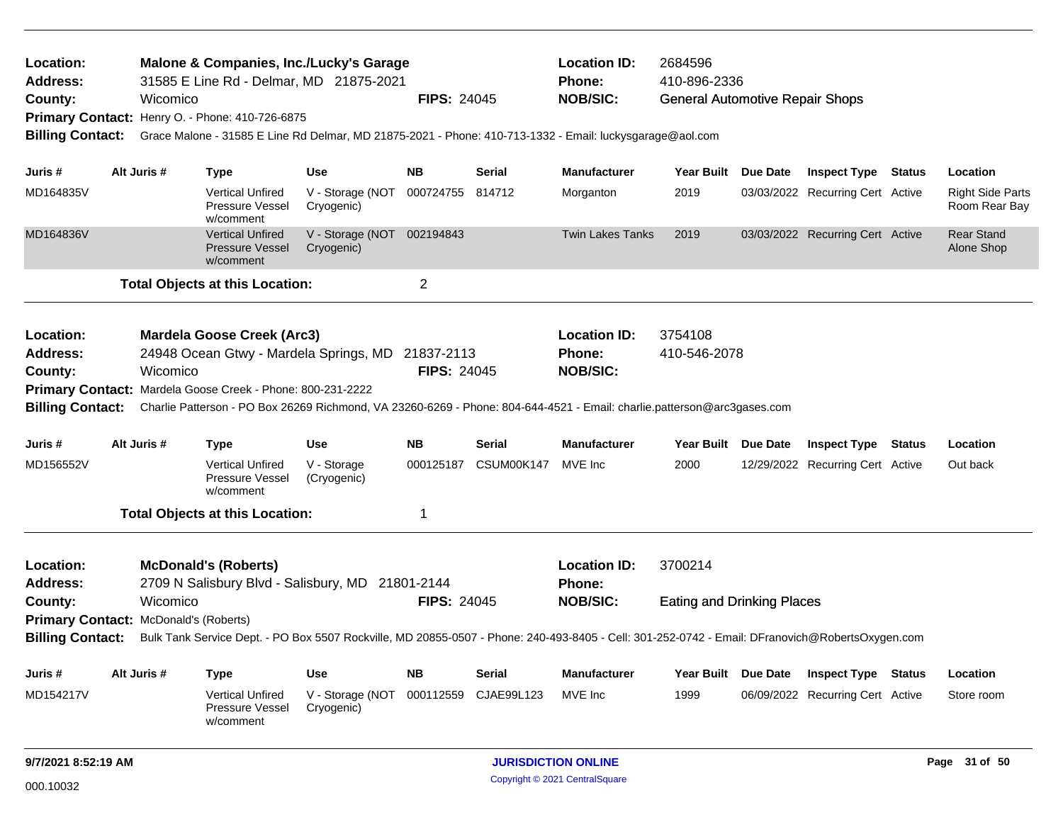**Location:** Malone & Companies, Inc./Lucky's Garage
**Location ID:** 2684596
**Address:** 31585 E Line Rd - Delmar, MD 21875-2021
**Phone:** 410-896-2336
**County:** Wicomico
**FIPS:** 24045
**NOB/SIC:** General Automotive Repair Shops
**Primary Contact:** Henry O. - Phone: 410-726-6875
**Billing Contact:** Grace Malone - 31585 E Line Rd Delmar, MD 21875-2021 - Phone: 410-713-1332 - Email: luckysgarage@aol.com

| Juris # | Alt Juris # | Type | Use | NB | Serial | Manufacturer | Year Built | Due Date | Inspect Type | Status | Location |
|---|---|---|---|---|---|---|---|---|---|---|---|
| MD164835V | | Vertical Unfired Pressure Vessel w/comment | V - Storage (NOT Cryogenic) | 000724755 | 814712 | Morganton | 2019 | 03/03/2022 | Recurring Cert | Active | Right Side Parts Room Rear Bay |
| MD164836V | | Vertical Unfired Pressure Vessel w/comment | V - Storage (NOT Cryogenic) | 002194843 | | Twin Lakes Tanks | 2019 | 03/03/2022 | Recurring Cert | Active | Rear Stand Alone Shop |

**Total Objects at this Location:** 2

---

**Location:** Mardela Goose Creek (Arc3)
**Location ID:** 3754108
**Address:** 24948 Ocean Gtwy - Mardela Springs, MD 21837-2113
**Phone:** 410-546-2078
**County:** Wicomico
**FIPS:** 24045
**NOB/SIC:**
**Primary Contact:** Mardela Goose Creek - Phone: 800-231-2222
**Billing Contact:** Charlie Patterson - PO Box 26269 Richmond, VA 23260-6269 - Phone: 804-644-4521 - Email: charlie.patterson@arc3gases.com

| Juris # | Alt Juris # | Type | Use | NB | Serial | Manufacturer | Year Built | Due Date | Inspect Type | Status | Location |
|---|---|---|---|---|---|---|---|---|---|---|---|
| MD156552V | | Vertical Unfired Pressure Vessel w/comment | V - Storage (Cryogenic) | 000125187 | CSUM00K147 | MVE Inc | 2000 | 12/29/2022 | Recurring Cert | Active | Out back |

**Total Objects at this Location:** 1

---

**Location:** McDonald's (Roberts)
**Location ID:** 3700214
**Address:** 2709 N Salisbury Blvd - Salisbury, MD 21801-2144
**Phone:**
**County:** Wicomico
**FIPS:** 24045
**NOB/SIC:** Eating and Drinking Places
**Primary Contact:** McDonald's (Roberts)
**Billing Contact:** Bulk Tank Service Dept. - PO Box 5507 Rockville, MD 20855-0507 - Phone: 240-493-8405 - Cell: 301-252-0742 - Email: DFranovich@RobertsOxygen.com

| Juris # | Alt Juris # | Type | Use | NB | Serial | Manufacturer | Year Built | Due Date | Inspect Type | Status | Location |
|---|---|---|---|---|---|---|---|---|---|---|---|
| MD154217V | | Vertical Unfired Pressure Vessel w/comment | V - Storage (NOT Cryogenic) | 000112559 | CJAE99L123 | MVE Inc | 1999 | 06/09/2022 | Recurring Cert | Active | Store room |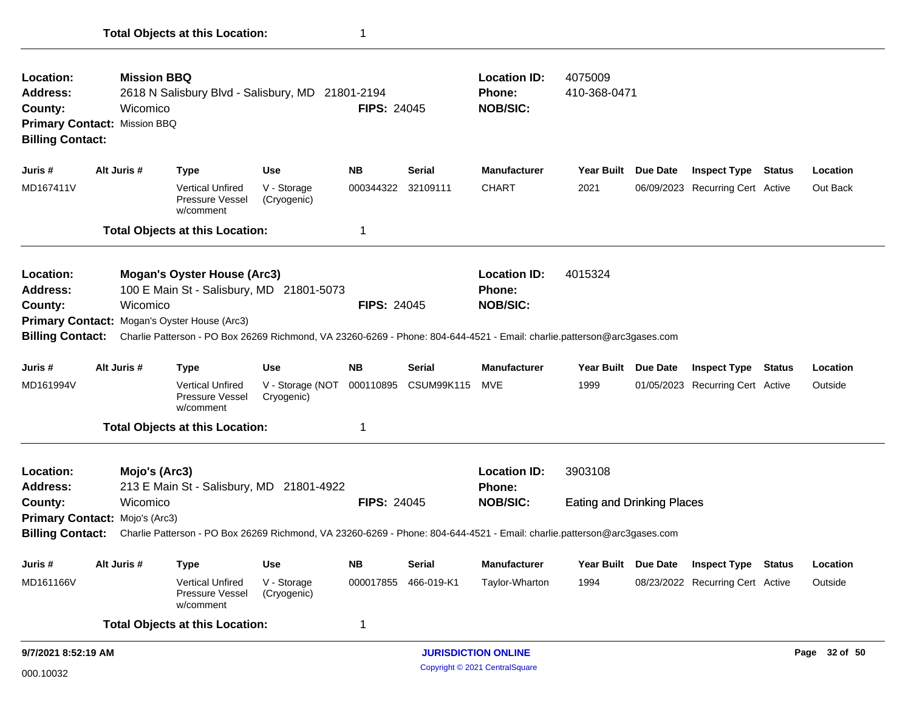**Total Objects at this Location:** 1

---

**Location:** **Mission BBQ**
**Address:** 2618 N Salisbury Blvd - Salisbury, MD 21801-2194
**County:** Wicomico
**FIPS:** 24045
**Location ID:** 4075009
**Phone:** 410-368-0471
**NOB/SIC:**
**Primary Contact:** Mission BBQ
**Billing Contact:**

| Juris # | Alt Juris # | Type | Use | NB | Serial | Manufacturer | Year Built | Due Date | Inspect Type | Status | Location |
|---|---|---|---|---|---|---|---|---|---|---|---|
| MD167411V | | Vertical Unfired Pressure Vessel w/comment | V - Storage (Cryogenic) | 000344322 | 32109111 | CHART | 2021 | 06/09/2023 | Recurring Cert | Active | Out Back |

**Total Objects at this Location:** 1

---

**Location:** **Mogan's Oyster House (Arc3)**
**Address:** 100 E Main St - Salisbury, MD 21801-5073
**County:** Wicomico
**FIPS:** 24045
**Location ID:** 4015324
**Phone:**
**NOB/SIC:**
**Primary Contact:** Mogan's Oyster House (Arc3)
**Billing Contact:** Charlie Patterson - PO Box 26269 Richmond, VA 23260-6269 - Phone: 804-644-4521 - Email: charlie.patterson@arc3gases.com

| Juris # | Alt Juris # | Type | Use | NB | Serial | Manufacturer | Year Built | Due Date | Inspect Type | Status | Location |
|---|---|---|---|---|---|---|---|---|---|---|---|
| MD161994V | | Vertical Unfired Pressure Vessel w/comment | V - Storage (NOT Cryogenic) | 000110895 | CSUM99K115 | MVE | 1999 | 01/05/2023 | Recurring Cert | Active | Outside |

**Total Objects at this Location:** 1

---

**Location:** **Mojo's (Arc3)**
**Address:** 213 E Main St - Salisbury, MD 21801-4922
**County:** Wicomico
**FIPS:** 24045
**Location ID:** 3903108
**Phone:**
**NOB/SIC:** Eating and Drinking Places
**Primary Contact:** Mojo's (Arc3)
**Billing Contact:** Charlie Patterson - PO Box 26269 Richmond, VA 23260-6269 - Phone: 804-644-4521 - Email: charlie.patterson@arc3gases.com

| Juris # | Alt Juris # | Type | Use | NB | Serial | Manufacturer | Year Built | Due Date | Inspect Type | Status | Location |
|---|---|---|---|---|---|---|---|---|---|---|---|
| MD161166V | | Vertical Unfired Pressure Vessel w/comment | V - Storage (Cryogenic) | 000017855 | 466-019-K1 | Taylor-Wharton | 1994 | 08/23/2022 | Recurring Cert | Active | Outside |

**Total Objects at this Location:** 1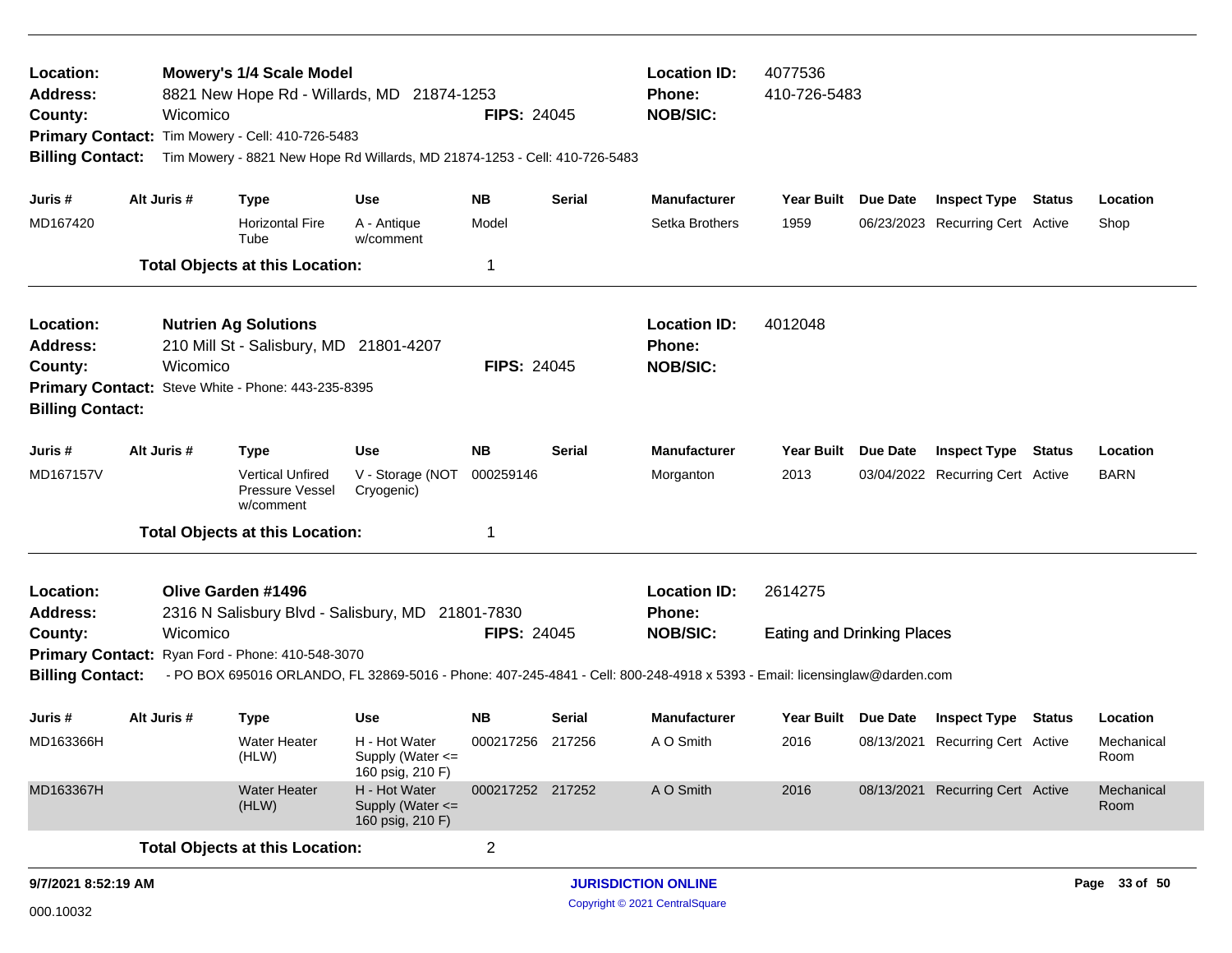**Location:** Mowery's 1/4 Scale Model
**Address:** 8821 New Hope Rd - Willards, MD 21874-1253
**County:** Wicomico
**FIPS:** 24045
**Location ID:** 4077536
**Phone:** 410-726-5483
**NOB/SIC:**
**Primary Contact:** Tim Mowery - Cell: 410-726-5483
**Billing Contact:** Tim Mowery - 8821 New Hope Rd Willards, MD 21874-1253 - Cell: 410-726-5483

| Juris # | Alt Juris # | Type | Use | NB | Serial | Manufacturer | Year Built | Due Date | Inspect Type | Status | Location |
|---|---|---|---|---|---|---|---|---|---|---|---|
| MD167420 | | Horizontal Fire Tube | A - Antique w/comment | Model | | Setka Brothers | 1959 | 06/23/2023 | Recurring Cert | Active | Shop |

**Total Objects at this Location:** 1

---

**Location:** Nutrien Ag Solutions
**Address:** 210 Mill St - Salisbury, MD 21801-4207
**County:** Wicomico
**FIPS:** 24045
**Location ID:** 4012048
**Phone:**
**NOB/SIC:**
**Primary Contact:** Steve White - Phone: 443-235-8395
**Billing Contact:**

| Juris # | Alt Juris # | Type | Use | NB | Serial | Manufacturer | Year Built | Due Date | Inspect Type | Status | Location |
|---|---|---|---|---|---|---|---|---|---|---|---|
| MD167157V | | Vertical Unfired Pressure Vessel w/comment | V - Storage (NOT Cryogenic) | 000259146 | | Morganton | 2013 | 03/04/2022 | Recurring Cert | Active | BARN |

**Total Objects at this Location:** 1

---

**Location:** Olive Garden #1496
**Address:** 2316 N Salisbury Blvd - Salisbury, MD 21801-7830
**County:** Wicomico
**FIPS:** 24045
**Location ID:** 2614275
**Phone:**
**NOB/SIC:** Eating and Drinking Places
**Primary Contact:** Ryan Ford - Phone: 410-548-3070
**Billing Contact:** - PO BOX 695016 ORLANDO, FL 32869-5016 - Phone: 407-245-4841 - Cell: 800-248-4918 x 5393 - Email: licensinglaw@darden.com

| Juris # | Alt Juris # | Type | Use | NB | Serial | Manufacturer | Year Built | Due Date | Inspect Type | Status | Location |
|---|---|---|---|---|---|---|---|---|---|---|---|
| MD163366H | | Water Heater (HLW) | H - Hot Water Supply (Water <= 160 psig, 210 F) | 000217256 | 217256 | A O Smith | 2016 | 08/13/2021 | Recurring Cert | Active | Mechanical Room |
| MD163367H | | Water Heater (HLW) | H - Hot Water Supply (Water <= 160 psig, 210 F) | 000217252 | 217252 | A O Smith | 2016 | 08/13/2021 | Recurring Cert | Active | Mechanical Room |

**Total Objects at this Location:** 2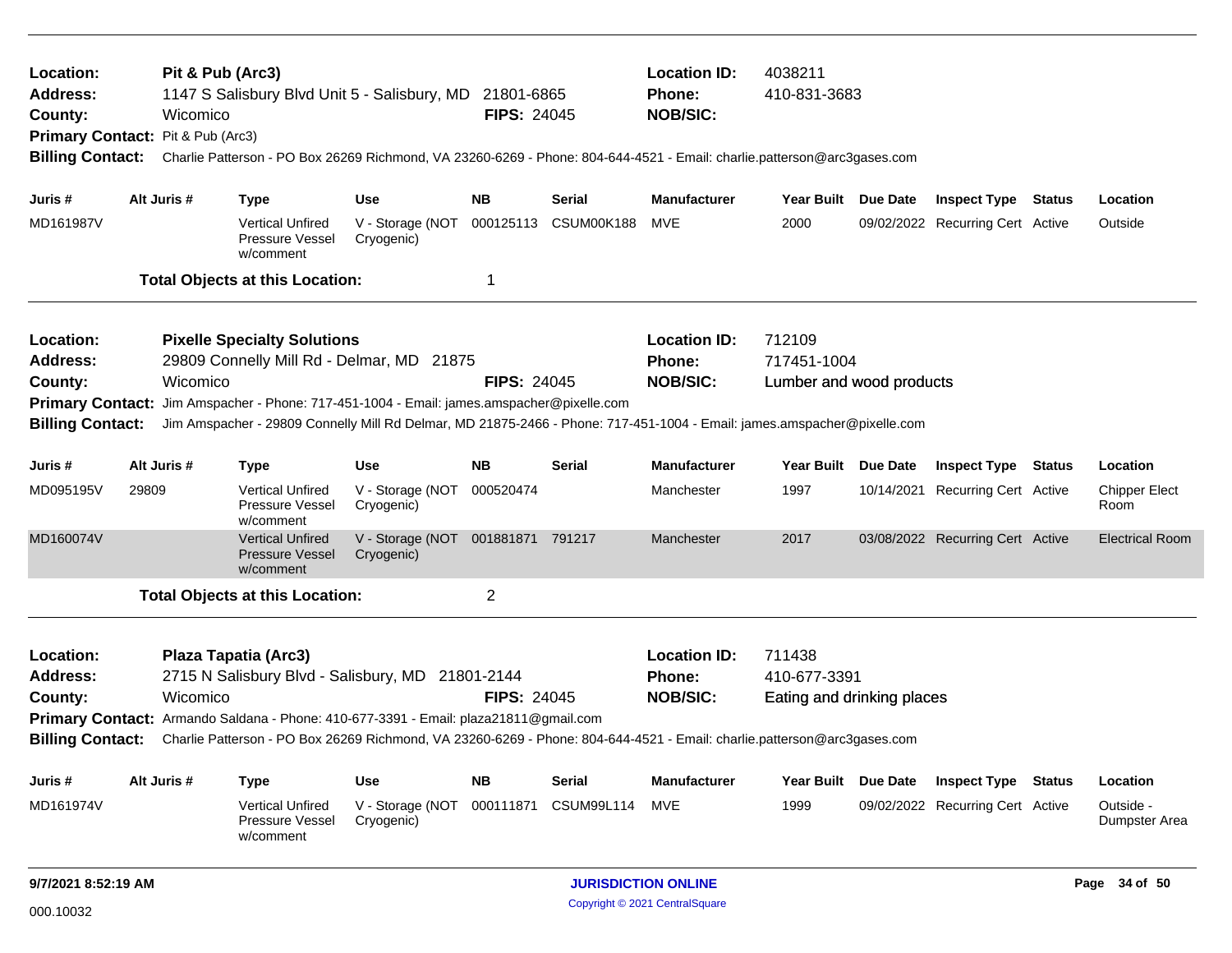**Location:** Pit & Pub (Arc3)
**Address:** 1147 S Salisbury Blvd Unit 5 - Salisbury, MD 21801-6865
**County:** Wicomico
**FIPS:** 24045
**Location ID:** 4038211
**Phone:** 410-831-3683
**NOB/SIC:**
**Primary Contact:** Pit & Pub (Arc3)
**Billing Contact:** Charlie Patterson - PO Box 26269 Richmond, VA 23260-6269 - Phone: 804-644-4521 - Email: charlie.patterson@arc3gases.com

| Juris # | Alt Juris # | Type | Use | NB | Serial | Manufacturer | Year Built | Due Date | Inspect Type | Status | Location |
|---|---|---|---|---|---|---|---|---|---|---|---|
| MD161987V | | Vertical Unfired Pressure Vessel w/comment | V - Storage (NOT Cryogenic) | 000125113 | CSUM00K188 | MVE | 2000 | 09/02/2022 | Recurring Cert | Active | Outside |

**Total Objects at this Location:** 1

---

**Location:** Pixelle Specialty Solutions
**Address:** 29809 Connelly Mill Rd - Delmar, MD 21875
**County:** Wicomico
**FIPS:** 24045
**Location ID:** 712109
**Phone:** 717451-1004
**NOB/SIC:** Lumber and wood products
**Primary Contact:** Jim Amspacher - Phone: 717-451-1004 - Email: james.amspacher@pixelle.com
**Billing Contact:** Jim Amspacher - 29809 Connelly Mill Rd Delmar, MD 21875-2466 - Phone: 717-451-1004 - Email: james.amspacher@pixelle.com

| Juris # | Alt Juris # | Type | Use | NB | Serial | Manufacturer | Year Built | Due Date | Inspect Type | Status | Location |
|---|---|---|---|---|---|---|---|---|---|---|---|
| MD095195V | 29809 | Vertical Unfired Pressure Vessel w/comment | V - Storage (NOT Cryogenic) | 000520474 | | Manchester | 1997 | 10/14/2021 | Recurring Cert | Active | Chipper Elect Room |
| MD160074V | | Vertical Unfired Pressure Vessel w/comment | V - Storage (NOT Cryogenic) | 001881871 | 791217 | Manchester | 2017 | 03/08/2022 | Recurring Cert | Active | Electrical Room |

**Total Objects at this Location:** 2

---

**Location:** Plaza Tapatia (Arc3)
**Address:** 2715 N Salisbury Blvd - Salisbury, MD 21801-2144
**County:** Wicomico
**FIPS:** 24045
**Location ID:** 711438
**Phone:** 410-677-3391
**NOB/SIC:** Eating and drinking places
**Primary Contact:** Armando Saldana - Phone: 410-677-3391 - Email: plaza21811@gmail.com
**Billing Contact:** Charlie Patterson - PO Box 26269 Richmond, VA 23260-6269 - Phone: 804-644-4521 - Email: charlie.patterson@arc3gases.com

| Juris # | Alt Juris # | Type | Use | NB | Serial | Manufacturer | Year Built | Due Date | Inspect Type | Status | Location |
|---|---|---|---|---|---|---|---|---|---|---|---|
| MD161974V | | Vertical Unfired Pressure Vessel w/comment | V - Storage (NOT Cryogenic) | 000111871 | CSUM99L114 | MVE | 1999 | 09/02/2022 | Recurring Cert | Active | Outside - Dumpster Area |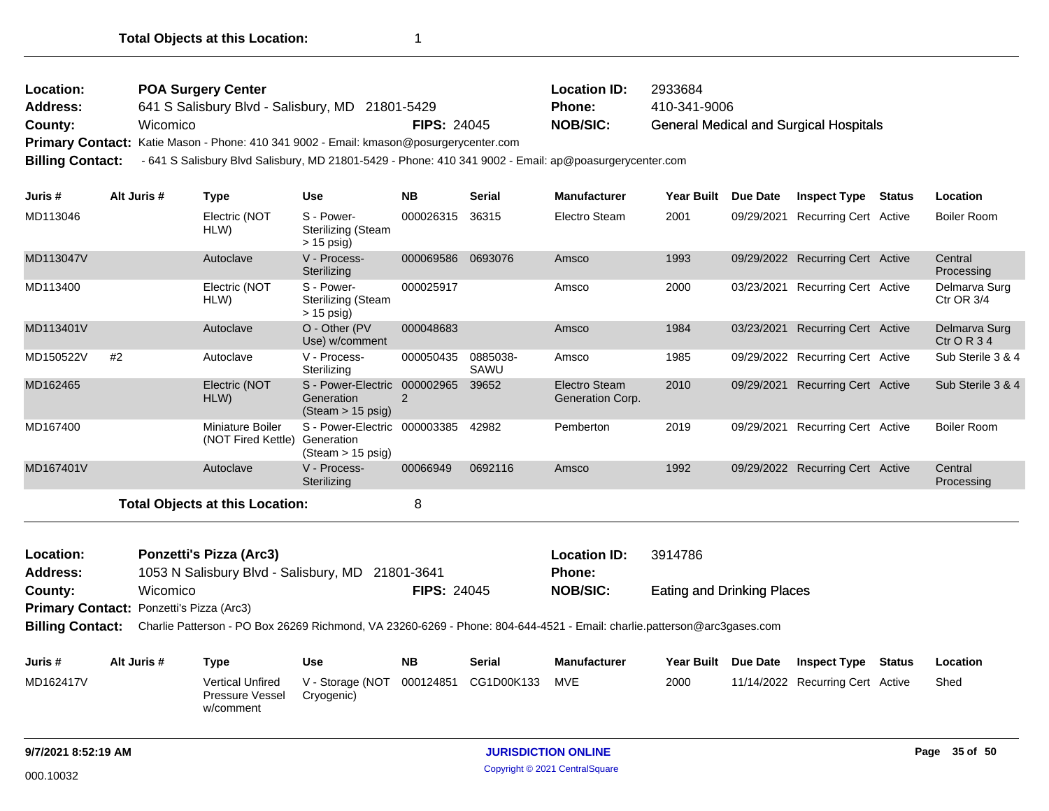**Total Objects at this Location:** 1

---

| | | | | | |
|---|---|---|---|---|---|
| **Location:** | **POA Surgery Center** | | | **Location ID:** | 2933684 |
| **Address:** | 641 S Salisbury Blvd - Salisbury, MD 21801-5429 | | | **Phone:** | 410-341-9006 |
| **County:** | Wicomico | **FIPS:** | 24045 | **NOB/SIC:** | General Medical and Surgical Hospitals |

**Primary Contact:** Katie Mason - Phone: 410 341 9002 - Email: kmason@posurgerycenter.com

**Billing Contact:** - 641 S Salisbury Blvd Salisbury, MD 21801-5429 - Phone: 410 341 9002 - Email: ap@poasurgerycenter.com

| Juris # | Alt Juris # | Type | Use | NB | Serial | Manufacturer | Year Built | Due Date | Inspect Type | Status | Location |
|---|---|---|---|---|---|---|---|---|---|---|---|
| MD113046 | | Electric (NOT HLW) | S - Power-Sterilizing (Steam > 15 psig) | 000026315 | 36315 | Electro Steam | 2001 | 09/29/2021 | Recurring Cert | Active | Boiler Room |
| MD113047V | | Autoclave | V - Process-Sterilizing | 000069586 | 0693076 | Amsco | 1993 | 09/29/2022 | Recurring Cert | Active | Central Processing |
| MD113400 | | Electric (NOT HLW) | S - Power-Sterilizing (Steam > 15 psig) | 000025917 | | Amsco | 2000 | 03/23/2021 | Recurring Cert | Active | Delmarva Surg Ctr OR 3/4 |
| MD113401V | | Autoclave | O - Other (PV Use) w/comment | 000048683 | | Amsco | 1984 | 03/23/2021 | Recurring Cert | Active | Delmarva Surg Ctr O R 3 4 |
| MD150522V | #2 | Autoclave | V - Process-Sterilizing | 000050435 | 0885038-SAWU | Amsco | 1985 | 09/29/2022 | Recurring Cert | Active | Sub Sterile 3 & 4 |
| MD162465 | | Electric (NOT HLW) | S - Power-Electric Generation (Steam > 15 psig) | 0000029652 | 39652 | Electro Steam Generation Corp. | 2010 | 09/29/2021 | Recurring Cert | Active | Sub Sterile 3 & 4 |
| MD167400 | | Miniature Boiler (NOT Fired Kettle) | S - Power-Electric Generation (Steam > 15 psig) | 000003385 | 42982 | Pemberton | 2019 | 09/29/2021 | Recurring Cert | Active | Boiler Room |
| MD167401V | | Autoclave | V - Process-Sterilizing | 00066949 | 0692116 | Amsco | 1992 | 09/29/2022 | Recurring Cert | Active | Central Processing |

**Total Objects at this Location:** 8

---

| | | | | | |
|---|---|---|---|---|---|
| **Location:** | **Ponzetti's Pizza (Arc3)** | | | **Location ID:** | 3914786 |
| **Address:** | 1053 N Salisbury Blvd - Salisbury, MD 21801-3641 | | | **Phone:** | |
| **County:** | Wicomico | **FIPS:** | 24045 | **NOB/SIC:** | Eating and Drinking Places |

**Primary Contact:** Ponzetti's Pizza (Arc3)

**Billing Contact:** Charlie Patterson - PO Box 26269 Richmond, VA 23260-6269 - Phone: 804-644-4521 - Email: charlie.patterson@arc3gases.com

| Juris # | Alt Juris # | Type | Use | NB | Serial | Manufacturer | Year Built | Due Date | Inspect Type | Status | Location |
|---|---|---|---|---|---|---|---|---|---|---|---|
| MD162417V | | Vertical Unfired Pressure Vessel w/comment | V - Storage (NOT Cryogenic) | 000124851 | CG1D00K133 | MVE | 2000 | 11/14/2022 | Recurring Cert | Active | Shed |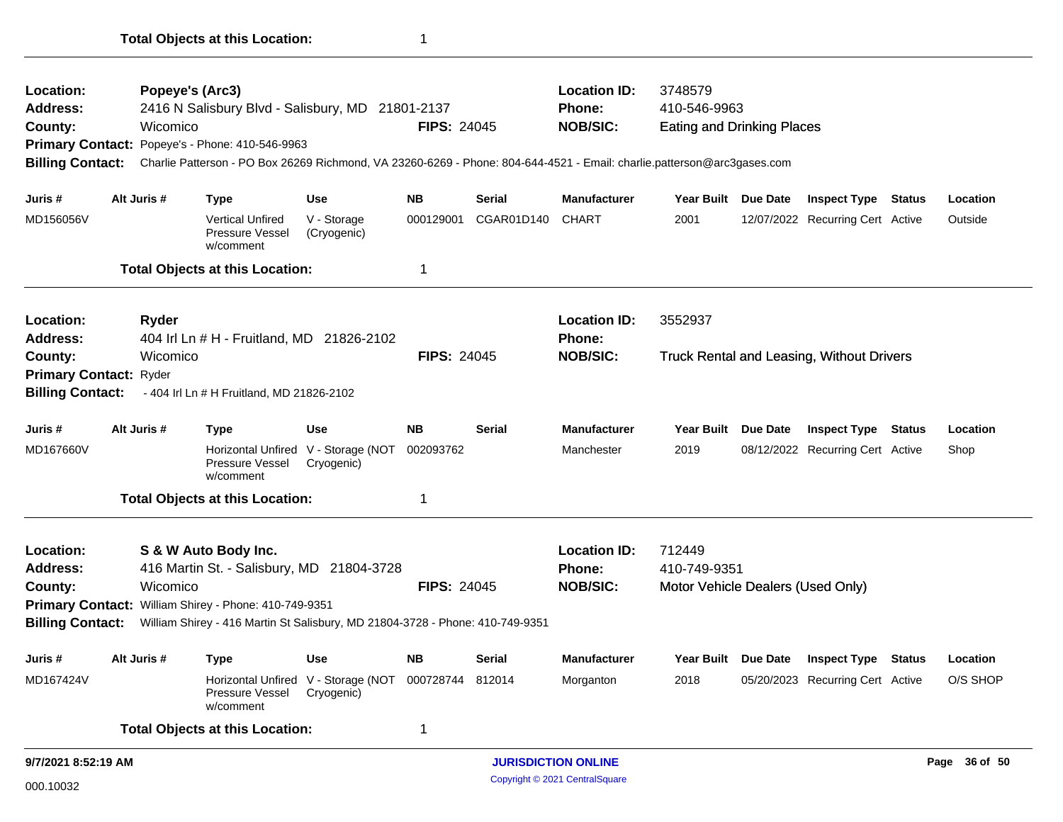**Total Objects at this Location:** 1

---

**Location:** Popeye's (Arc3) | **Location ID:** 3748579
**Address:** 2416 N Salisbury Blvd - Salisbury, MD 21801-2137 | **Phone:** 410-546-9963
**County:** Wicomico | **FIPS:** 24045 | **NOB/SIC:** Eating and Drinking Places
**Primary Contact:** Popeye's - Phone: 410-546-9963
**Billing Contact:** Charlie Patterson - PO Box 26269 Richmond, VA 23260-6269 - Phone: 804-644-4521 - Email: charlie.patterson@arc3gases.com

| Juris # | Alt Juris # | Type | Use | NB | Serial | Manufacturer | Year Built | Due Date | Inspect Type | Status | Location |
|---|---|---|---|---|---|---|---|---|---|---|---|
| MD156056V | | Vertical Unfired Pressure Vessel w/comment | V - Storage (Cryogenic) | 000129001 | CGAR01D140 | CHART | 2001 | 12/07/2022 | Recurring Cert | Active | Outside |

**Total Objects at this Location:** 1

---

**Location:** Ryder | **Location ID:** 3552937
**Address:** 404 Irl Ln # H - Fruitland, MD 21826-2102 | **Phone:**
**County:** Wicomico | **FIPS:** 24045 | **NOB/SIC:** Truck Rental and Leasing, Without Drivers
**Primary Contact:** Ryder
**Billing Contact:** - 404 Irl Ln # H Fruitland, MD 21826-2102

| Juris # | Alt Juris # | Type | Use | NB | Serial | Manufacturer | Year Built | Due Date | Inspect Type | Status | Location |
|---|---|---|---|---|---|---|---|---|---|---|---|
| MD167660V | | Horizontal Unfired Pressure Vessel w/comment | V - Storage (NOT Cryogenic) | 002093762 | | Manchester | 2019 | 08/12/2022 | Recurring Cert | Active | Shop |

**Total Objects at this Location:** 1

---

**Location:** S & W Auto Body Inc. | **Location ID:** 712449
**Address:** 416 Martin St. - Salisbury, MD 21804-3728 | **Phone:** 410-749-9351
**County:** Wicomico | **FIPS:** 24045 | **NOB/SIC:** Motor Vehicle Dealers (Used Only)
**Primary Contact:** William Shirey - Phone: 410-749-9351
**Billing Contact:** William Shirey - 416 Martin St Salisbury, MD 21804-3728 - Phone: 410-749-9351

| Juris # | Alt Juris # | Type | Use | NB | Serial | Manufacturer | Year Built | Due Date | Inspect Type | Status | Location |
|---|---|---|---|---|---|---|---|---|---|---|---|
| MD167424V | | Horizontal Unfired Pressure Vessel w/comment | V - Storage (NOT Cryogenic) | 000728744 | 812014 | Morganton | 2018 | 05/20/2023 | Recurring Cert | Active | O/S SHOP |

**Total Objects at this Location:** 1

9/7/2021 8:52:19 AM — JURISDICTION ONLINE — Copyright © 2021 CentralSquare

000.10032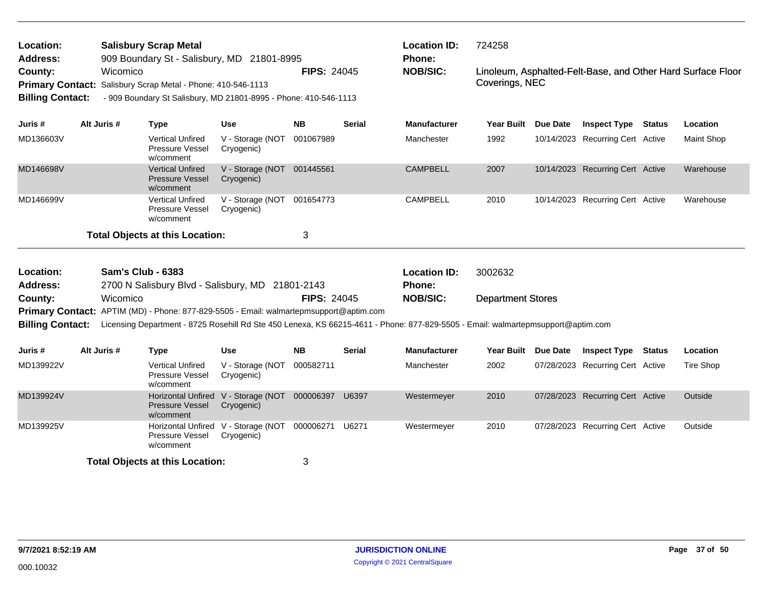| | | | |
|---|---|---|---|
| **Location:** | **Salisbury Scrap Metal** | **Location ID:** | 724258 |
| **Address:** | 909 Boundary St - Salisbury, MD 21801-8995 | **Phone:** | |
| **County:** | Wicomico **FIPS:** 24045 | **NOB/SIC:** | Linoleum, Asphalted-Felt-Base, and Other Hard Surface Floor Coverings, NEC |
| **Primary Contact:** | Salisbury Scrap Metal - Phone: 410-546-1113 | | |
| **Billing Contact:** | - 909 Boundary St Salisbury, MD 21801-8995 - Phone: 410-546-1113 | | |

| Juris # | Alt Juris # | Type | Use | NB | Serial | Manufacturer | Year Built | Due Date | Inspect Type | Status | Location |
|---|---|---|---|---|---|---|---|---|---|---|---|
| MD136603V | | Vertical Unfired Pressure Vessel w/comment | V - Storage (NOT Cryogenic) | 001067989 | | Manchester | 1992 | 10/14/2023 | Recurring Cert | Active | Maint Shop |
| MD146698V | | Vertical Unfired Pressure Vessel w/comment | V - Storage (NOT Cryogenic) | 001445561 | | CAMPBELL | 2007 | 10/14/2023 | Recurring Cert | Active | Warehouse |
| MD146699V | | Vertical Unfired Pressure Vessel w/comment | V - Storage (NOT Cryogenic) | 001654773 | | CAMPBELL | 2010 | 10/14/2023 | Recurring Cert | Active | Warehouse |

**Total Objects at this Location:** 3

| | | | |
|---|---|---|---|
| **Location:** | **Sam's Club - 6383** | **Location ID:** | 3002632 |
| **Address:** | 2700 N Salisbury Blvd - Salisbury, MD 21801-2143 | **Phone:** | |
| **County:** | Wicomico **FIPS:** 24045 | **NOB/SIC:** | Department Stores |
| **Primary Contact:** | APTIM (MD) - Phone: 877-829-5505 - Email: walmartepmsupport@aptim.com | | |
| **Billing Contact:** | Licensing Department - 8725 Rosehill Rd Ste 450 Lenexa, KS 66215-4611 - Phone: 877-829-5505 - Email: walmartepmsupport@aptim.com | | |

| Juris # | Alt Juris # | Type | Use | NB | Serial | Manufacturer | Year Built | Due Date | Inspect Type | Status | Location |
|---|---|---|---|---|---|---|---|---|---|---|---|
| MD139922V | | Vertical Unfired Pressure Vessel w/comment | V - Storage (NOT Cryogenic) | 000582711 | | Manchester | 2002 | 07/28/2023 | Recurring Cert | Active | Tire Shop |
| MD139924V | | Horizontal Unfired Pressure Vessel w/comment | V - Storage (NOT Cryogenic) | 000006397 | U6397 | Westermeyer | 2010 | 07/28/2023 | Recurring Cert | Active | Outside |
| MD139925V | | Horizontal Unfired Pressure Vessel w/comment | V - Storage (NOT Cryogenic) | 000006271 | U6271 | Westermeyer | 2010 | 07/28/2023 | Recurring Cert | Active | Outside |

**Total Objects at this Location:** 3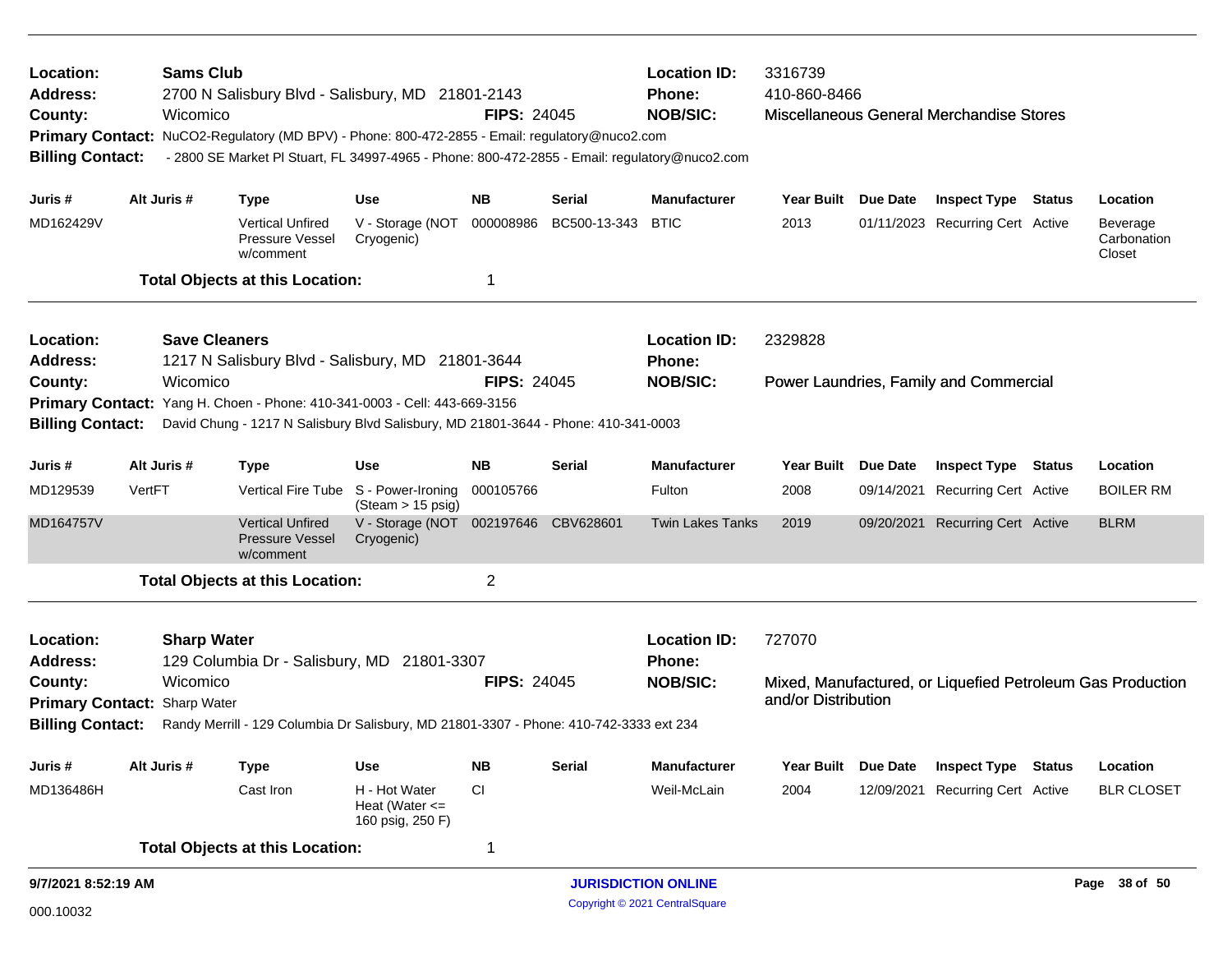**Location:** Sams Club **Location ID:** 3316739
**Address:** 2700 N Salisbury Blvd - Salisbury, MD 21801-2143 **Phone:** 410-860-8466
**County:** Wicomico **FIPS:** 24045 **NOB/SIC:** Miscellaneous General Merchandise Stores
**Primary Contact:** NuCO2-Regulatory (MD BPV) - Phone: 800-472-2855 - Email: regulatory@nuco2.com
**Billing Contact:** - 2800 SE Market Pl Stuart, FL 34997-4965 - Phone: 800-472-2855 - Email: regulatory@nuco2.com

| Juris # | Alt Juris # | Type | Use | NB | Serial | Manufacturer | Year Built | Due Date | Inspect Type | Status | Location |
|---|---|---|---|---|---|---|---|---|---|---|---|
| MD162429V | | Vertical Unfired Pressure Vessel w/comment | V - Storage (NOT Cryogenic) | 000008986 | BC500-13-343 | BTIC | 2013 | 01/11/2023 | Recurring Cert | Active | Beverage Carbonation Closet |

**Total Objects at this Location:** 1

---

**Location:** Save Cleaners **Location ID:** 2329828
**Address:** 1217 N Salisbury Blvd - Salisbury, MD 21801-3644 **Phone:**
**County:** Wicomico **FIPS:** 24045 **NOB/SIC:** Power Laundries, Family and Commercial
**Primary Contact:** Yang H. Choen - Phone: 410-341-0003 - Cell: 443-669-3156
**Billing Contact:** David Chung - 1217 N Salisbury Blvd Salisbury, MD 21801-3644 - Phone: 410-341-0003

| Juris # | Alt Juris # | Type | Use | NB | Serial | Manufacturer | Year Built | Due Date | Inspect Type | Status | Location |
|---|---|---|---|---|---|---|---|---|---|---|---|
| MD129539 | VertFT | Vertical Fire Tube | S - Power-Ironing (Steam > 15 psig) | 000105766 | | Fulton | 2008 | 09/14/2021 | Recurring Cert | Active | BOILER RM |
| MD164757V | | Vertical Unfired Pressure Vessel w/comment | V - Storage (NOT Cryogenic) | 002197646 | CBV628601 | Twin Lakes Tanks | 2019 | 09/20/2021 | Recurring Cert | Active | BLRM |

**Total Objects at this Location:** 2

---

**Location:** Sharp Water **Location ID:** 727070
**Address:** 129 Columbia Dr - Salisbury, MD 21801-3307 **Phone:**
**County:** Wicomico **FIPS:** 24045 **NOB/SIC:** Mixed, Manufactured, or Liquefied Petroleum Gas Production and/or Distribution
**Primary Contact:** Sharp Water
**Billing Contact:** Randy Merrill - 129 Columbia Dr Salisbury, MD 21801-3307 - Phone: 410-742-3333 ext 234

| Juris # | Alt Juris # | Type | Use | NB | Serial | Manufacturer | Year Built | Due Date | Inspect Type | Status | Location |
|---|---|---|---|---|---|---|---|---|---|---|---|
| MD136486H | | Cast Iron | H - Hot Water Heat (Water <= 160 psig, 250 F) | CI | | Weil-McLain | 2004 | 12/09/2021 | Recurring Cert | Active | BLR CLOSET |

**Total Objects at this Location:** 1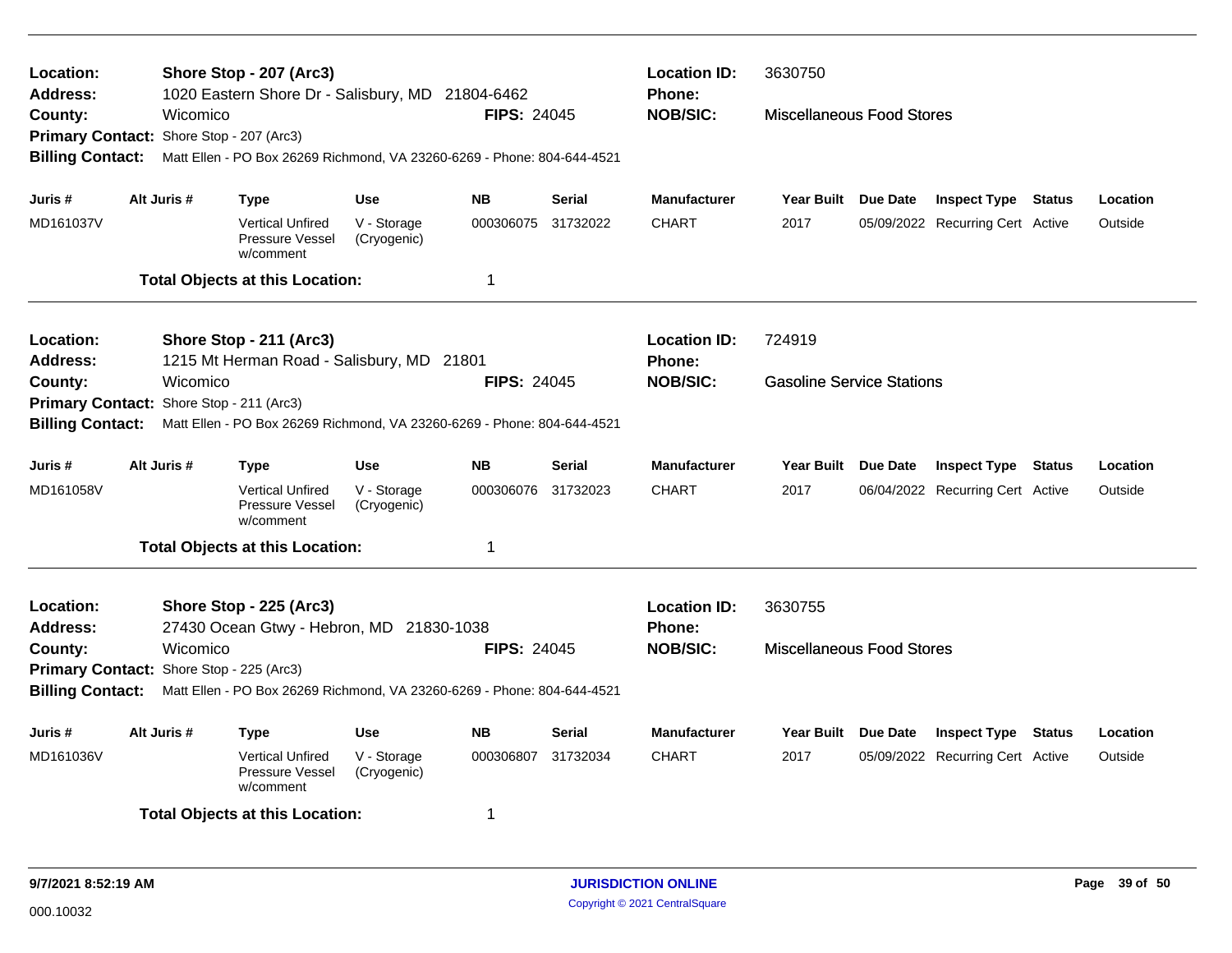**Location:** Shore Stop - 207 (Arc3)
**Address:** 1020 Eastern Shore Dr - Salisbury, MD 21804-6462
**County:** Wicomico
**FIPS:** 24045
**Location ID:** 3630750
**Phone:**
**NOB/SIC:** Miscellaneous Food Stores
**Primary Contact:** Shore Stop - 207 (Arc3)
**Billing Contact:** Matt Ellen - PO Box 26269 Richmond, VA 23260-6269 - Phone: 804-644-4521

| Juris # | Alt Juris # | Type | Use | NB | Serial | Manufacturer | Year Built | Due Date | Inspect Type | Status | Location |
|---|---|---|---|---|---|---|---|---|---|---|---|
| MD161037V | | Vertical Unfired Pressure Vessel w/comment | V - Storage (Cryogenic) | 000306075 | 31732022 | CHART | 2017 | 05/09/2022 | Recurring Cert | Active | Outside |

**Total Objects at this Location:** 1

---

**Location:** Shore Stop - 211 (Arc3)
**Address:** 1215 Mt Herman Road - Salisbury, MD 21801
**County:** Wicomico
**FIPS:** 24045
**Location ID:** 724919
**Phone:**
**NOB/SIC:** Gasoline Service Stations
**Primary Contact:** Shore Stop - 211 (Arc3)
**Billing Contact:** Matt Ellen - PO Box 26269 Richmond, VA 23260-6269 - Phone: 804-644-4521

| Juris # | Alt Juris # | Type | Use | NB | Serial | Manufacturer | Year Built | Due Date | Inspect Type | Status | Location |
|---|---|---|---|---|---|---|---|---|---|---|---|
| MD161058V | | Vertical Unfired Pressure Vessel w/comment | V - Storage (Cryogenic) | 000306076 | 31732023 | CHART | 2017 | 06/04/2022 | Recurring Cert | Active | Outside |

**Total Objects at this Location:** 1

---

**Location:** Shore Stop - 225 (Arc3)
**Address:** 27430 Ocean Gtwy - Hebron, MD 21830-1038
**County:** Wicomico
**FIPS:** 24045
**Location ID:** 3630755
**Phone:**
**NOB/SIC:** Miscellaneous Food Stores
**Primary Contact:** Shore Stop - 225 (Arc3)
**Billing Contact:** Matt Ellen - PO Box 26269 Richmond, VA 23260-6269 - Phone: 804-644-4521

| Juris # | Alt Juris # | Type | Use | NB | Serial | Manufacturer | Year Built | Due Date | Inspect Type | Status | Location |
|---|---|---|---|---|---|---|---|---|---|---|---|
| MD161036V | | Vertical Unfired Pressure Vessel w/comment | V - Storage (Cryogenic) | 000306807 | 31732034 | CHART | 2017 | 05/09/2022 | Recurring Cert | Active | Outside |

**Total Objects at this Location:** 1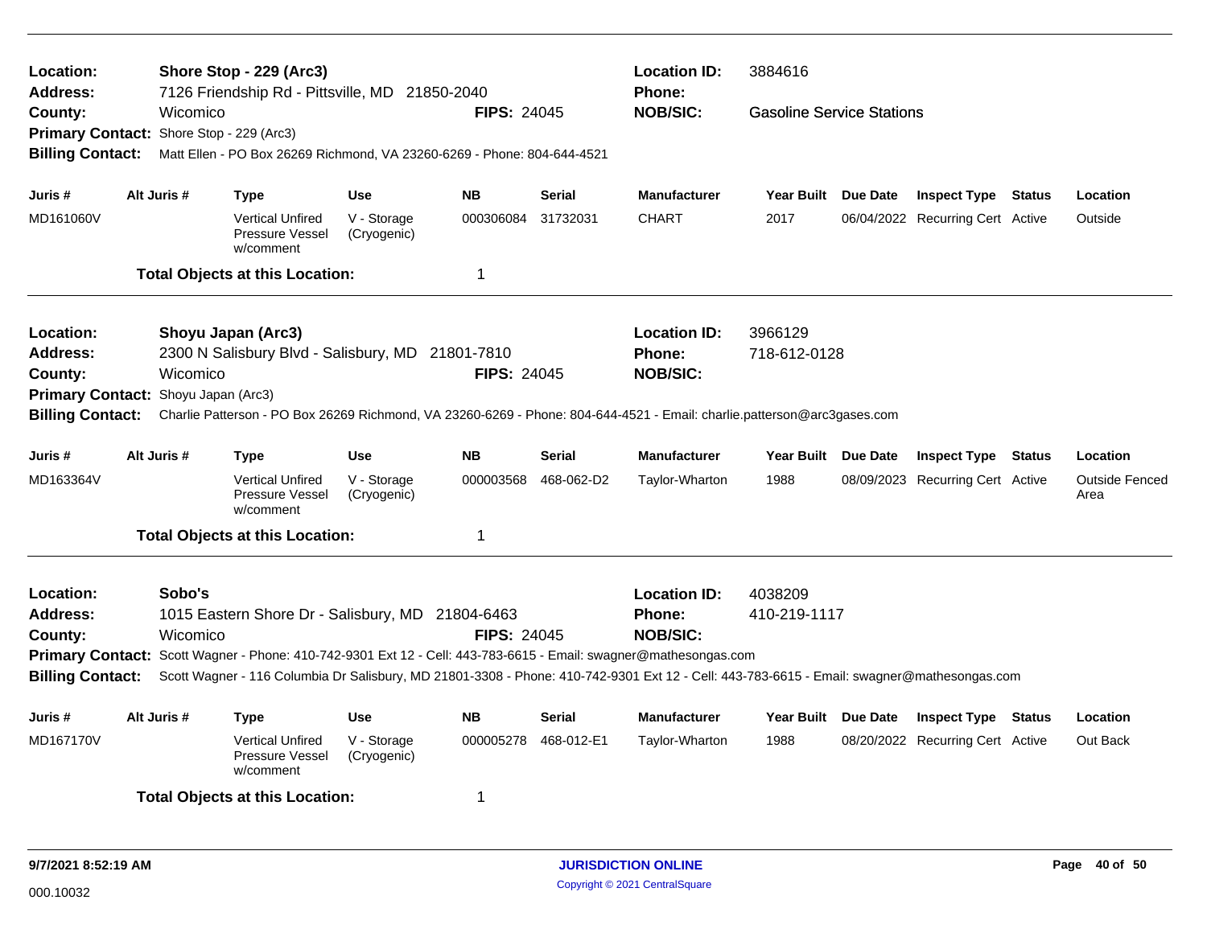**Location:** Shore Stop - 229 (Arc3)
**Address:** 7126 Friendship Rd - Pittsville, MD 21850-2040
**County:** Wicomico
**FIPS:** 24045
**Location ID:** 3884616
**Phone:**
**NOB/SIC:** Gasoline Service Stations
**Primary Contact:** Shore Stop - 229 (Arc3)
**Billing Contact:** Matt Ellen - PO Box 26269 Richmond, VA 23260-6269 - Phone: 804-644-4521

| Juris # | Alt Juris # | Type | Use | NB | Serial | Manufacturer | Year Built | Due Date | Inspect Type | Status | Location |
|---|---|---|---|---|---|---|---|---|---|---|---|
| MD161060V | | Vertical Unfired Pressure Vessel w/comment | V - Storage (Cryogenic) | 000306084 | 31732031 | CHART | 2017 | 06/04/2022 | Recurring Cert | Active | Outside |

**Total Objects at this Location:** 1

---

**Location:** Shoyu Japan (Arc3)
**Address:** 2300 N Salisbury Blvd - Salisbury, MD 21801-7810
**County:** Wicomico
**FIPS:** 24045
**Location ID:** 3966129
**Phone:** 718-612-0128
**NOB/SIC:**
**Primary Contact:** Shoyu Japan (Arc3)
**Billing Contact:** Charlie Patterson - PO Box 26269 Richmond, VA 23260-6269 - Phone: 804-644-4521 - Email: charlie.patterson@arc3gases.com

| Juris # | Alt Juris # | Type | Use | NB | Serial | Manufacturer | Year Built | Due Date | Inspect Type | Status | Location |
|---|---|---|---|---|---|---|---|---|---|---|---|
| MD163364V | | Vertical Unfired Pressure Vessel w/comment | V - Storage (Cryogenic) | 000003568 | 468-062-D2 | Taylor-Wharton | 1988 | 08/09/2023 | Recurring Cert | Active | Outside Fenced Area |

**Total Objects at this Location:** 1

---

**Location:** Sobo's
**Address:** 1015 Eastern Shore Dr - Salisbury, MD 21804-6463
**County:** Wicomico
**FIPS:** 24045
**Location ID:** 4038209
**Phone:** 410-219-1117
**NOB/SIC:**
**Primary Contact:** Scott Wagner - Phone: 410-742-9301 Ext 12 - Cell: 443-783-6615 - Email: swagner@mathesongas.com
**Billing Contact:** Scott Wagner - 116 Columbia Dr Salisbury, MD 21801-3308 - Phone: 410-742-9301 Ext 12 - Cell: 443-783-6615 - Email: swagner@mathesongas.com

| Juris # | Alt Juris # | Type | Use | NB | Serial | Manufacturer | Year Built | Due Date | Inspect Type | Status | Location |
|---|---|---|---|---|---|---|---|---|---|---|---|
| MD167170V | | Vertical Unfired Pressure Vessel w/comment | V - Storage (Cryogenic) | 000005278 | 468-012-E1 | Taylor-Wharton | 1988 | 08/20/2022 | Recurring Cert | Active | Out Back |

**Total Objects at this Location:** 1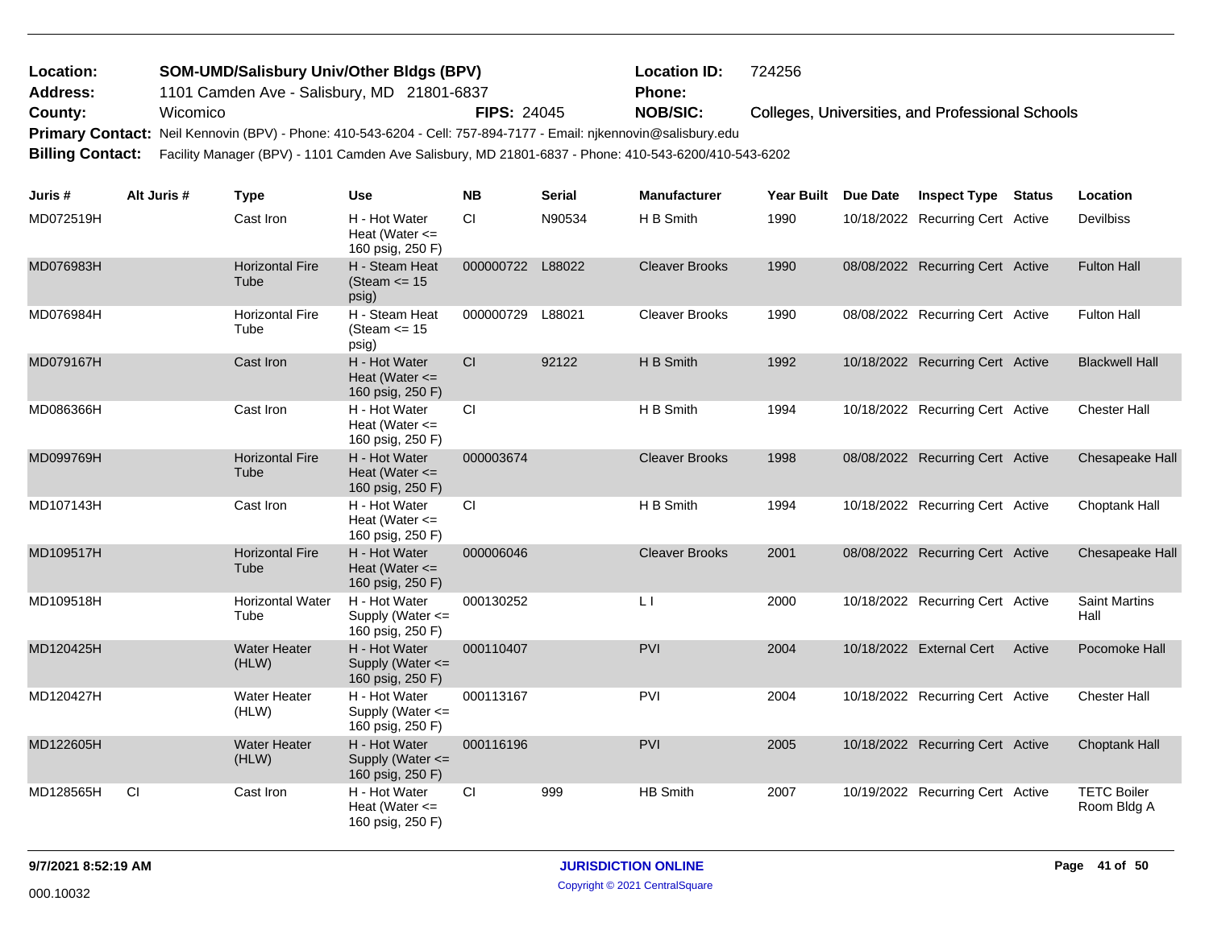| | | | | | |
|---|---|---|---|---|---|
| **Location:** | **SOM-UMD/Salisbury Univ/Other Bldgs (BPV)** | | **Location ID:** | 724256 | |
| **Address:** | 1101 Camden Ave - Salisbury, MD 21801-6837 | | **Phone:** | | |
| **County:** | Wicomico | **FIPS:** 24045 | **NOB/SIC:** | Colleges, Universities, and Professional Schools | |

**Primary Contact:** Neil Kennovin (BPV) - Phone: 410-543-6204 - Cell: 757-894-7177 - Email: njkennovin@salisbury.edu

**Billing Contact:** Facility Manager (BPV) - 1101 Camden Ave Salisbury, MD 21801-6837 - Phone: 410-543-6200/410-543-6202

| Juris # | Alt Juris # | Type | Use | NB | Serial | Manufacturer | Year Built | Due Date | Inspect Type | Status | Location |
|---|---|---|---|---|---|---|---|---|---|---|---|
| MD072519H | | Cast Iron | H - Hot Water Heat (Water <= 160 psig, 250 F) | CI | N90534 | H B Smith | 1990 | 10/18/2022 | Recurring Cert | Active | Devilbiss |
| MD076983H | | Horizontal Fire Tube | H - Steam Heat (Steam <= 15 psig) | 000000722 | L88022 | Cleaver Brooks | 1990 | 08/08/2022 | Recurring Cert | Active | Fulton Hall |
| MD076984H | | Horizontal Fire Tube | H - Steam Heat (Steam <= 15 psig) | 000000729 | L88021 | Cleaver Brooks | 1990 | 08/08/2022 | Recurring Cert | Active | Fulton Hall |
| MD079167H | | Cast Iron | H - Hot Water Heat (Water <= 160 psig, 250 F) | CI | 92122 | H B Smith | 1992 | 10/18/2022 | Recurring Cert | Active | Blackwell Hall |
| MD086366H | | Cast Iron | H - Hot Water Heat (Water <= 160 psig, 250 F) | CI | | H B Smith | 1994 | 10/18/2022 | Recurring Cert | Active | Chester Hall |
| MD099769H | | Horizontal Fire Tube | H - Hot Water Heat (Water <= 160 psig, 250 F) | 000003674 | | Cleaver Brooks | 1998 | 08/08/2022 | Recurring Cert | Active | Chesapeake Hall |
| MD107143H | | Cast Iron | H - Hot Water Heat (Water <= 160 psig, 250 F) | CI | | H B Smith | 1994 | 10/18/2022 | Recurring Cert | Active | Choptank Hall |
| MD109517H | | Horizontal Fire Tube | H - Hot Water Heat (Water <= 160 psig, 250 F) | 000006046 | | Cleaver Brooks | 2001 | 08/08/2022 | Recurring Cert | Active | Chesapeake Hall |
| MD109518H | | Horizontal Water Tube | H - Hot Water Supply (Water <= 160 psig, 250 F) | 000130252 | | L I | 2000 | 10/18/2022 | Recurring Cert | Active | Saint Martins Hall |
| MD120425H | | Water Heater (HLW) | H - Hot Water Supply (Water <= 160 psig, 250 F) | 000110407 | | PVI | 2004 | 10/18/2022 | External Cert | Active | Pocomoke Hall |
| MD120427H | | Water Heater (HLW) | H - Hot Water Supply (Water <= 160 psig, 250 F) | 000113167 | | PVI | 2004 | 10/18/2022 | Recurring Cert | Active | Chester Hall |
| MD122605H | | Water Heater (HLW) | H - Hot Water Supply (Water <= 160 psig, 250 F) | 000116196 | | PVI | 2005 | 10/18/2022 | Recurring Cert | Active | Choptank Hall |
| MD128565H | CI | Cast Iron | H - Hot Water Heat (Water <= 160 psig, 250 F) | CI | 999 | HB Smith | 2007 | 10/19/2022 | Recurring Cert | Active | TETC Boiler Room Bldg A |

9/7/2021 8:52:19 AM

JURISDICTION ONLINE

Copyright © 2021 CentralSquare

000.10032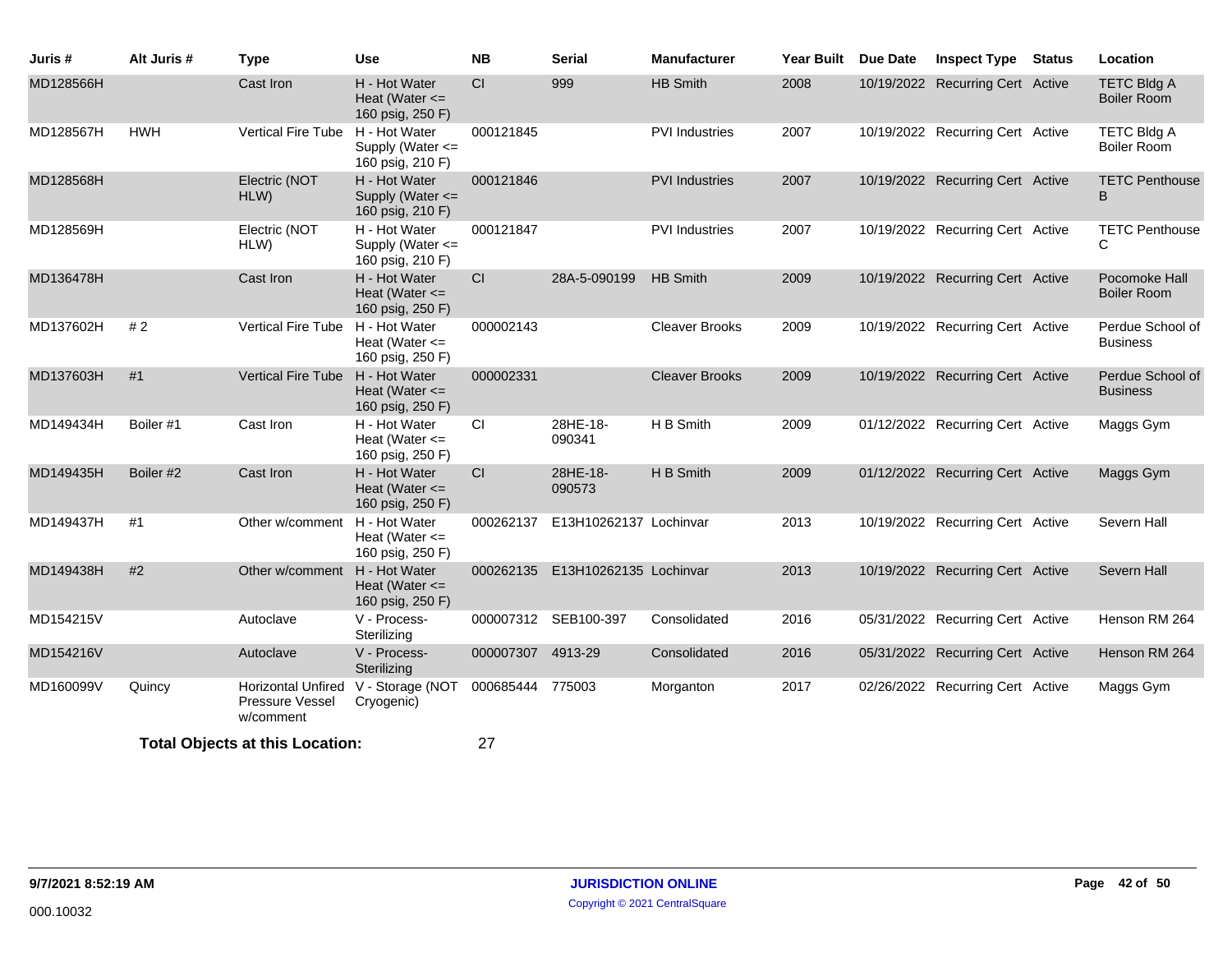| Juris # | Alt Juris # | Type | Use | NB | Serial | Manufacturer | Year Built | Due Date | Inspect Type | Status | Location |
|---|---|---|---|---|---|---|---|---|---|---|---|
| MD128566H | | Cast Iron | H - Hot Water Heat (Water <= 160 psig, 250 F) | CI | 999 | HB Smith | 2008 | 10/19/2022 | Recurring Cert | Active | TETC Bldg A Boiler Room |
| MD128567H | HWH | Vertical Fire Tube | H - Hot Water Supply (Water <= 160 psig, 210 F) | 000121845 | | PVI Industries | 2007 | 10/19/2022 | Recurring Cert | Active | TETC Bldg A Boiler Room |
| MD128568H | | Electric (NOT HLW) | H - Hot Water Supply (Water <= 160 psig, 210 F) | 000121846 | | PVI Industries | 2007 | 10/19/2022 | Recurring Cert | Active | TETC Penthouse B |
| MD128569H | | Electric (NOT HLW) | H - Hot Water Supply (Water <= 160 psig, 210 F) | 000121847 | | PVI Industries | 2007 | 10/19/2022 | Recurring Cert | Active | TETC Penthouse C |
| MD136478H | | Cast Iron | H - Hot Water Heat (Water <= 160 psig, 250 F) | CI | 28A-5-090199 | HB Smith | 2009 | 10/19/2022 | Recurring Cert | Active | Pocomoke Hall Boiler Room |
| MD137602H | # 2 | Vertical Fire Tube | H - Hot Water Heat (Water <= 160 psig, 250 F) | 000002143 | | Cleaver Brooks | 2009 | 10/19/2022 | Recurring Cert | Active | Perdue School of Business |
| MD137603H | #1 | Vertical Fire Tube | H - Hot Water Heat (Water <= 160 psig, 250 F) | 000002331 | | Cleaver Brooks | 2009 | 10/19/2022 | Recurring Cert | Active | Perdue School of Business |
| MD149434H | Boiler #1 | Cast Iron | H - Hot Water Heat (Water <= 160 psig, 250 F) | CI | 28HE-18-090341 | H B Smith | 2009 | 01/12/2022 | Recurring Cert | Active | Maggs Gym |
| MD149435H | Boiler #2 | Cast Iron | H - Hot Water Heat (Water <= 160 psig, 250 F) | CI | 28HE-18-090573 | H B Smith | 2009 | 01/12/2022 | Recurring Cert | Active | Maggs Gym |
| MD149437H | #1 | Other w/comment | H - Hot Water Heat (Water <= 160 psig, 250 F) | 000262137 | E13H10262137 | Lochinvar | 2013 | 10/19/2022 | Recurring Cert | Active | Severn Hall |
| MD149438H | #2 | Other w/comment | H - Hot Water Heat (Water <= 160 psig, 250 F) | 000262135 | E13H10262135 | Lochinvar | 2013 | 10/19/2022 | Recurring Cert | Active | Severn Hall |
| MD154215V | | Autoclave | V - Process-Sterilizing | 000007312 | SEB100-397 | Consolidated | 2016 | 05/31/2022 | Recurring Cert | Active | Henson RM 264 |
| MD154216V | | Autoclave | V - Process-Sterilizing | 000007307 | 4913-29 | Consolidated | 2016 | 05/31/2022 | Recurring Cert | Active | Henson RM 264 |
| MD160099V | Quincy | Horizontal Unfired Pressure Vessel w/comment | V - Storage (NOT Cryogenic) | 000685444 | 775003 | Morganton | 2017 | 02/26/2022 | Recurring Cert | Active | Maggs Gym |

**Total Objects at this Location:** 27

9/7/2021 8:52:19 AM

000.10032

**JURISDICTION ONLINE**

Copyright © 2021 CentralSquare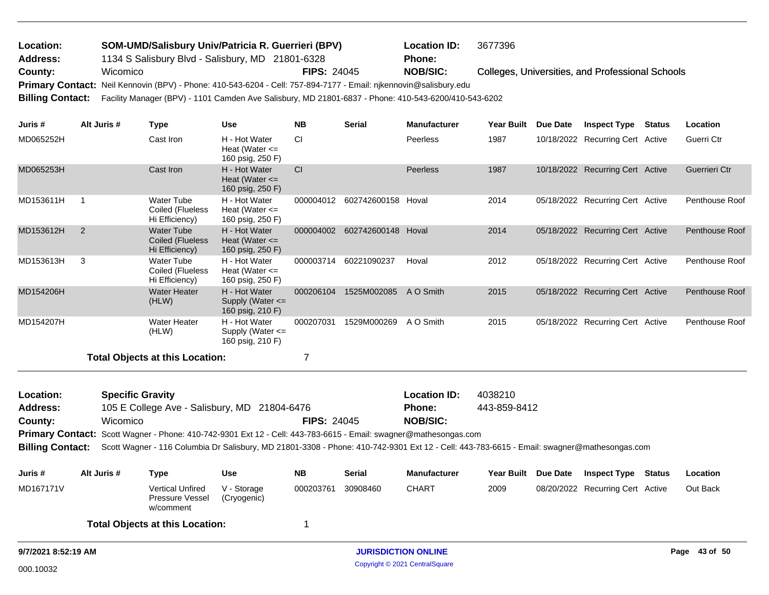**Location:** SOM-UMD/Salisbury Univ/Patricia R. Guerrieri (BPV) **Location ID:** 3677396
**Address:** 1134 S Salisbury Blvd - Salisbury, MD 21801-6328 **Phone:**
**County:** Wicomico **FIPS:** 24045 **NOB/SIC:** Colleges, Universities, and Professional Schools
**Primary Contact:** Neil Kennovin (BPV) - Phone: 410-543-6204 - Cell: 757-894-7177 - Email: njkennovin@salisbury.edu
**Billing Contact:** Facility Manager (BPV) - 1101 Camden Ave Salisbury, MD 21801-6837 - Phone: 410-543-6200/410-543-6202

| Juris # | Alt Juris # | Type | Use | NB | Serial | Manufacturer | Year Built | Due Date | Inspect Type | Status | Location |
|---|---|---|---|---|---|---|---|---|---|---|---|
| MD065252H | | Cast Iron | H - Hot Water Heat (Water <= 160 psig, 250 F) | CI | | Peerless | 1987 | 10/18/2022 | Recurring Cert | Active | Guerri Ctr |
| MD065253H | | Cast Iron | H - Hot Water Heat (Water <= 160 psig, 250 F) | CI | | Peerless | 1987 | 10/18/2022 | Recurring Cert | Active | Guerrieri Ctr |
| MD153611H | 1 | Water Tube Coiled (Flueless Hi Efficiency) | H - Hot Water Heat (Water <= 160 psig, 250 F) | 000004012 | 602742600158 | Hoval | 2014 | 05/18/2022 | Recurring Cert | Active | Penthouse Roof |
| MD153612H | 2 | Water Tube Coiled (Flueless Hi Efficiency) | H - Hot Water Heat (Water <= 160 psig, 250 F) | 000004002 | 602742600148 | Hoval | 2014 | 05/18/2022 | Recurring Cert | Active | Penthouse Roof |
| MD153613H | 3 | Water Tube Coiled (Flueless Hi Efficiency) | H - Hot Water Heat (Water <= 160 psig, 250 F) | 000003714 | 60221090237 | Hoval | 2012 | 05/18/2022 | Recurring Cert | Active | Penthouse Roof |
| MD154206H | | Water Heater (HLW) | H - Hot Water Supply (Water <= 160 psig, 210 F) | 000206104 | 1525M002085 | A O Smith | 2015 | 05/18/2022 | Recurring Cert | Active | Penthouse Roof |
| MD154207H | | Water Heater (HLW) | H - Hot Water Supply (Water <= 160 psig, 210 F) | 000207031 | 1529M000269 | A O Smith | 2015 | 05/18/2022 | Recurring Cert | Active | Penthouse Roof |

**Total Objects at this Location:** 7

**Location:** Specific Gravity **Location ID:** 4038210
**Address:** 105 E College Ave - Salisbury, MD 21804-6476 **Phone:** 443-859-8412
**County:** Wicomico **FIPS:** 24045 **NOB/SIC:**
**Primary Contact:** Scott Wagner - Phone: 410-742-9301 Ext 12 - Cell: 443-783-6615 - Email: swagner@mathesongas.com
**Billing Contact:** Scott Wagner - 116 Columbia Dr Salisbury, MD 21801-3308 - Phone: 410-742-9301 Ext 12 - Cell: 443-783-6615 - Email: swagner@mathesongas.com

| Juris # | Alt Juris # | Type | Use | NB | Serial | Manufacturer | Year Built | Due Date | Inspect Type | Status | Location |
|---|---|---|---|---|---|---|---|---|---|---|---|
| MD167171V | | Vertical Unfired Pressure Vessel w/comment | V - Storage (Cryogenic) | 000203761 | 30908460 | CHART | 2009 | 08/20/2022 | Recurring Cert | Active | Out Back |

**Total Objects at this Location:** 1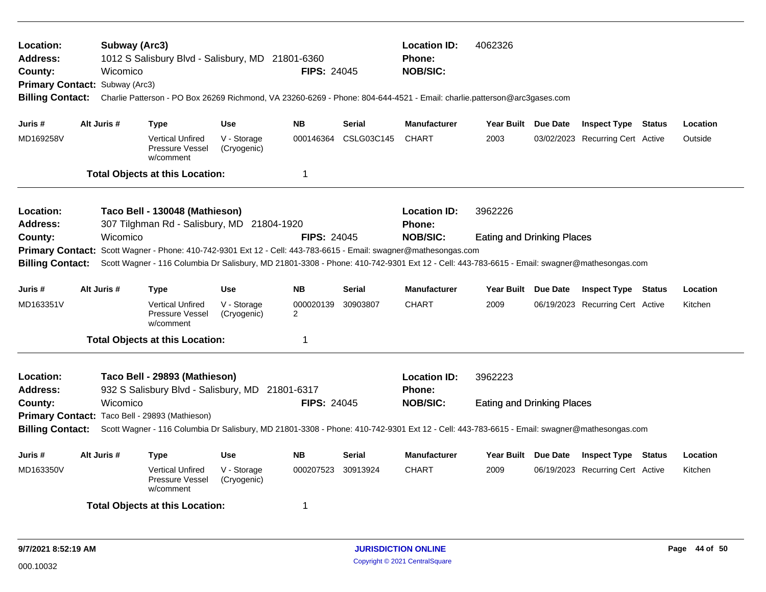**Location:** Subway (Arc3)
**Address:** 1012 S Salisbury Blvd - Salisbury, MD 21801-6360
**County:** Wicomico
**FIPS:** 24045
**Location ID:** 4062326
**Phone:**
**NOB/SIC:**
**Primary Contact:** Subway (Arc3)
**Billing Contact:** Charlie Patterson - PO Box 26269 Richmond, VA 23260-6269 - Phone: 804-644-4521 - Email: charlie.patterson@arc3gases.com

| Juris # | Alt Juris # | Type | Use | NB | Serial | Manufacturer | Year Built | Due Date | Inspect Type | Status | Location |
|---|---|---|---|---|---|---|---|---|---|---|---|
| MD169258V | | Vertical Unfired Pressure Vessel w/comment | V - Storage (Cryogenic) | 000146364 | CSLG03C145 | CHART | 2003 | 03/02/2023 | Recurring Cert | Active | Outside |

**Total Objects at this Location:** 1

---

**Location:** Taco Bell - 130048 (Mathieson)
**Address:** 307 Tilghman Rd - Salisbury, MD 21804-1920
**County:** Wicomico
**FIPS:** 24045
**Location ID:** 3962226
**Phone:**
**NOB/SIC:** Eating and Drinking Places
**Primary Contact:** Scott Wagner - Phone: 410-742-9301 Ext 12 - Cell: 443-783-6615 - Email: swagner@mathesongas.com
**Billing Contact:** Scott Wagner - 116 Columbia Dr Salisbury, MD 21801-3308 - Phone: 410-742-9301 Ext 12 - Cell: 443-783-6615 - Email: swagner@mathesongas.com

| Juris # | Alt Juris # | Type | Use | NB | Serial | Manufacturer | Year Built | Due Date | Inspect Type | Status | Location |
|---|---|---|---|---|---|---|---|---|---|---|---|
| MD163351V | | Vertical Unfired Pressure Vessel w/comment | V - Storage (Cryogenic) | 0000201392 | 30903807 | CHART | 2009 | 06/19/2023 | Recurring Cert | Active | Kitchen |

**Total Objects at this Location:** 1

---

**Location:** Taco Bell - 29893 (Mathieson)
**Address:** 932 S Salisbury Blvd - Salisbury, MD 21801-6317
**County:** Wicomico
**FIPS:** 24045
**Location ID:** 3962223
**Phone:**
**NOB/SIC:** Eating and Drinking Places
**Primary Contact:** Taco Bell - 29893 (Mathieson)
**Billing Contact:** Scott Wagner - 116 Columbia Dr Salisbury, MD 21801-3308 - Phone: 410-742-9301 Ext 12 - Cell: 443-783-6615 - Email: swagner@mathesongas.com

| Juris # | Alt Juris # | Type | Use | NB | Serial | Manufacturer | Year Built | Due Date | Inspect Type | Status | Location |
|---|---|---|---|---|---|---|---|---|---|---|---|
| MD163350V | | Vertical Unfired Pressure Vessel w/comment | V - Storage (Cryogenic) | 000207523 | 30913924 | CHART | 2009 | 06/19/2023 | Recurring Cert | Active | Kitchen |

**Total Objects at this Location:** 1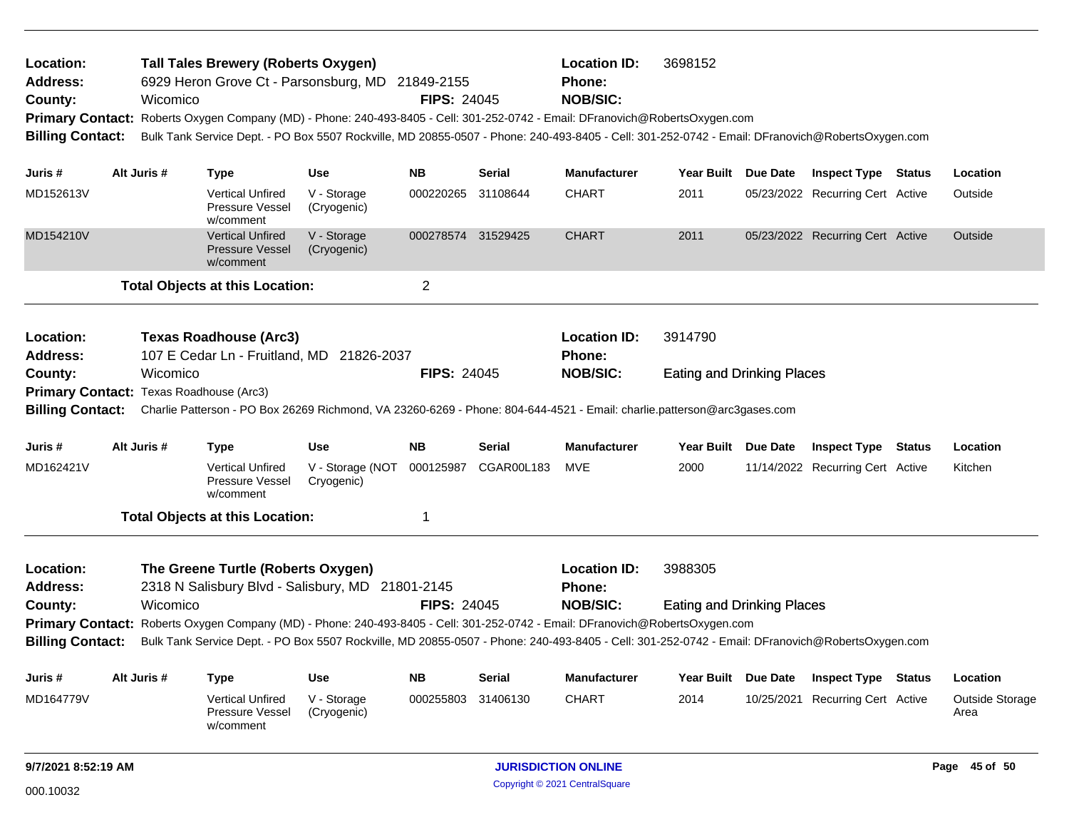**Location:** Tall Tales Brewery (Roberts Oxygen)  
**Location ID:** 3698152  
**Address:** 6929 Heron Grove Ct - Parsonsburg, MD 21849-2155  
**Phone:**  
**County:** Wicomico  
**FIPS:** 24045  
**NOB/SIC:**  
**Primary Contact:** Roberts Oxygen Company (MD) - Phone: 240-493-8405 - Cell: 301-252-0742 - Email: DFranovich@RobertsOxygen.com  
**Billing Contact:** Bulk Tank Service Dept. - PO Box 5507 Rockville, MD 20855-0507 - Phone: 240-493-8405 - Cell: 301-252-0742 - Email: DFranovich@RobertsOxygen.com

| Juris # | Alt Juris # | Type | Use | NB | Serial | Manufacturer | Year Built | Due Date | Inspect Type | Status | Location |
|---|---|---|---|---|---|---|---|---|---|---|---|
| MD152613V | | Vertical Unfired Pressure Vessel w/comment | V - Storage (Cryogenic) | 000220265 | 31108644 | CHART | 2011 | 05/23/2022 | Recurring Cert | Active | Outside |
| MD154210V | | Vertical Unfired Pressure Vessel w/comment | V - Storage (Cryogenic) | 000278574 | 31529425 | CHART | 2011 | 05/23/2022 | Recurring Cert | Active | Outside |

**Total Objects at this Location:** 2

---

**Location:** Texas Roadhouse (Arc3)  
**Location ID:** 3914790  
**Address:** 107 E Cedar Ln - Fruitland, MD 21826-2037  
**Phone:**  
**County:** Wicomico  
**FIPS:** 24045  
**NOB/SIC:** Eating and Drinking Places  
**Primary Contact:** Texas Roadhouse (Arc3)  
**Billing Contact:** Charlie Patterson - PO Box 26269 Richmond, VA 23260-6269 - Phone: 804-644-4521 - Email: charlie.patterson@arc3gases.com

| Juris # | Alt Juris # | Type | Use | NB | Serial | Manufacturer | Year Built | Due Date | Inspect Type | Status | Location |
|---|---|---|---|---|---|---|---|---|---|---|---|
| MD162421V | | Vertical Unfired Pressure Vessel w/comment | V - Storage (NOT Cryogenic) | 000125987 | CGAR00L183 | MVE | 2000 | 11/14/2022 | Recurring Cert | Active | Kitchen |

**Total Objects at this Location:** 1

---

**Location:** The Greene Turtle (Roberts Oxygen)  
**Location ID:** 3988305  
**Address:** 2318 N Salisbury Blvd - Salisbury, MD 21801-2145  
**Phone:**  
**County:** Wicomico  
**FIPS:** 24045  
**NOB/SIC:** Eating and Drinking Places  
**Primary Contact:** Roberts Oxygen Company (MD) - Phone: 240-493-8405 - Cell: 301-252-0742 - Email: DFranovich@RobertsOxygen.com  
**Billing Contact:** Bulk Tank Service Dept. - PO Box 5507 Rockville, MD 20855-0507 - Phone: 240-493-8405 - Cell: 301-252-0742 - Email: DFranovich@RobertsOxygen.com

| Juris # | Alt Juris # | Type | Use | NB | Serial | Manufacturer | Year Built | Due Date | Inspect Type | Status | Location |
|---|---|---|---|---|---|---|---|---|---|---|---|
| MD164779V | | Vertical Unfired Pressure Vessel w/comment | V - Storage (Cryogenic) | 000255803 | 31406130 | CHART | 2014 | 10/25/2021 | Recurring Cert | Active | Outside Storage Area |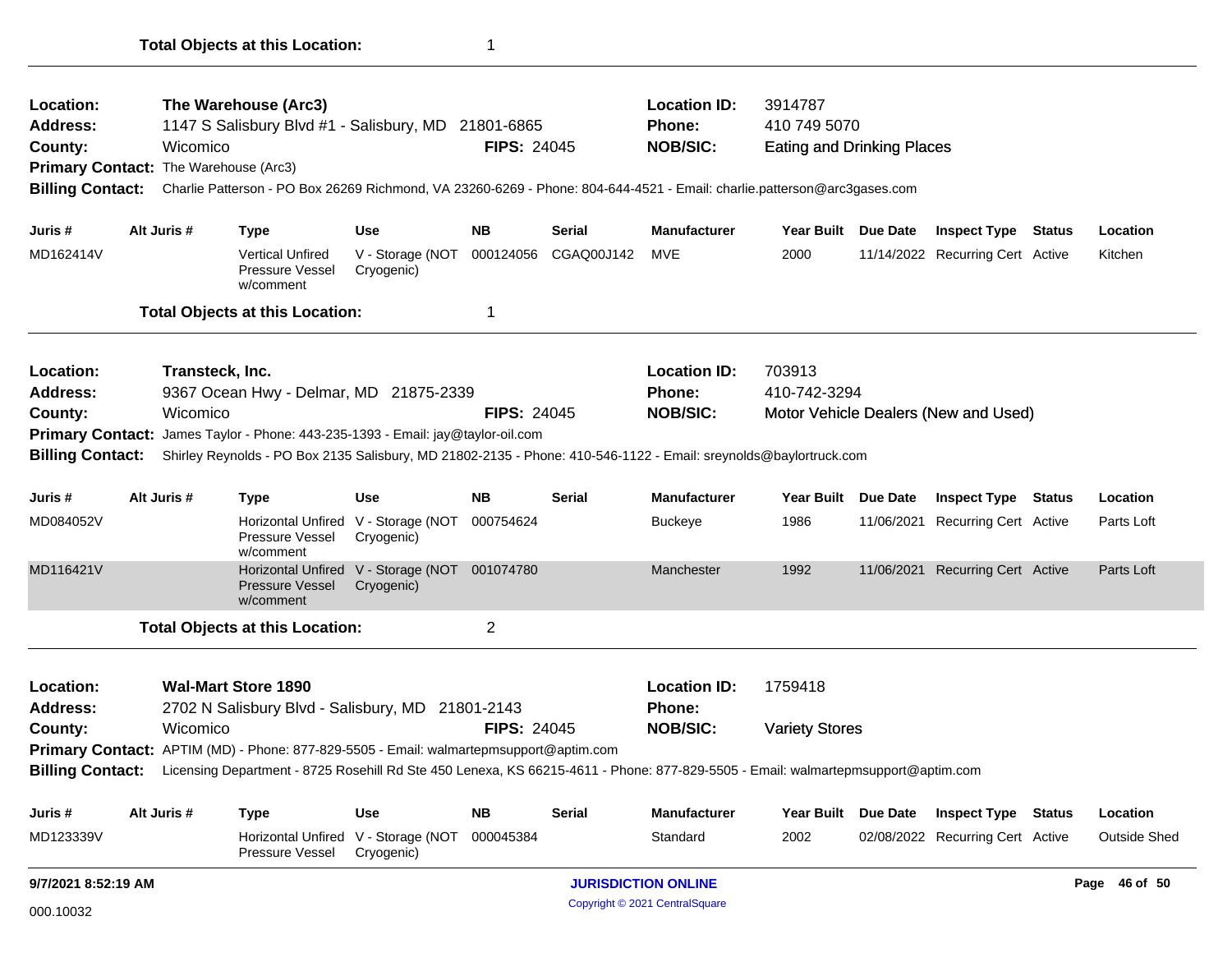**Total Objects at this Location:** 1

---

| | | | | |
|---|---|---|---|---|
| **Location:** | **The Warehouse (Arc3)** | | **Location ID:** | 3914787 |
| **Address:** | 1147 S Salisbury Blvd #1 - Salisbury, MD 21801-6865 | | **Phone:** | 410 749 5070 |
| **County:** | Wicomico | **FIPS:** 24045 | **NOB/SIC:** | Eating and Drinking Places |

**Primary Contact:** The Warehouse (Arc3)

**Billing Contact:** Charlie Patterson - PO Box 26269 Richmond, VA 23260-6269 - Phone: 804-644-4521 - Email: charlie.patterson@arc3gases.com

| Juris # | Alt Juris # | Type | Use | NB | Serial | Manufacturer | Year Built | Due Date | Inspect Type | Status | Location |
|---|---|---|---|---|---|---|---|---|---|---|---|
| MD162414V | | Vertical Unfired Pressure Vessel w/comment | V - Storage (NOT Cryogenic) | 000124056 | CGAQ00J142 | MVE | 2000 | 11/14/2022 | Recurring Cert | Active | Kitchen |

**Total Objects at this Location:** 1

---

| | | | | |
|---|---|---|---|---|
| **Location:** | **Transteck, Inc.** | | **Location ID:** | 703913 |
| **Address:** | 9367 Ocean Hwy - Delmar, MD 21875-2339 | | **Phone:** | 410-742-3294 |
| **County:** | Wicomico | **FIPS:** 24045 | **NOB/SIC:** | Motor Vehicle Dealers (New and Used) |

**Primary Contact:** James Taylor - Phone: 443-235-1393 - Email: jay@taylor-oil.com

**Billing Contact:** Shirley Reynolds - PO Box 2135 Salisbury, MD 21802-2135 - Phone: 410-546-1122 - Email: sreynolds@baylortruck.com

| Juris # | Alt Juris # | Type | Use | NB | Serial | Manufacturer | Year Built | Due Date | Inspect Type | Status | Location |
|---|---|---|---|---|---|---|---|---|---|---|---|
| MD084052V | | Horizontal Unfired Pressure Vessel w/comment | V - Storage (NOT Cryogenic) | 000754624 | | Buckeye | 1986 | 11/06/2021 | Recurring Cert | Active | Parts Loft |
| MD116421V | | Horizontal Unfired Pressure Vessel w/comment | V - Storage (NOT Cryogenic) | 001074780 | | Manchester | 1992 | 11/06/2021 | Recurring Cert | Active | Parts Loft |

**Total Objects at this Location:** 2

---

| | | | | |
|---|---|---|---|---|
| **Location:** | **Wal-Mart Store 1890** | | **Location ID:** | 1759418 |
| **Address:** | 2702 N Salisbury Blvd - Salisbury, MD 21801-2143 | | **Phone:** | |
| **County:** | Wicomico | **FIPS:** 24045 | **NOB/SIC:** | Variety Stores |

**Primary Contact:** APTIM (MD) - Phone: 877-829-5505 - Email: walmartepmsupport@aptim.com

**Billing Contact:** Licensing Department - 8725 Rosehill Rd Ste 450 Lenexa, KS 66215-4611 - Phone: 877-829-5505 - Email: walmartepmsupport@aptim.com

| Juris # | Alt Juris # | Type | Use | NB | Serial | Manufacturer | Year Built | Due Date | Inspect Type | Status | Location |
|---|---|---|---|---|---|---|---|---|---|---|---|
| MD123339V | | Horizontal Unfired Pressure Vessel | V - Storage (NOT Cryogenic) | 000045384 | | Standard | 2002 | 02/08/2022 | Recurring Cert | Active | Outside Shed |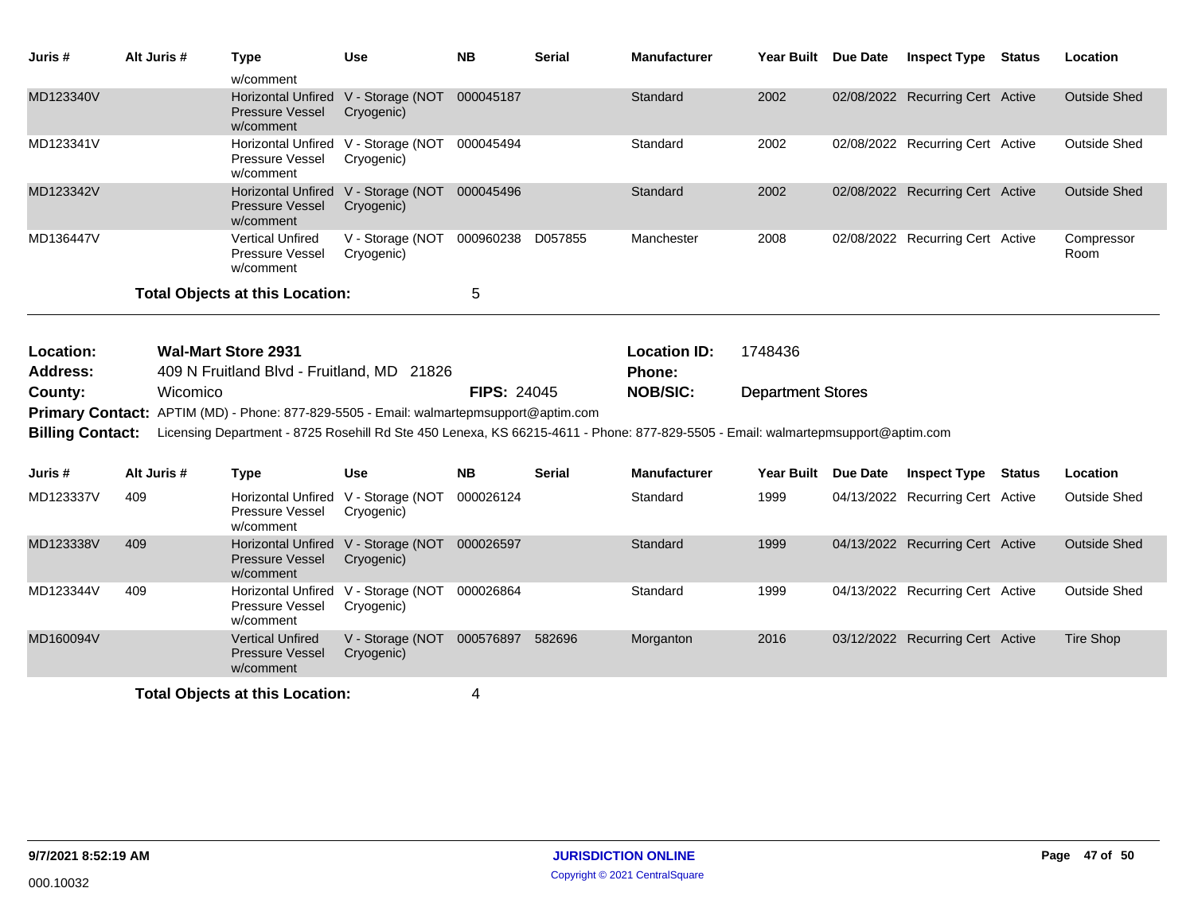| Juris # | Alt Juris # | Type | Use | NB | Serial | Manufacturer | Year Built | Due Date | Inspect Type | Status | Location |
|---|---|---|---|---|---|---|---|---|---|---|---|
| | | w/comment | | | | | | | | | |
| MD123340V | | Horizontal Unfired Pressure Vessel w/comment | V - Storage (NOT Cryogenic) | 000045187 | | Standard | 2002 | 02/08/2022 | Recurring Cert | Active | Outside Shed |
| MD123341V | | Horizontal Unfired Pressure Vessel w/comment | V - Storage (NOT Cryogenic) | 000045494 | | Standard | 2002 | 02/08/2022 | Recurring Cert | Active | Outside Shed |
| MD123342V | | Horizontal Unfired Pressure Vessel w/comment | V - Storage (NOT Cryogenic) | 000045496 | | Standard | 2002 | 02/08/2022 | Recurring Cert | Active | Outside Shed |
| MD136447V | | Vertical Unfired Pressure Vessel w/comment | V - Storage (NOT Cryogenic) | 000960238 | D057855 | Manchester | 2008 | 02/08/2022 | Recurring Cert | Active | Compressor Room |

**Total Objects at this Location:** 5

**Location:** Wal-Mart Store 2931  **Location ID:** 1748436
**Address:** 409 N Fruitland Blvd - Fruitland, MD 21826  **Phone:**
**County:** Wicomico  **FIPS:** 24045  **NOB/SIC:** Department Stores
**Primary Contact:** APTIM (MD) - Phone: 877-829-5505 - Email: walmartepmsupport@aptim.com
**Billing Contact:** Licensing Department - 8725 Rosehill Rd Ste 450 Lenexa, KS 66215-4611 - Phone: 877-829-5505 - Email: walmartepmsupport@aptim.com

| Juris # | Alt Juris # | Type | Use | NB | Serial | Manufacturer | Year Built | Due Date | Inspect Type | Status | Location |
|---|---|---|---|---|---|---|---|---|---|---|---|
| MD123337V | 409 | Horizontal Unfired Pressure Vessel w/comment | V - Storage (NOT Cryogenic) | 000026124 | | Standard | 1999 | 04/13/2022 | Recurring Cert | Active | Outside Shed |
| MD123338V | 409 | Horizontal Unfired Pressure Vessel w/comment | V - Storage (NOT Cryogenic) | 000026597 | | Standard | 1999 | 04/13/2022 | Recurring Cert | Active | Outside Shed |
| MD123344V | 409 | Horizontal Unfired Pressure Vessel w/comment | V - Storage (NOT Cryogenic) | 000026864 | | Standard | 1999 | 04/13/2022 | Recurring Cert | Active | Outside Shed |
| MD160094V | | Vertical Unfired Pressure Vessel w/comment | V - Storage (NOT Cryogenic) | 000576897 | 582696 | Morganton | 2016 | 03/12/2022 | Recurring Cert | Active | Tire Shop |

**Total Objects at this Location:** 4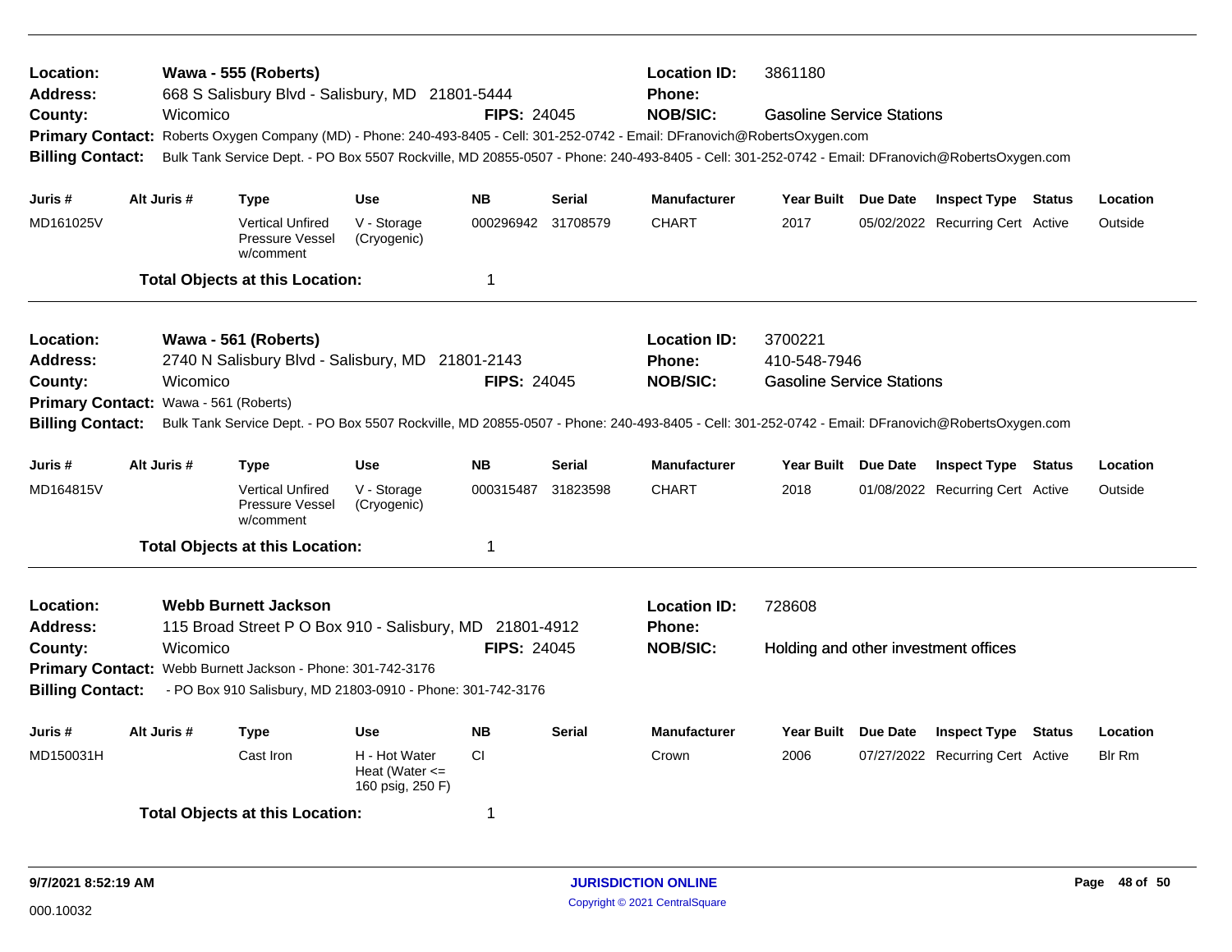**Location:** Wawa - 555 (Roberts) **Location ID:** 3861180
**Address:** 668 S Salisbury Blvd - Salisbury, MD 21801-5444 **Phone:**
**County:** Wicomico **FIPS:** 24045 **NOB/SIC:** Gasoline Service Stations
**Primary Contact:** Roberts Oxygen Company (MD) - Phone: 240-493-8405 - Cell: 301-252-0742 - Email: DFranovich@RobertsOxygen.com
**Billing Contact:** Bulk Tank Service Dept. - PO Box 5507 Rockville, MD 20855-0507 - Phone: 240-493-8405 - Cell: 301-252-0742 - Email: DFranovich@RobertsOxygen.com

| Juris # | Alt Juris # | Type | Use | NB | Serial | Manufacturer | Year Built | Due Date | Inspect Type | Status | Location |
|---|---|---|---|---|---|---|---|---|---|---|---|
| MD161025V | | Vertical Unfired Pressure Vessel w/comment | V - Storage (Cryogenic) | 000296942 | 31708579 | CHART | 2017 | 05/02/2022 | Recurring Cert | Active | Outside |

**Total Objects at this Location:** 1

---

**Location:** Wawa - 561 (Roberts) **Location ID:** 3700221
**Address:** 2740 N Salisbury Blvd - Salisbury, MD 21801-2143 **Phone:** 410-548-7946
**County:** Wicomico **FIPS:** 24045 **NOB/SIC:** Gasoline Service Stations
**Primary Contact:** Wawa - 561 (Roberts)
**Billing Contact:** Bulk Tank Service Dept. - PO Box 5507 Rockville, MD 20855-0507 - Phone: 240-493-8405 - Cell: 301-252-0742 - Email: DFranovich@RobertsOxygen.com

| Juris # | Alt Juris # | Type | Use | NB | Serial | Manufacturer | Year Built | Due Date | Inspect Type | Status | Location |
|---|---|---|---|---|---|---|---|---|---|---|---|
| MD164815V | | Vertical Unfired Pressure Vessel w/comment | V - Storage (Cryogenic) | 000315487 | 31823598 | CHART | 2018 | 01/08/2022 | Recurring Cert | Active | Outside |

**Total Objects at this Location:** 1

---

**Location:** Webb Burnett Jackson **Location ID:** 728608
**Address:** 115 Broad Street P O Box 910 - Salisbury, MD 21801-4912 **Phone:**
**County:** Wicomico **FIPS:** 24045 **NOB/SIC:** Holding and other investment offices
**Primary Contact:** Webb Burnett Jackson - Phone: 301-742-3176
**Billing Contact:** - PO Box 910 Salisbury, MD 21803-0910 - Phone: 301-742-3176

| Juris # | Alt Juris # | Type | Use | NB | Serial | Manufacturer | Year Built | Due Date | Inspect Type | Status | Location |
|---|---|---|---|---|---|---|---|---|---|---|---|
| MD150031H | | Cast Iron | H - Hot Water Heat (Water <= 160 psig, 250 F) | CI | | Crown | 2006 | 07/27/2022 | Recurring Cert | Active | Blr Rm |

**Total Objects at this Location:** 1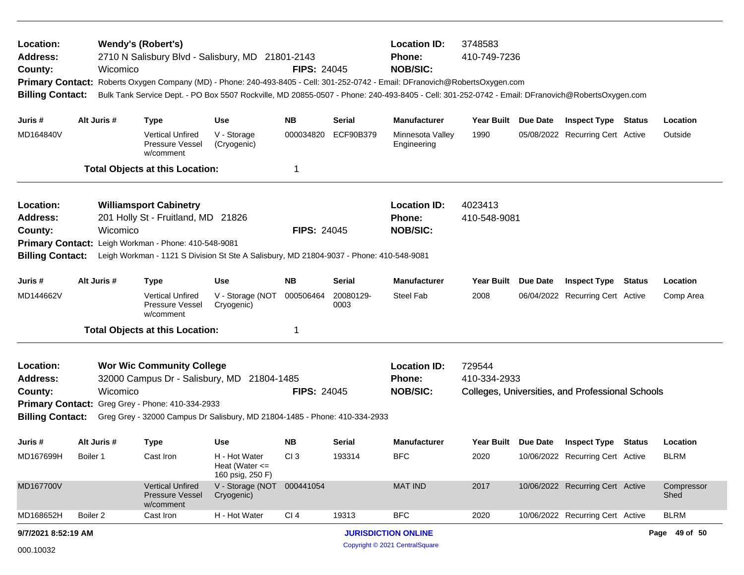**Location:** Wendy's (Robert's) **Location ID:** 3748583
**Address:** 2710 N Salisbury Blvd - Salisbury, MD 21801-2143 **Phone:** 410-749-7236
**County:** Wicomico **FIPS:** 24045 **NOB/SIC:**
**Primary Contact:** Roberts Oxygen Company (MD) - Phone: 240-493-8405 - Cell: 301-252-0742 - Email: DFranovich@RobertsOxygen.com
**Billing Contact:** Bulk Tank Service Dept. - PO Box 5507 Rockville, MD 20855-0507 - Phone: 240-493-8405 - Cell: 301-252-0742 - Email: DFranovich@RobertsOxygen.com

| Juris # | Alt Juris # | Type | Use | NB | Serial | Manufacturer | Year Built | Due Date | Inspect Type | Status | Location |
|---|---|---|---|---|---|---|---|---|---|---|---|
| MD164840V | | Vertical Unfired Pressure Vessel w/comment | V - Storage (Cryogenic) | 000034820 | ECF90B379 | Minnesota Valley Engineering | 1990 | 05/08/2022 | Recurring Cert | Active | Outside |

**Total Objects at this Location:** 1

---

**Location:** Williamsport Cabinetry **Location ID:** 4023413
**Address:** 201 Holly St - Fruitland, MD 21826 **Phone:** 410-548-9081
**County:** Wicomico **FIPS:** 24045 **NOB/SIC:**
**Primary Contact:** Leigh Workman - Phone: 410-548-9081
**Billing Contact:** Leigh Workman - 1121 S Division St Ste A Salisbury, MD 21804-9037 - Phone: 410-548-9081

| Juris # | Alt Juris # | Type | Use | NB | Serial | Manufacturer | Year Built | Due Date | Inspect Type | Status | Location |
|---|---|---|---|---|---|---|---|---|---|---|---|
| MD144662V | | Vertical Unfired Pressure Vessel w/comment | V - Storage (NOT Cryogenic) | 000506464 | 20080129-0003 | Steel Fab | 2008 | 06/04/2022 | Recurring Cert | Active | Comp Area |

**Total Objects at this Location:** 1

---

**Location:** Wor Wic Community College **Location ID:** 729544
**Address:** 32000 Campus Dr - Salisbury, MD 21804-1485 **Phone:** 410-334-2933
**County:** Wicomico **FIPS:** 24045 **NOB/SIC:** Colleges, Universities, and Professional Schools
**Primary Contact:** Greg Grey - Phone: 410-334-2933
**Billing Contact:** Greg Grey - 32000 Campus Dr Salisbury, MD 21804-1485 - Phone: 410-334-2933

| Juris # | Alt Juris # | Type | Use | NB | Serial | Manufacturer | Year Built | Due Date | Inspect Type | Status | Location |
|---|---|---|---|---|---|---|---|---|---|---|---|
| MD167699H | Boiler 1 | Cast Iron | H - Hot Water Heat (Water <= 160 psig, 250 F) | CI 3 | 193314 | BFC | 2020 | 10/06/2022 | Recurring Cert | Active | BLRM |
| MD167700V | | Vertical Unfired Pressure Vessel w/comment | V - Storage (NOT Cryogenic) | 000441054 | | MAT IND | 2017 | 10/06/2022 | Recurring Cert | Active | Compressor Shed |
| MD168652H | Boiler 2 | Cast Iron | H - Hot Water | CI 4 | 19313 | BFC | 2020 | 10/06/2022 | Recurring Cert | Active | BLRM |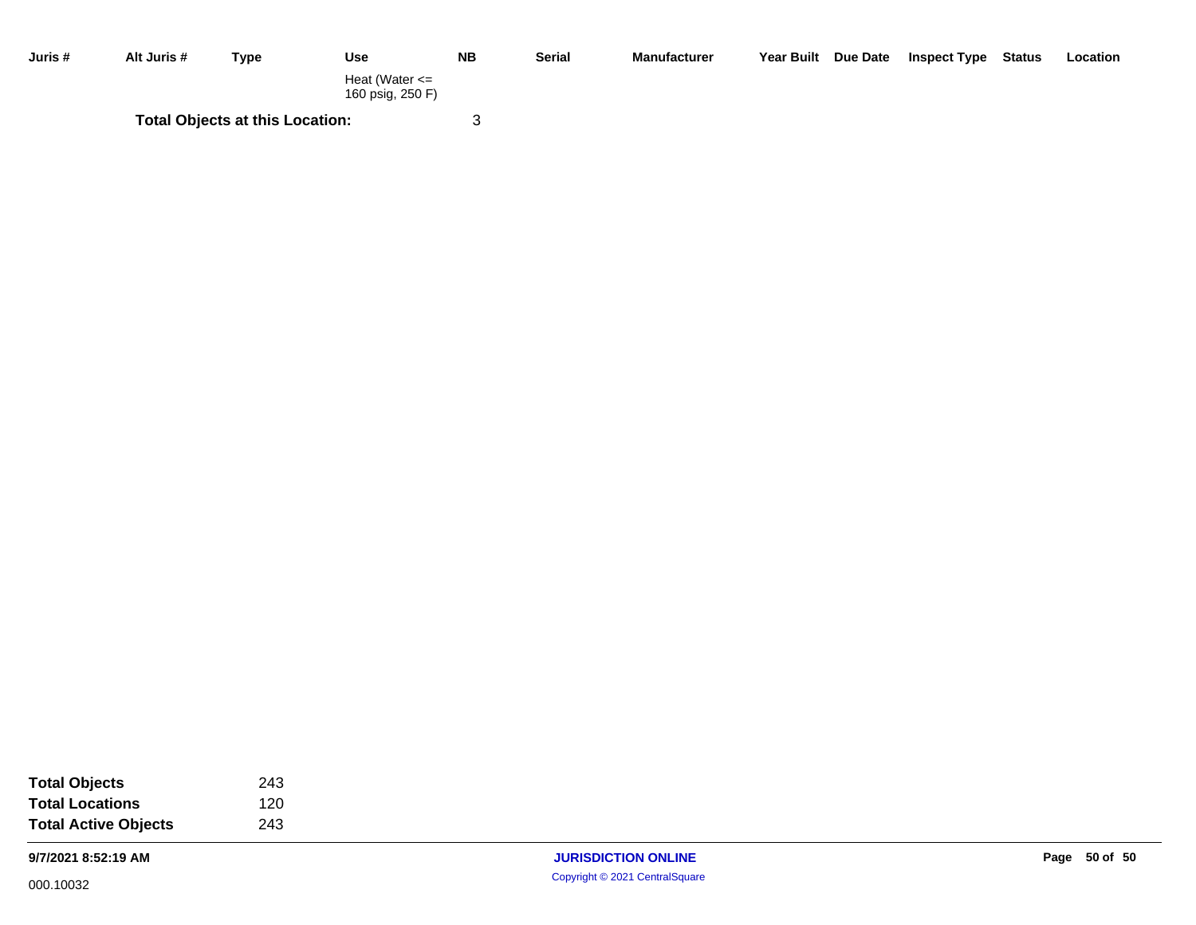| Juris # | Alt Juris # | Type | Use | NB | Serial | Manufacturer | Year Built | Due Date | Inspect Type | Status | Location |
|---|---|---|---|---|---|---|---|---|---|---|---|
| | | | Heat (Water <= 160 psig, 250 F) | | | | | | | | |

**Total Objects at this Location:** 3

| | |
|---|---|
| **Total Objects** | 243 |
| **Total Locations** | 120 |
| **Total Active Objects** | 243 |

**9/7/2021 8:52:19 AM**

000.10032

**JURISDICTION ONLINE**

Copyright © 2021 CentralSquare